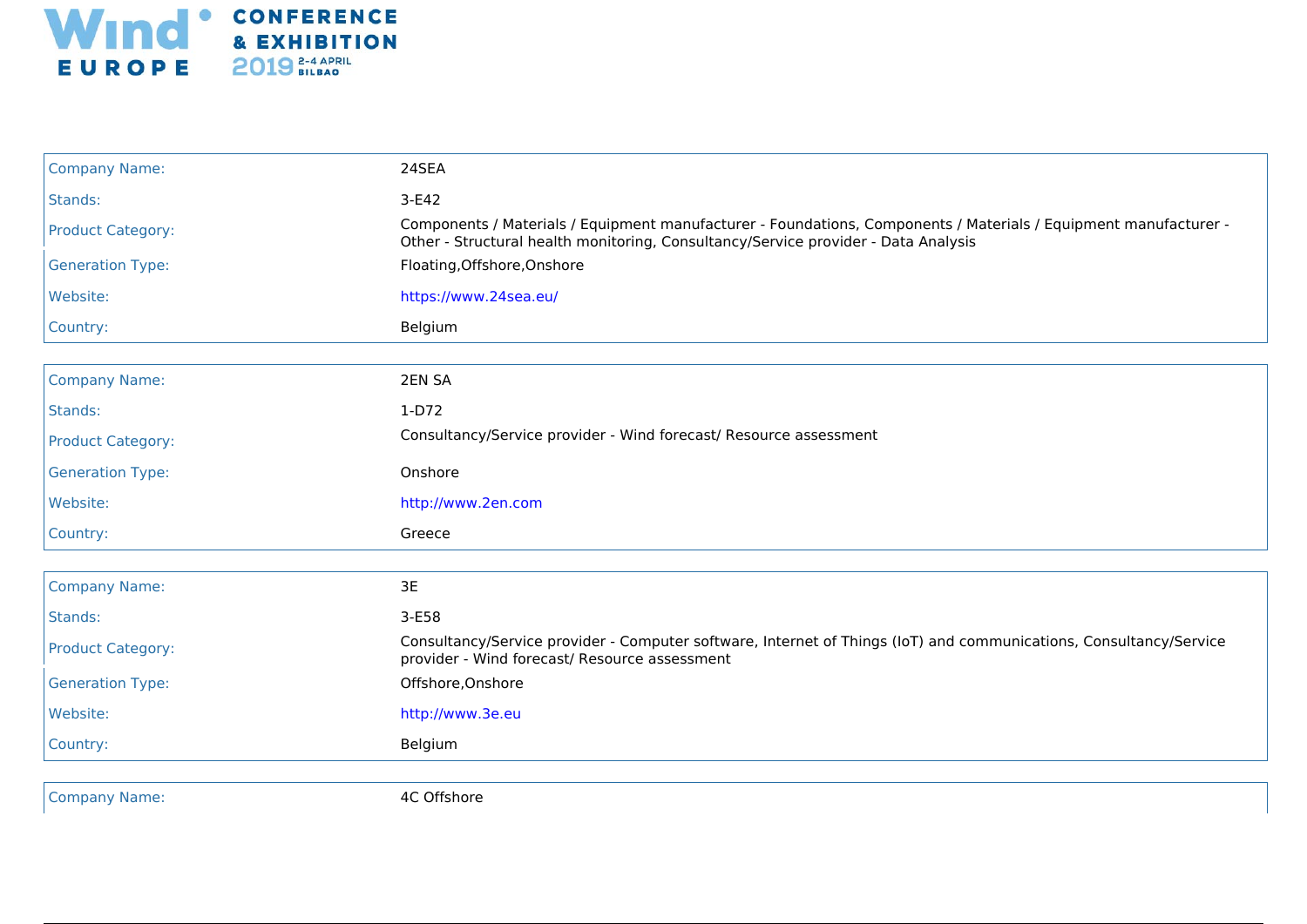| Company Name: | 24SEA |
| --- | --- |
| Stands: | 3-E42 |
| Product Category: | Components / Materials / Equipment manufacturer - Foundations, Components / Materials / Equipment manufacturer - Other - Structural health monitoring, Consultancy/Service provider - Data Analysis |
| Generation Type: | Floating,Offshore,Onshore |
| Website: | https://www.24sea.eu/ |
| Country: | Belgium |

| Company Name: | 2EN SA |
| --- | --- |
| Stands: | 1-D72 |
| Product Category: | Consultancy/Service provider - Wind forecast/ Resource assessment |
| Generation Type: | Onshore |
| Website: | http://www.2en.com |
| Country: | Greece |

| Company Name: | 3E |
| --- | --- |
| Stands: | 3-E58 |
| Product Category: | Consultancy/Service provider - Computer software, Internet of Things (IoT) and communications, Consultancy/Service provider - Wind forecast/ Resource assessment |
| Generation Type: | Offshore,Onshore |
| Website: | http://www.3e.eu |
| Country: | Belgium |

| Company Name: | 4C Offshore |
| --- | --- |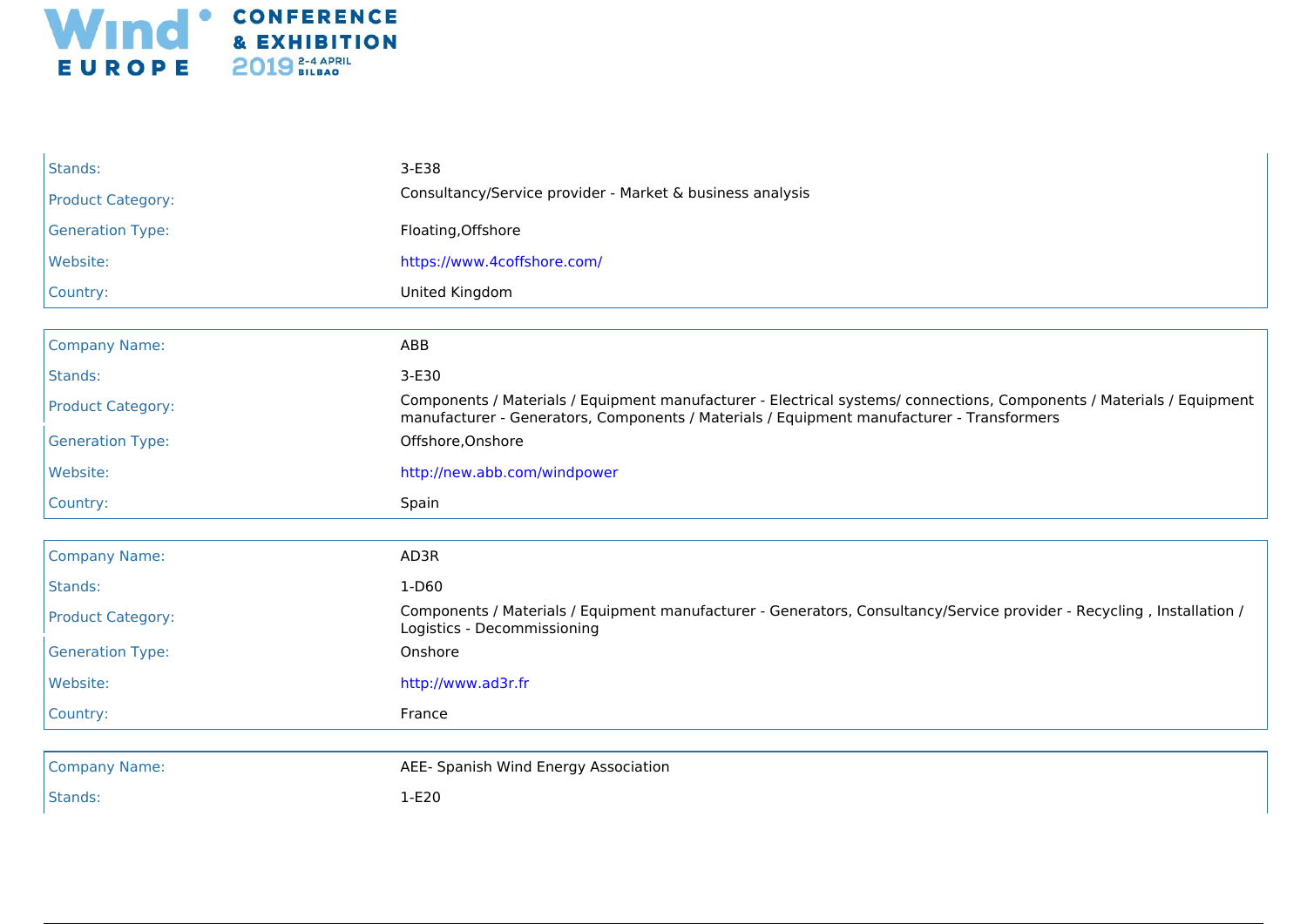| | |
|---|---|
| Stands: | 3-E38 |
| Product Category: | Consultancy/Service provider - Market & business analysis |
| Generation Type: | Floating,Offshore |
| Website: | https://www.4coffshore.com/ |
| Country: | United Kingdom |

| | |
|---|---|
| Company Name: | ABB |
| Stands: | 3-E30 |
| Product Category: | Components / Materials / Equipment manufacturer - Electrical systems/ connections, Components / Materials / Equipment manufacturer - Generators, Components / Materials / Equipment manufacturer - Transformers |
| Generation Type: | Offshore,Onshore |
| Website: | http://new.abb.com/windpower |
| Country: | Spain |

| | |
|---|---|
| Company Name: | AD3R |
| Stands: | 1-D60 |
| Product Category: | Components / Materials / Equipment manufacturer - Generators, Consultancy/Service provider - Recycling , Installation / Logistics - Decommissioning |
| Generation Type: | Onshore |
| Website: | http://www.ad3r.fr |
| Country: | France |

| | |
|---|---|
| Company Name: | AEE- Spanish Wind Energy Association |
| Stands: | 1-E20 |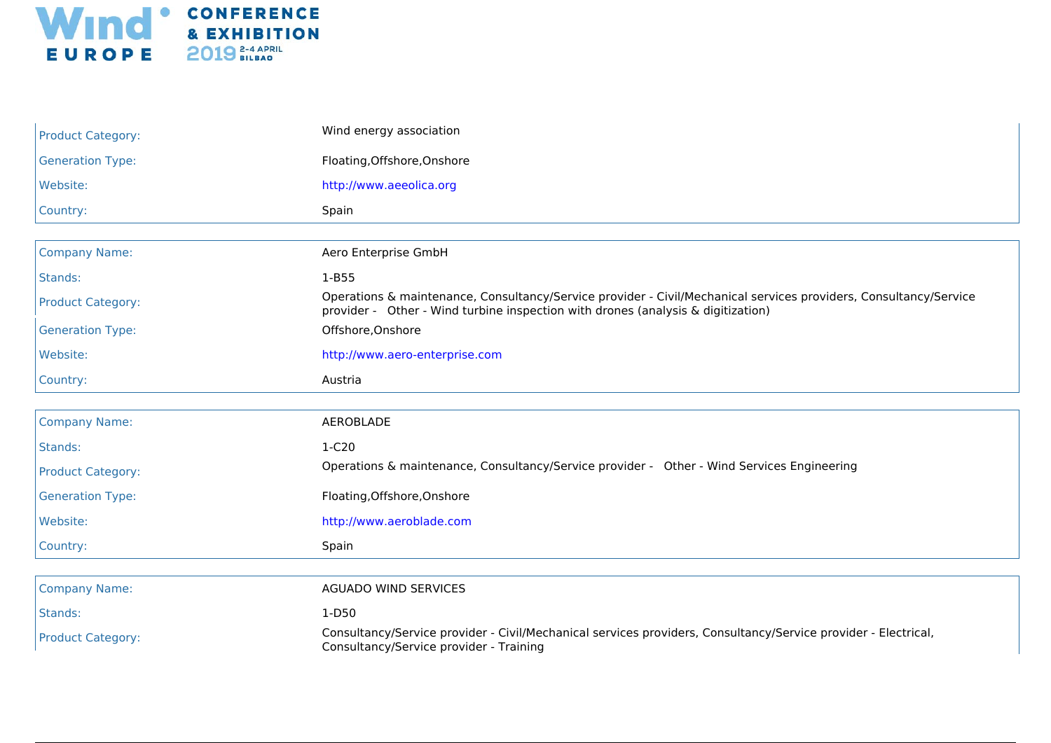| | |
|---|---|
| Product Category: | Wind energy association |
| Generation Type: | Floating,Offshore,Onshore |
| Website: | http://www.aeeolica.org |
| Country: | Spain |

| | |
|---|---|
| Company Name: | Aero Enterprise GmbH |
| Stands: | 1-B55 |
| Product Category: | Operations & maintenance, Consultancy/Service provider - Civil/Mechanical services providers, Consultancy/Service provider - Other - Wind turbine inspection with drones (analysis & digitization) |
| Generation Type: | Offshore,Onshore |
| Website: | http://www.aero-enterprise.com |
| Country: | Austria |

| | |
|---|---|
| Company Name: | AEROBLADE |
| Stands: | 1-C20 |
| Product Category: | Operations & maintenance, Consultancy/Service provider - Other - Wind Services Engineering |
| Generation Type: | Floating,Offshore,Onshore |
| Website: | http://www.aeroblade.com |
| Country: | Spain |

| | |
|---|---|
| Company Name: | AGUADO WIND SERVICES |
| Stands: | 1-D50 |
| Product Category: | Consultancy/Service provider - Civil/Mechanical services providers, Consultancy/Service provider - Electrical, Consultancy/Service provider - Training |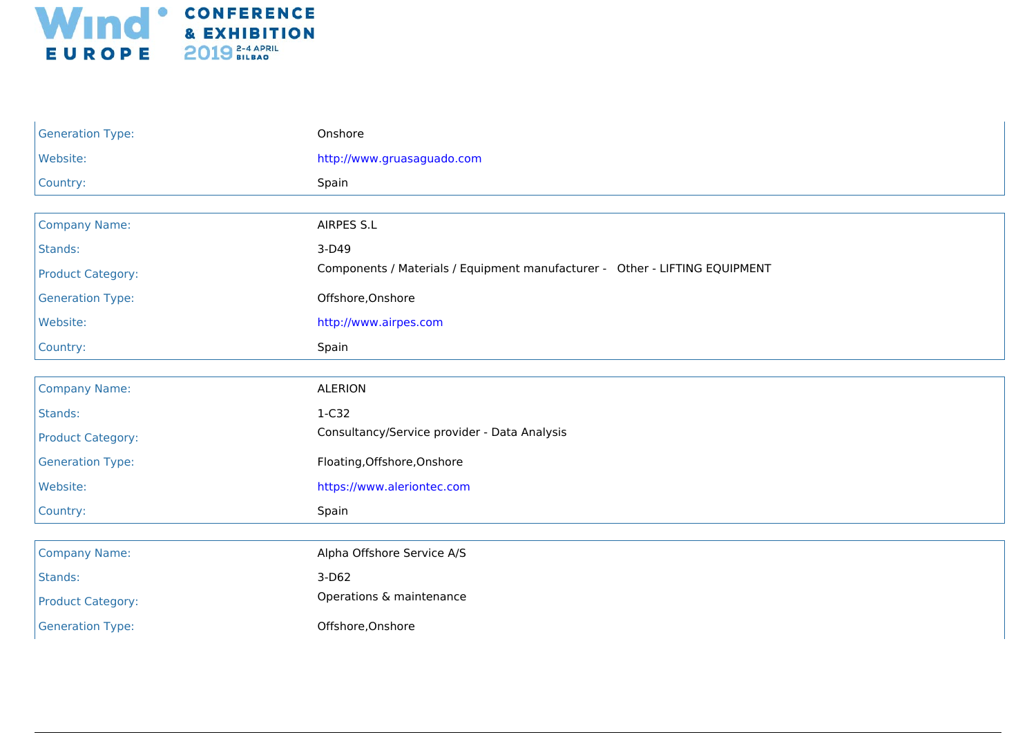| | |
|---|---|
| Generation Type: | Onshore |
| Website: | http://www.gruasaguado.com |
| Country: | Spain |

| | |
|---|---|
| Company Name: | AIRPES S.L |
| Stands: | 3-D49 |
| Product Category: | Components / Materials / Equipment manufacturer - Other - LIFTING EQUIPMENT |
| Generation Type: | Offshore,Onshore |
| Website: | http://www.airpes.com |
| Country: | Spain |

| | |
|---|---|
| Company Name: | ALERION |
| Stands: | 1-C32 |
| Product Category: | Consultancy/Service provider - Data Analysis |
| Generation Type: | Floating,Offshore,Onshore |
| Website: | https://www.aleriontec.com |
| Country: | Spain |

| | |
|---|---|
| Company Name: | Alpha Offshore Service A/S |
| Stands: | 3-D62 |
| Product Category: | Operations & maintenance |
| Generation Type: | Offshore,Onshore |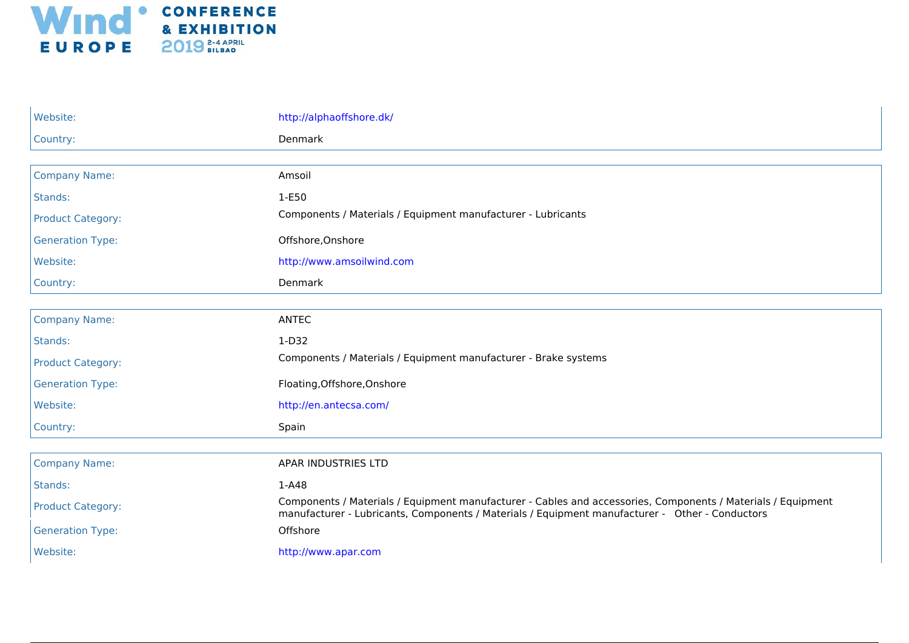| | |
|---|---|
| Website: | http://alphaoffshore.dk/ |
| Country: | Denmark |

| | |
|---|---|
| Company Name: | Amsoil |
| Stands: | 1-E50 |
| Product Category: | Components / Materials / Equipment manufacturer - Lubricants |
| Generation Type: | Offshore,Onshore |
| Website: | http://www.amsoilwind.com |
| Country: | Denmark |

| | |
|---|---|
| Company Name: | ANTEC |
| Stands: | 1-D32 |
| Product Category: | Components / Materials / Equipment manufacturer - Brake systems |
| Generation Type: | Floating,Offshore,Onshore |
| Website: | http://en.antecsa.com/ |
| Country: | Spain |

| | |
|---|---|
| Company Name: | APAR INDUSTRIES LTD |
| Stands: | 1-A48 |
| Product Category: | Components / Materials / Equipment manufacturer - Cables and accessories, Components / Materials / Equipment manufacturer - Lubricants, Components / Materials / Equipment manufacturer - Other - Conductors |
| Generation Type: | Offshore |
| Website: | http://www.apar.com |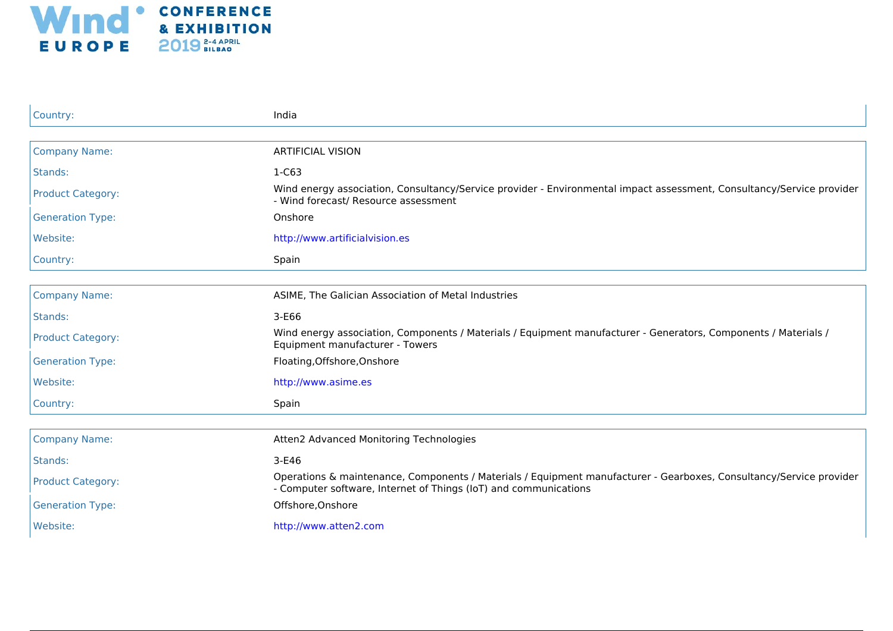| | |
|---|---|
| Country: | India |

| | |
|---|---|
| Company Name: | ARTIFICIAL VISION |
| Stands: | 1-C63 |
| Product Category: | Wind energy association, Consultancy/Service provider - Environmental impact assessment, Consultancy/Service provider - Wind forecast/ Resource assessment |
| Generation Type: | Onshore |
| Website: | http://www.artificialvision.es |
| Country: | Spain |

| | |
|---|---|
| Company Name: | ASIME, The Galician Association of Metal Industries |
| Stands: | 3-E66 |
| Product Category: | Wind energy association, Components / Materials / Equipment manufacturer - Generators, Components / Materials / Equipment manufacturer - Towers |
| Generation Type: | Floating,Offshore,Onshore |
| Website: | http://www.asime.es |
| Country: | Spain |

| | |
|---|---|
| Company Name: | Atten2 Advanced Monitoring Technologies |
| Stands: | 3-E46 |
| Product Category: | Operations & maintenance, Components / Materials / Equipment manufacturer - Gearboxes, Consultancy/Service provider - Computer software, Internet of Things (IoT) and communications |
| Generation Type: | Offshore,Onshore |
| Website: | http://www.atten2.com |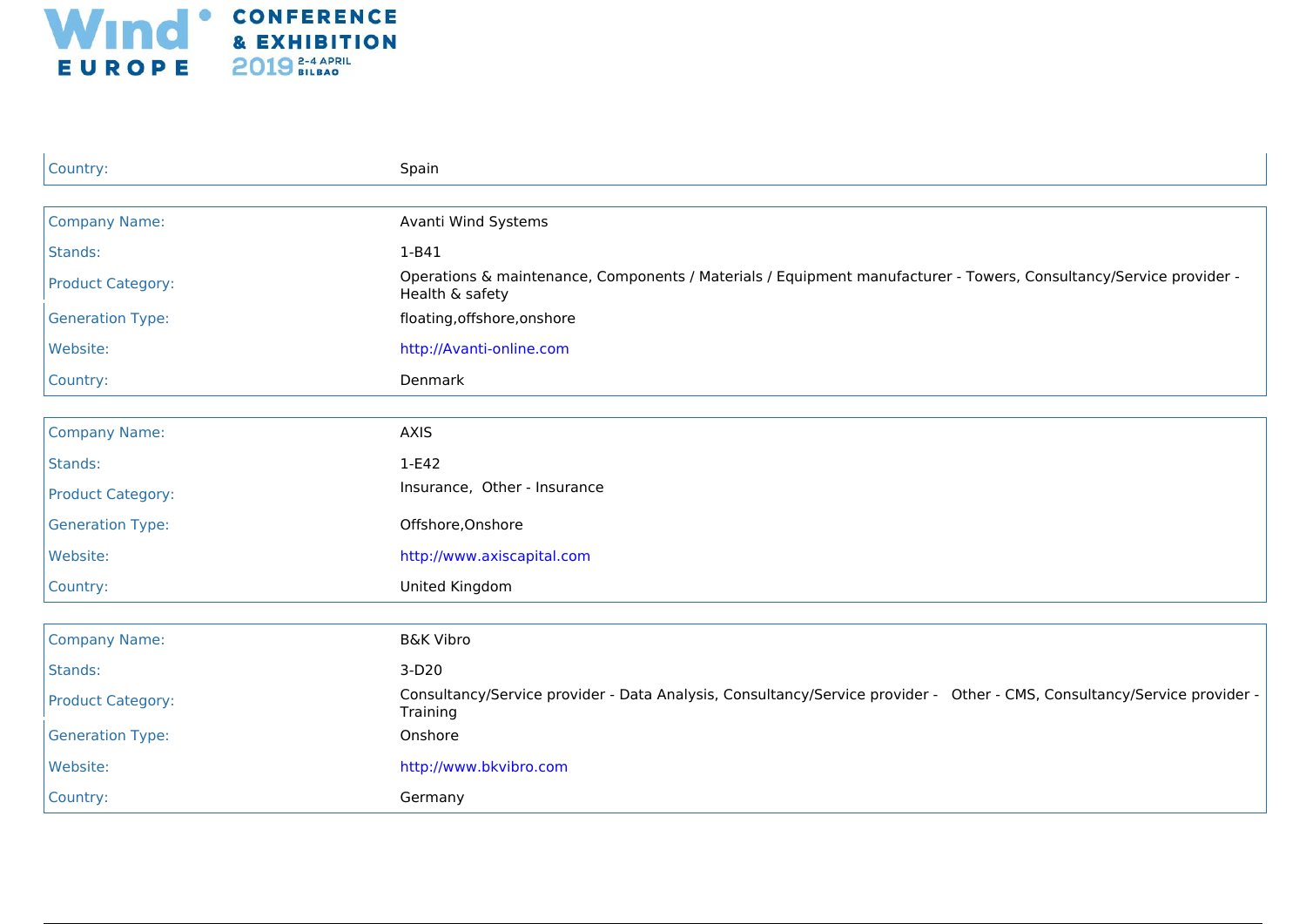| Country: | Spain |
| --- | --- |

| Company Name: | Avanti Wind Systems |
| --- | --- |
| Stands: | 1-B41 |
| Product Category: | Operations & maintenance, Components / Materials / Equipment manufacturer - Towers, Consultancy/Service provider - Health & safety |
| Generation Type: | floating,offshore,onshore |
| Website: | http://Avanti-online.com |
| Country: | Denmark |

| Company Name: | AXIS |
| --- | --- |
| Stands: | 1-E42 |
| Product Category: | Insurance, Other - Insurance |
| Generation Type: | Offshore,Onshore |
| Website: | http://www.axiscapital.com |
| Country: | United Kingdom |

| Company Name: | B&K Vibro |
| --- | --- |
| Stands: | 3-D20 |
| Product Category: | Consultancy/Service provider - Data Analysis, Consultancy/Service provider - Other - CMS, Consultancy/Service provider - Training |
| Generation Type: | Onshore |
| Website: | http://www.bkvibro.com |
| Country: | Germany |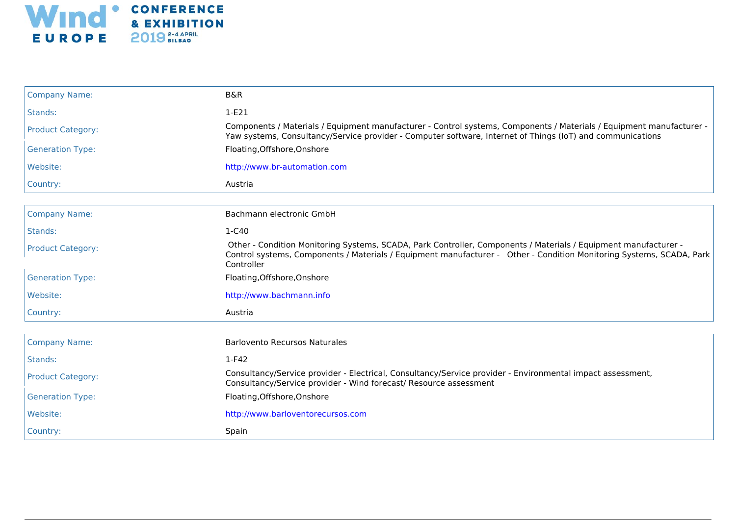| Company Name: | B&R |
|---|---|
| Stands: | 1-E21 |
| Product Category: | Components / Materials / Equipment manufacturer - Control systems, Components / Materials / Equipment manufacturer - Yaw systems, Consultancy/Service provider - Computer software, Internet of Things (IoT) and communications |
| Generation Type: | Floating,Offshore,Onshore |
| Website: | http://www.br-automation.com |
| Country: | Austria |

| Company Name: | Bachmann electronic GmbH |
|---|---|
| Stands: | 1-C40 |
| Product Category: | Other - Condition Monitoring Systems, SCADA, Park Controller, Components / Materials / Equipment manufacturer - Control systems, Components / Materials / Equipment manufacturer - Other - Condition Monitoring Systems, SCADA, Park Controller |
| Generation Type: | Floating,Offshore,Onshore |
| Website: | http://www.bachmann.info |
| Country: | Austria |

| Company Name: | Barlovento Recursos Naturales |
|---|---|
| Stands: | 1-F42 |
| Product Category: | Consultancy/Service provider - Electrical, Consultancy/Service provider - Environmental impact assessment, Consultancy/Service provider - Wind forecast/ Resource assessment |
| Generation Type: | Floating,Offshore,Onshore |
| Website: | http://www.barloventorecursos.com |
| Country: | Spain |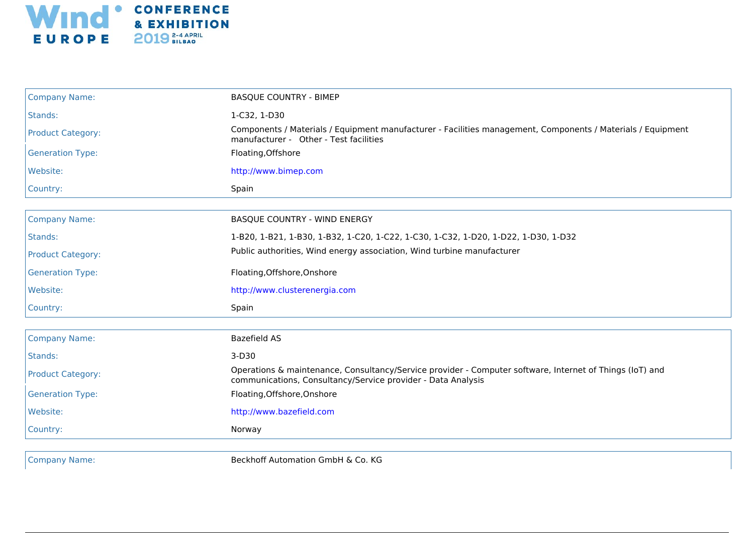| Company Name: | BASQUE COUNTRY - BIMEP |
|---|---|
| Stands: | 1-C32, 1-D30 |
| Product Category: | Components / Materials / Equipment manufacturer - Facilities management, Components / Materials / Equipment manufacturer - Other - Test facilities |
| Generation Type: | Floating,Offshore |
| Website: | http://www.bimep.com |
| Country: | Spain |

| Company Name: | BASQUE COUNTRY - WIND ENERGY |
|---|---|
| Stands: | 1-B20, 1-B21, 1-B30, 1-B32, 1-C20, 1-C22, 1-C30, 1-C32, 1-D20, 1-D22, 1-D30, 1-D32 |
| Product Category: | Public authorities, Wind energy association, Wind turbine manufacturer |
| Generation Type: | Floating,Offshore,Onshore |
| Website: | http://www.clusterenergia.com |
| Country: | Spain |

| Company Name: | Bazefield AS |
|---|---|
| Stands: | 3-D30 |
| Product Category: | Operations & maintenance, Consultancy/Service provider - Computer software, Internet of Things (IoT) and communications, Consultancy/Service provider - Data Analysis |
| Generation Type: | Floating,Offshore,Onshore |
| Website: | http://www.bazefield.com |
| Country: | Norway |

| Company Name: | Beckhoff Automation GmbH & Co. KG |
|---|---|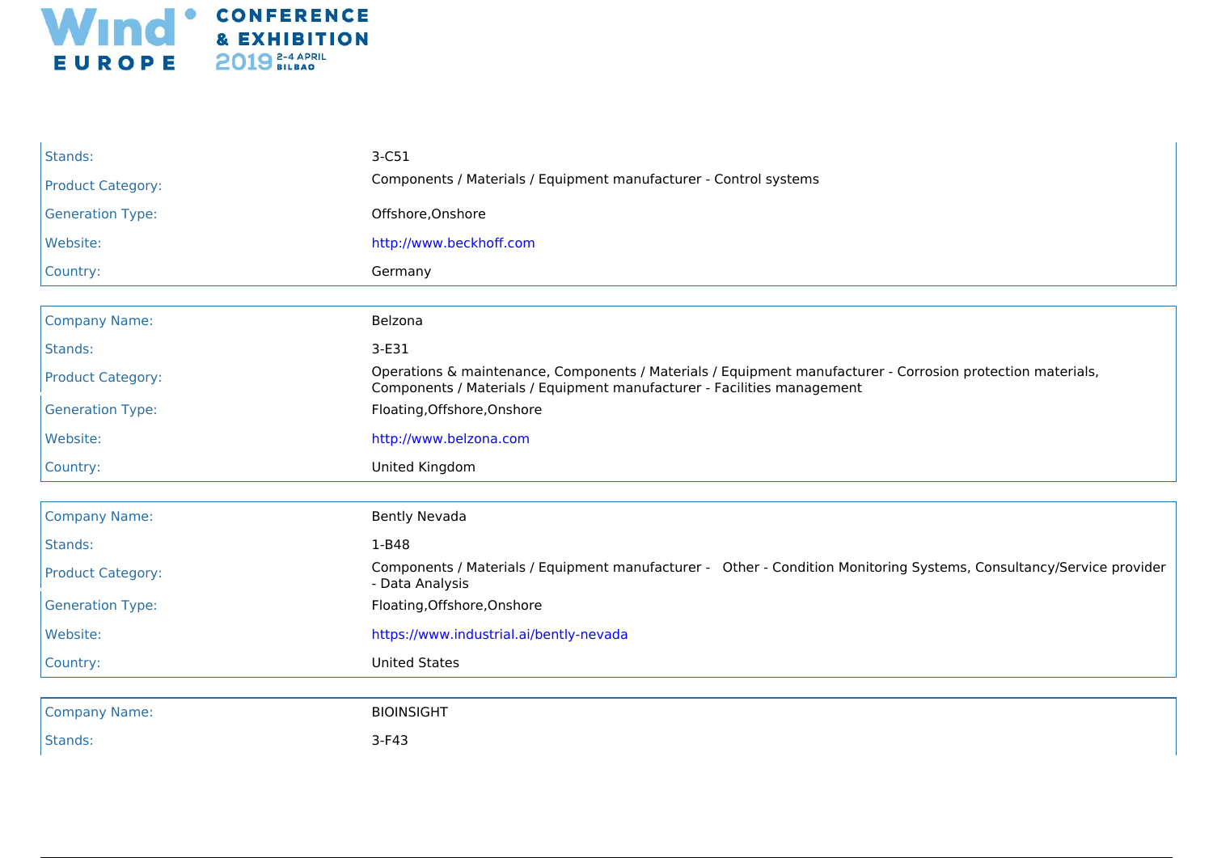| | |
|---|---|
| Stands: | 3-C51 |
| Product Category: | Components / Materials / Equipment manufacturer - Control systems |
| Generation Type: | Offshore,Onshore |
| Website: | http://www.beckhoff.com |
| Country: | Germany |

| | |
|---|---|
| Company Name: | Belzona |
| Stands: | 3-E31 |
| Product Category: | Operations & maintenance, Components / Materials / Equipment manufacturer - Corrosion protection materials, Components / Materials / Equipment manufacturer - Facilities management |
| Generation Type: | Floating,Offshore,Onshore |
| Website: | http://www.belzona.com |
| Country: | United Kingdom |

| | |
|---|---|
| Company Name: | Bently Nevada |
| Stands: | 1-B48 |
| Product Category: | Components / Materials / Equipment manufacturer - Other - Condition Monitoring Systems, Consultancy/Service provider - Data Analysis |
| Generation Type: | Floating,Offshore,Onshore |
| Website: | https://www.industrial.ai/bently-nevada |
| Country: | United States |

| | |
|---|---|
| Company Name: | BIOINSIGHT |
| Stands: | 3-F43 |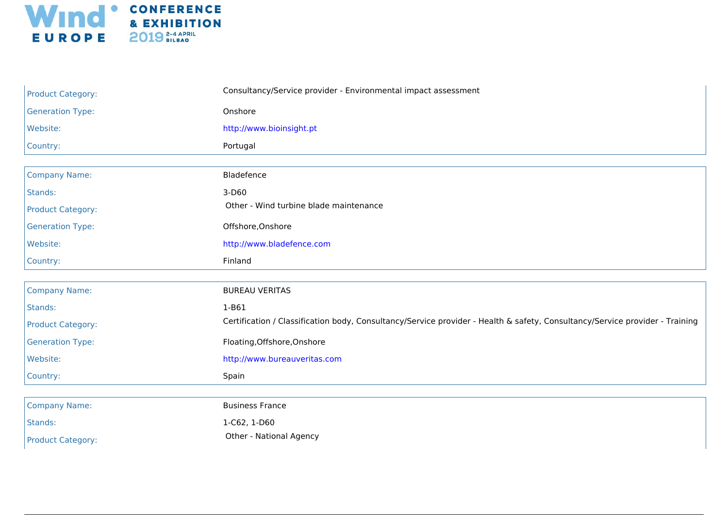| | |
|---|---|
| Product Category: | Consultancy/Service provider - Environmental impact assessment |
| Generation Type: | Onshore |
| Website: | http://www.bioinsight.pt |
| Country: | Portugal |

| | |
|---|---|
| Company Name: | Bladefence |
| Stands: | 3-D60 |
| Product Category: | Other - Wind turbine blade maintenance |
| Generation Type: | Offshore,Onshore |
| Website: | http://www.bladefence.com |
| Country: | Finland |

| | |
|---|---|
| Company Name: | BUREAU VERITAS |
| Stands: | 1-B61 |
| Product Category: | Certification / Classification body, Consultancy/Service provider - Health & safety, Consultancy/Service provider - Training |
| Generation Type: | Floating,Offshore,Onshore |
| Website: | http://www.bureauveritas.com |
| Country: | Spain |

| | |
|---|---|
| Company Name: | Business France |
| Stands: | 1-C62, 1-D60 |
| Product Category: | Other - National Agency |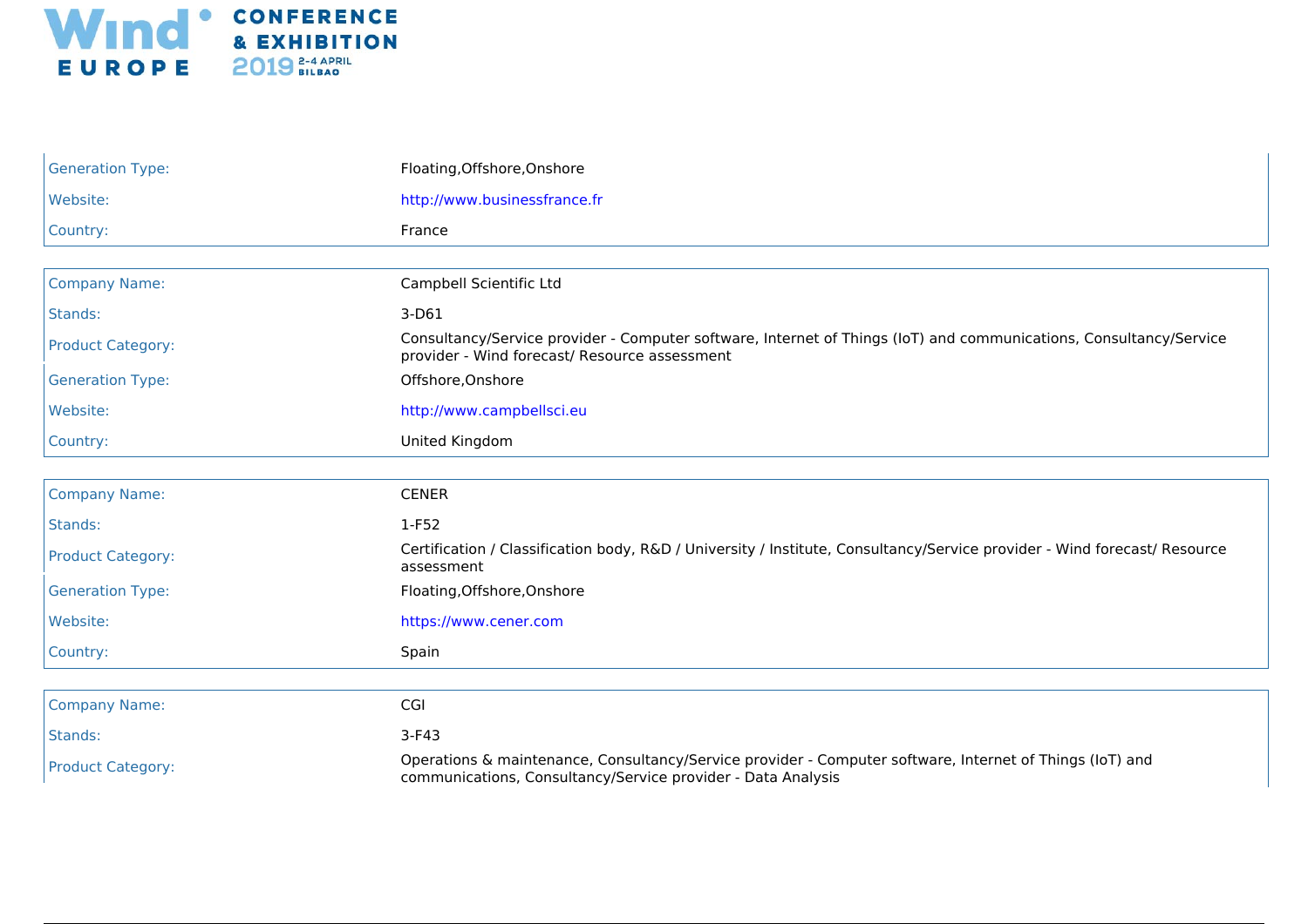| | |
|---|---|
| Generation Type: | Floating,Offshore,Onshore |
| Website: | http://www.businessfrance.fr |
| Country: | France |

| | |
|---|---|
| Company Name: | Campbell Scientific Ltd |
| Stands: | 3-D61 |
| Product Category: | Consultancy/Service provider - Computer software, Internet of Things (IoT) and communications, Consultancy/Service provider - Wind forecast/ Resource assessment |
| Generation Type: | Offshore,Onshore |
| Website: | http://www.campbellsci.eu |
| Country: | United Kingdom |

| | |
|---|---|
| Company Name: | CENER |
| Stands: | 1-F52 |
| Product Category: | Certification / Classification body, R&D / University / Institute, Consultancy/Service provider - Wind forecast/ Resource assessment |
| Generation Type: | Floating,Offshore,Onshore |
| Website: | https://www.cener.com |
| Country: | Spain |

| | |
|---|---|
| Company Name: | CGI |
| Stands: | 3-F43 |
| Product Category: | Operations & maintenance, Consultancy/Service provider - Computer software, Internet of Things (IoT) and communications, Consultancy/Service provider - Data Analysis |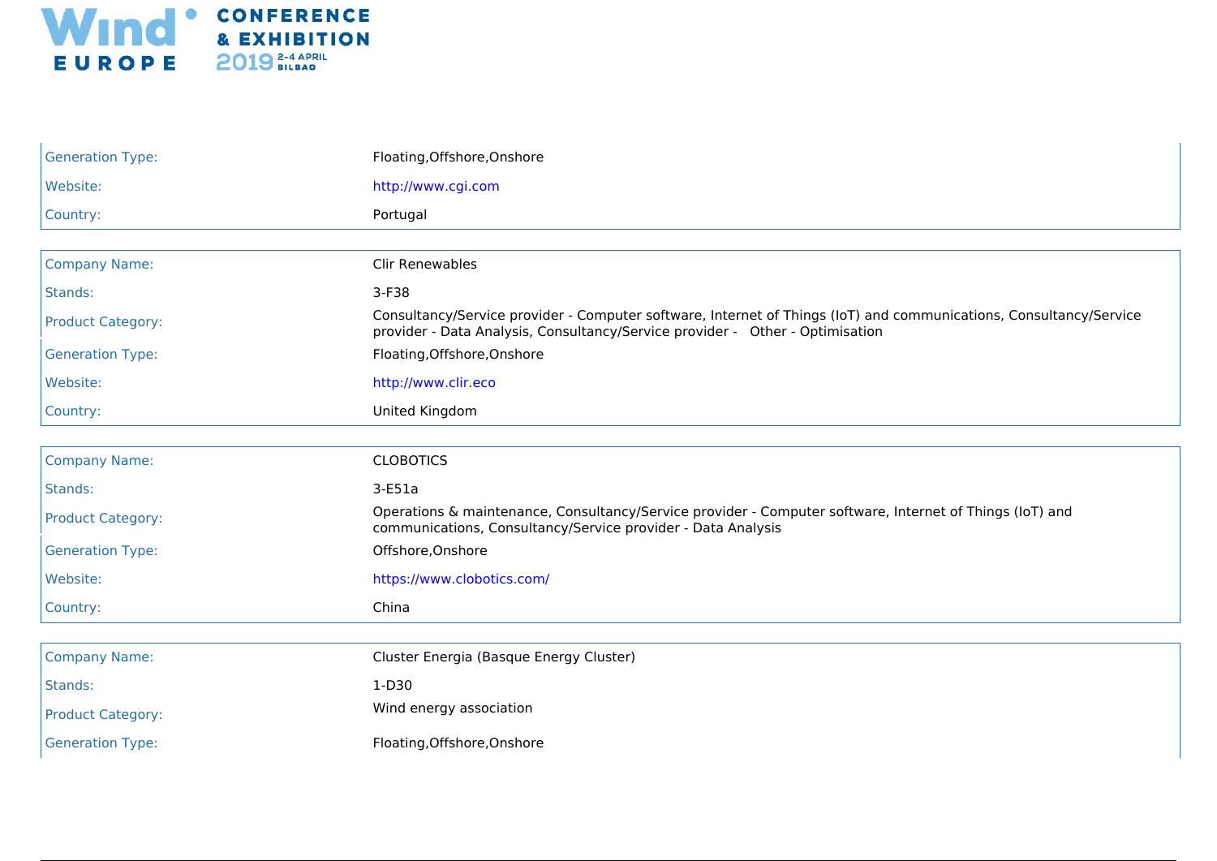| | |
|---|---|
| Generation Type: | Floating,Offshore,Onshore |
| Website: | http://www.cgi.com |
| Country: | Portugal |

| | |
|---|---|
| Company Name: | Clir Renewables |
| Stands: | 3-F38 |
| Product Category: | Consultancy/Service provider - Computer software, Internet of Things (IoT) and communications, Consultancy/Service provider - Data Analysis, Consultancy/Service provider - Other - Optimisation |
| Generation Type: | Floating,Offshore,Onshore |
| Website: | http://www.clir.eco |
| Country: | United Kingdom |

| | |
|---|---|
| Company Name: | CLOBOTICS |
| Stands: | 3-E51a |
| Product Category: | Operations & maintenance, Consultancy/Service provider - Computer software, Internet of Things (IoT) and communications, Consultancy/Service provider - Data Analysis |
| Generation Type: | Offshore,Onshore |
| Website: | https://www.clobotics.com/ |
| Country: | China |

| | |
|---|---|
| Company Name: | Cluster Energia (Basque Energy Cluster) |
| Stands: | 1-D30 |
| Product Category: | Wind energy association |
| Generation Type: | Floating,Offshore,Onshore |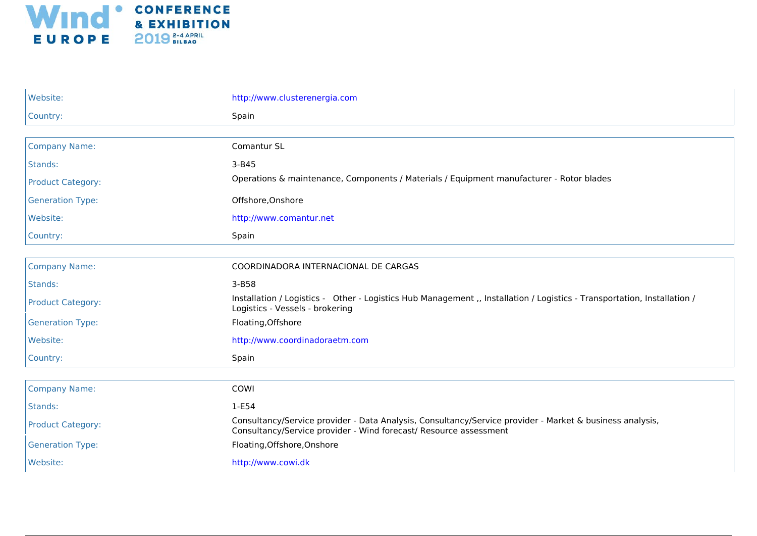| | |
|---|---|
| Website: | http://www.clusterenergia.com |
| Country: | Spain |

| | |
|---|---|
| Company Name: | Comantur SL |
| Stands: | 3-B45 |
| Product Category: | Operations & maintenance, Components / Materials / Equipment manufacturer - Rotor blades |
| Generation Type: | Offshore,Onshore |
| Website: | http://www.comantur.net |
| Country: | Spain |

| | |
|---|---|
| Company Name: | COORDINADORA INTERNACIONAL DE CARGAS |
| Stands: | 3-B58 |
| Product Category: | Installation / Logistics - Other - Logistics Hub Management ,, Installation / Logistics - Transportation, Installation / Logistics - Vessels - brokering |
| Generation Type: | Floating,Offshore |
| Website: | http://www.coordinadoraetm.com |
| Country: | Spain |

| | |
|---|---|
| Company Name: | COWI |
| Stands: | 1-E54 |
| Product Category: | Consultancy/Service provider - Data Analysis, Consultancy/Service provider - Market & business analysis, Consultancy/Service provider - Wind forecast/ Resource assessment |
| Generation Type: | Floating,Offshore,Onshore |
| Website: | http://www.cowi.dk |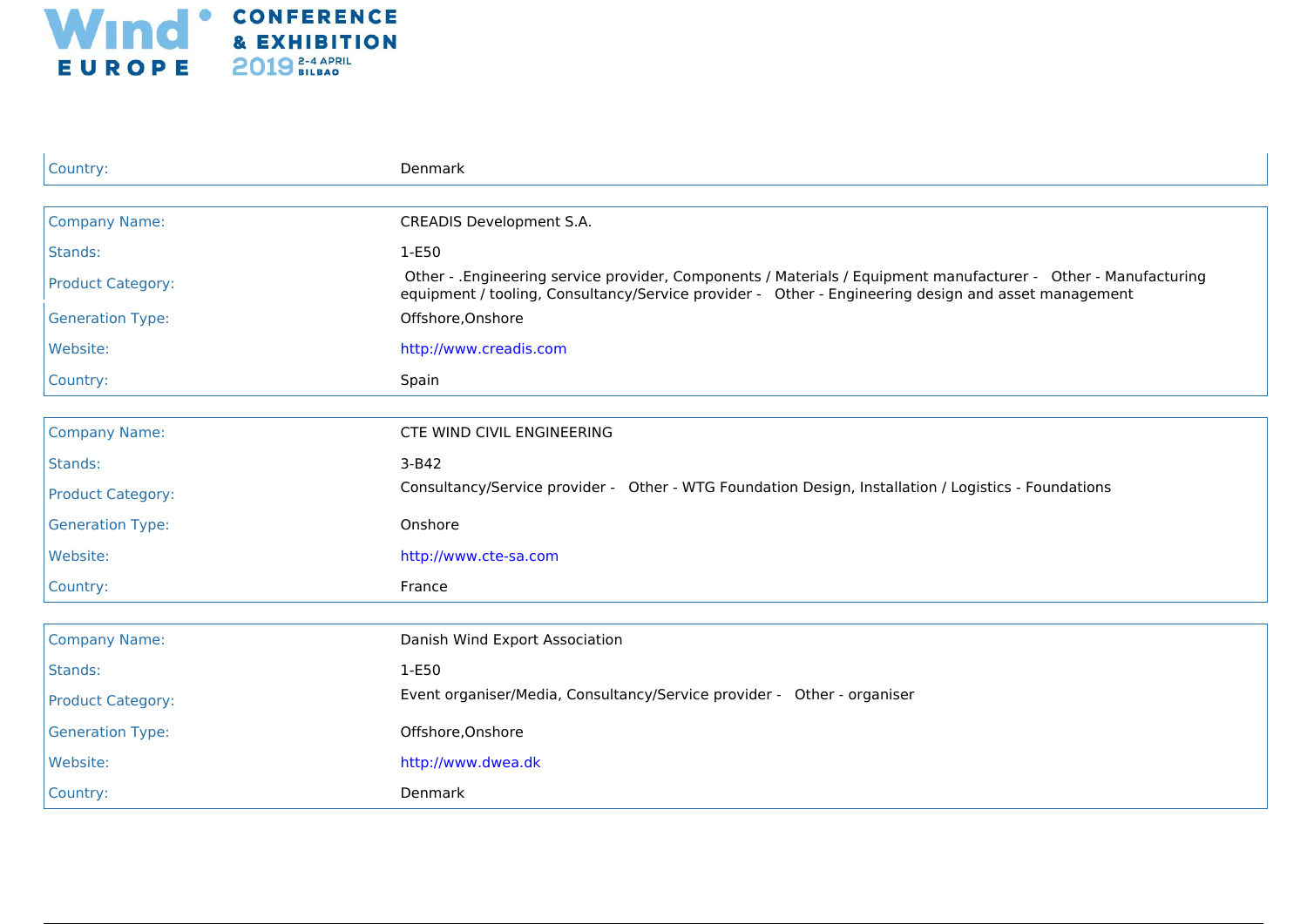| | |
|---|---|
| Country: | Denmark |

| | |
|---|---|
| Company Name: | CREADIS Development S.A. |
| Stands: | 1-E50 |
| Product Category: | Other - .Engineering service provider, Components / Materials / Equipment manufacturer - Other - Manufacturing equipment / tooling, Consultancy/Service provider - Other - Engineering design and asset management |
| Generation Type: | Offshore,Onshore |
| Website: | http://www.creadis.com |
| Country: | Spain |

| | |
|---|---|
| Company Name: | CTE WIND CIVIL ENGINEERING |
| Stands: | 3-B42 |
| Product Category: | Consultancy/Service provider - Other - WTG Foundation Design, Installation / Logistics - Foundations |
| Generation Type: | Onshore |
| Website: | http://www.cte-sa.com |
| Country: | France |

| | |
|---|---|
| Company Name: | Danish Wind Export Association |
| Stands: | 1-E50 |
| Product Category: | Event organiser/Media, Consultancy/Service provider - Other - organiser |
| Generation Type: | Offshore,Onshore |
| Website: | http://www.dwea.dk |
| Country: | Denmark |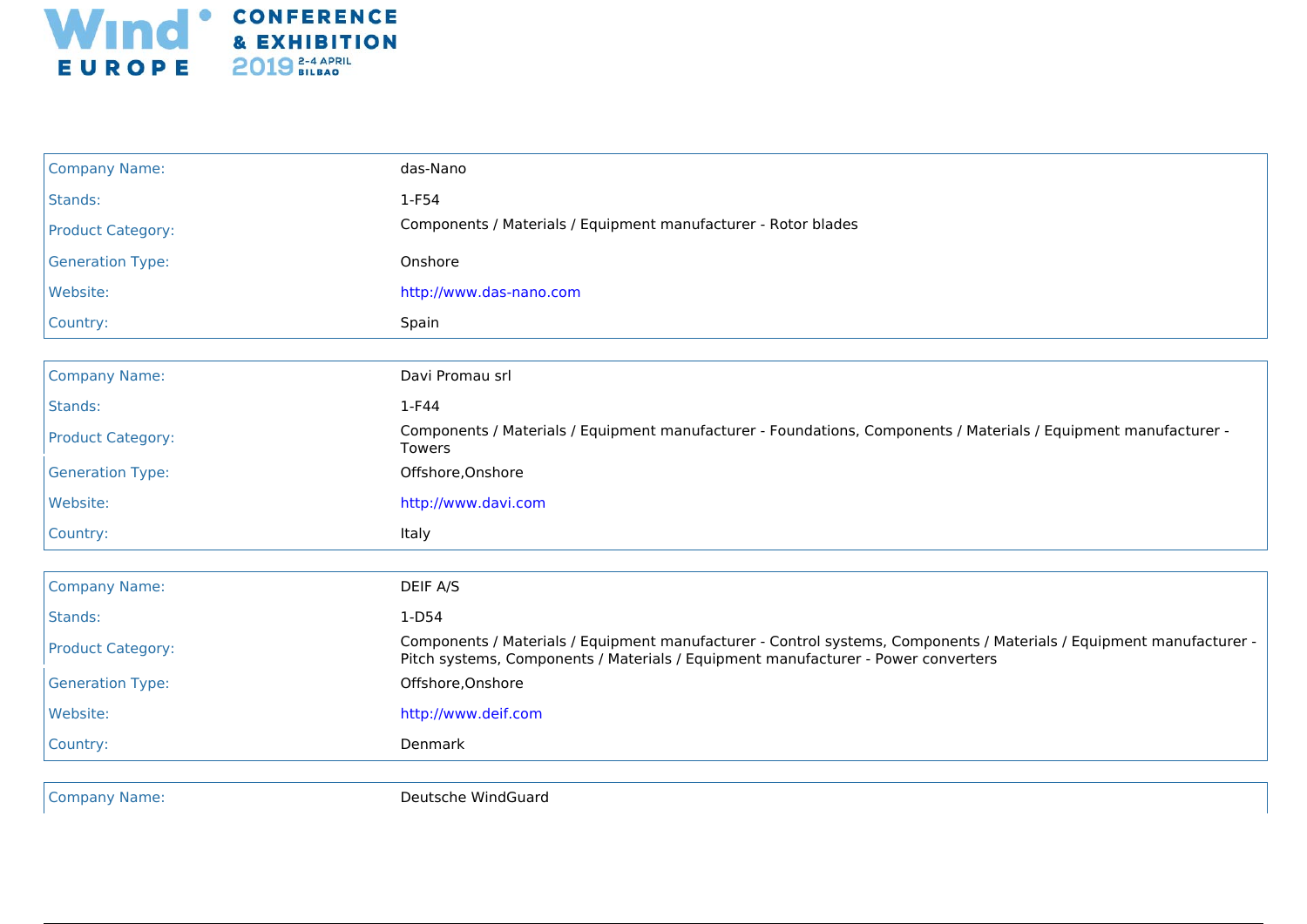| | |
|---|---|
| Company Name: | das-Nano |
| Stands: | 1-F54 |
| Product Category: | Components / Materials / Equipment manufacturer - Rotor blades |
| Generation Type: | Onshore |
| Website: | http://www.das-nano.com |
| Country: | Spain |

| | |
|---|---|
| Company Name: | Davi Promau srl |
| Stands: | 1-F44 |
| Product Category: | Components / Materials / Equipment manufacturer - Foundations, Components / Materials / Equipment manufacturer - Towers |
| Generation Type: | Offshore,Onshore |
| Website: | http://www.davi.com |
| Country: | Italy |

| | |
|---|---|
| Company Name: | DEIF A/S |
| Stands: | 1-D54 |
| Product Category: | Components / Materials / Equipment manufacturer - Control systems, Components / Materials / Equipment manufacturer - Pitch systems, Components / Materials / Equipment manufacturer - Power converters |
| Generation Type: | Offshore,Onshore |
| Website: | http://www.deif.com |
| Country: | Denmark |

| | |
|---|---|
| Company Name: | Deutsche WindGuard |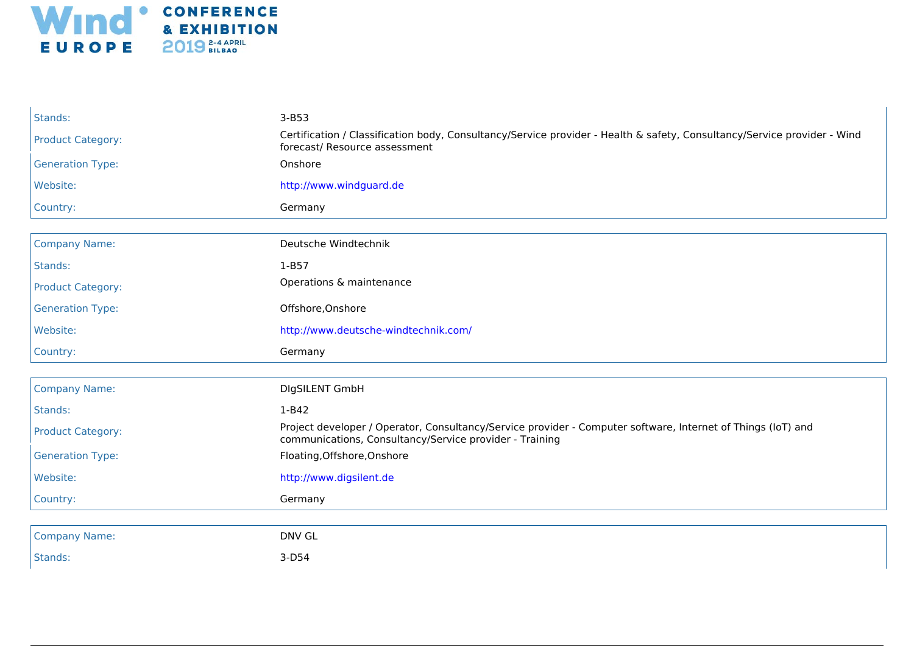| | |
|---|---|
| Stands: | 3-B53 |
| Product Category: | Certification / Classification body, Consultancy/Service provider - Health & safety, Consultancy/Service provider - Wind forecast/ Resource assessment |
| Generation Type: | Onshore |
| Website: | http://www.windguard.de |
| Country: | Germany |

| | |
|---|---|
| Company Name: | Deutsche Windtechnik |
| Stands: | 1-B57 |
| Product Category: | Operations & maintenance |
| Generation Type: | Offshore,Onshore |
| Website: | http://www.deutsche-windtechnik.com/ |
| Country: | Germany |

| | |
|---|---|
| Company Name: | DIgSILENT GmbH |
| Stands: | 1-B42 |
| Product Category: | Project developer / Operator, Consultancy/Service provider - Computer software, Internet of Things (IoT) and communications, Consultancy/Service provider - Training |
| Generation Type: | Floating,Offshore,Onshore |
| Website: | http://www.digsilent.de |
| Country: | Germany |

| | |
|---|---|
| Company Name: | DNV GL |
| Stands: | 3-D54 |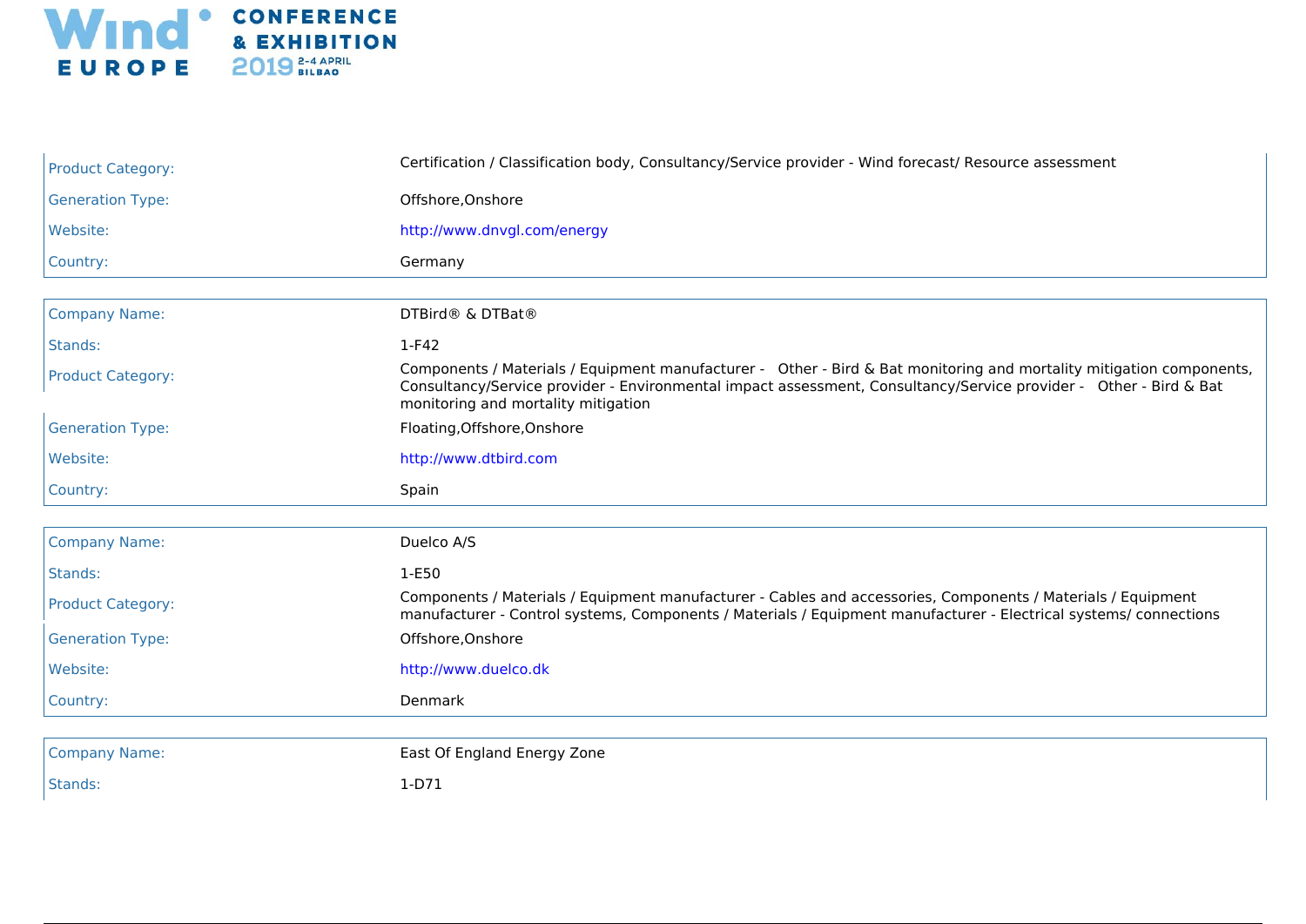| | |
|---|---|
| Product Category: | Certification / Classification body, Consultancy/Service provider - Wind forecast/ Resource assessment |
| Generation Type: | Offshore,Onshore |
| Website: | http://www.dnvgl.com/energy |
| Country: | Germany |

| | |
|---|---|
| Company Name: | DTBird® & DTBat® |
| Stands: | 1-F42 |
| Product Category: | Components / Materials / Equipment manufacturer - Other - Bird & Bat monitoring and mortality mitigation components, Consultancy/Service provider - Environmental impact assessment, Consultancy/Service provider - Other - Bird & Bat monitoring and mortality mitigation |
| Generation Type: | Floating,Offshore,Onshore |
| Website: | http://www.dtbird.com |
| Country: | Spain |

| | |
|---|---|
| Company Name: | Duelco A/S |
| Stands: | 1-E50 |
| Product Category: | Components / Materials / Equipment manufacturer - Cables and accessories, Components / Materials / Equipment manufacturer - Control systems, Components / Materials / Equipment manufacturer - Electrical systems/ connections |
| Generation Type: | Offshore,Onshore |
| Website: | http://www.duelco.dk |
| Country: | Denmark |

| | |
|---|---|
| Company Name: | East Of England Energy Zone |
| Stands: | 1-D71 |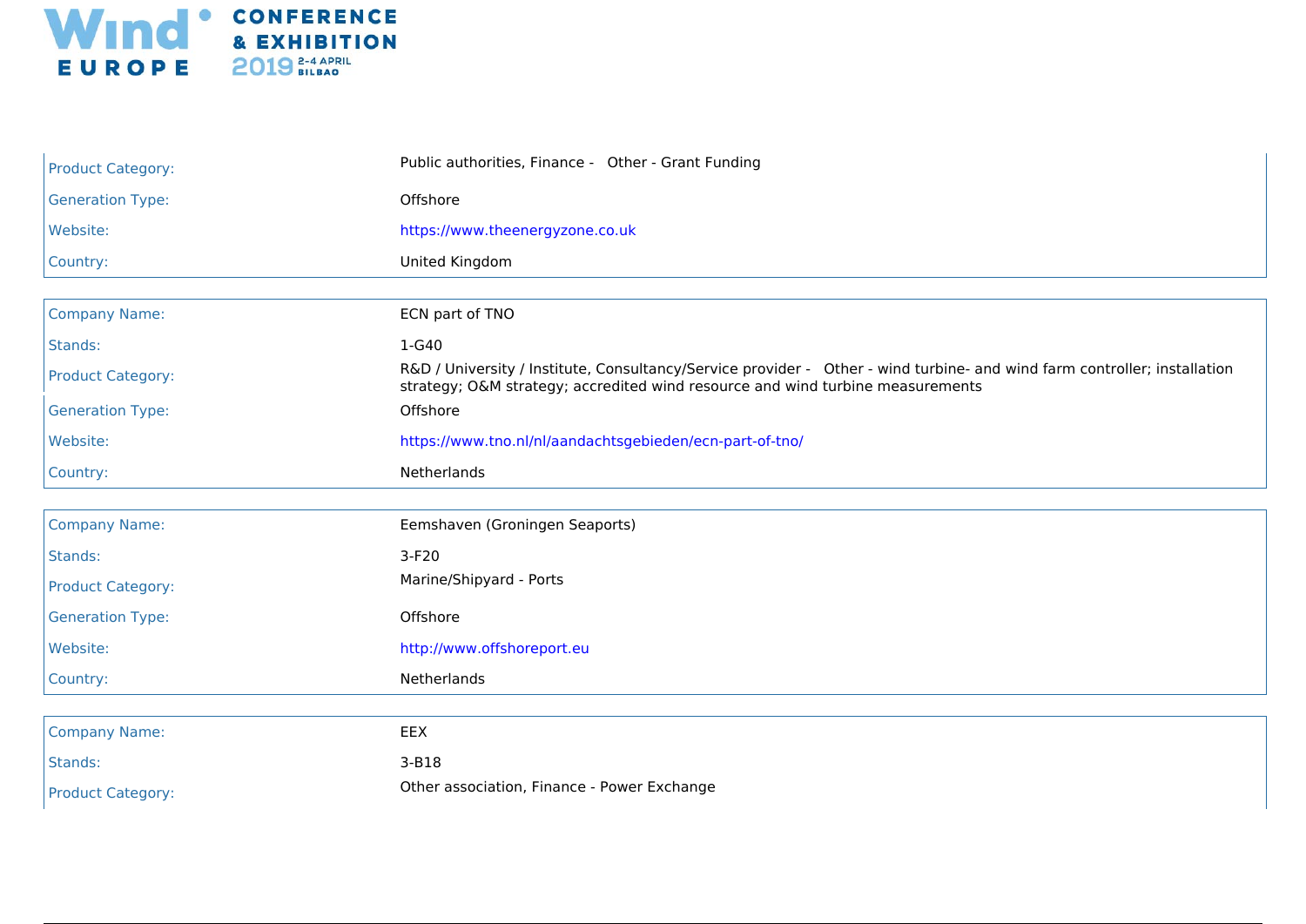| | |
|---|---|
| Product Category: | Public authorities, Finance - Other - Grant Funding |
| Generation Type: | Offshore |
| Website: | https://www.theenergyzone.co.uk |
| Country: | United Kingdom |

| | |
|---|---|
| Company Name: | ECN part of TNO |
| Stands: | 1-G40 |
| Product Category: | R&D / University / Institute, Consultancy/Service provider - Other - wind turbine- and wind farm controller; installation strategy; O&M strategy; accredited wind resource and wind turbine measurements |
| Generation Type: | Offshore |
| Website: | https://www.tno.nl/nl/aandachtsgebieden/ecn-part-of-tno/ |
| Country: | Netherlands |

| | |
|---|---|
| Company Name: | Eemshaven (Groningen Seaports) |
| Stands: | 3-F20 |
| Product Category: | Marine/Shipyard - Ports |
| Generation Type: | Offshore |
| Website: | http://www.offshoreport.eu |
| Country: | Netherlands |

| | |
|---|---|
| Company Name: | EEX |
| Stands: | 3-B18 |
| Product Category: | Other association, Finance - Power Exchange |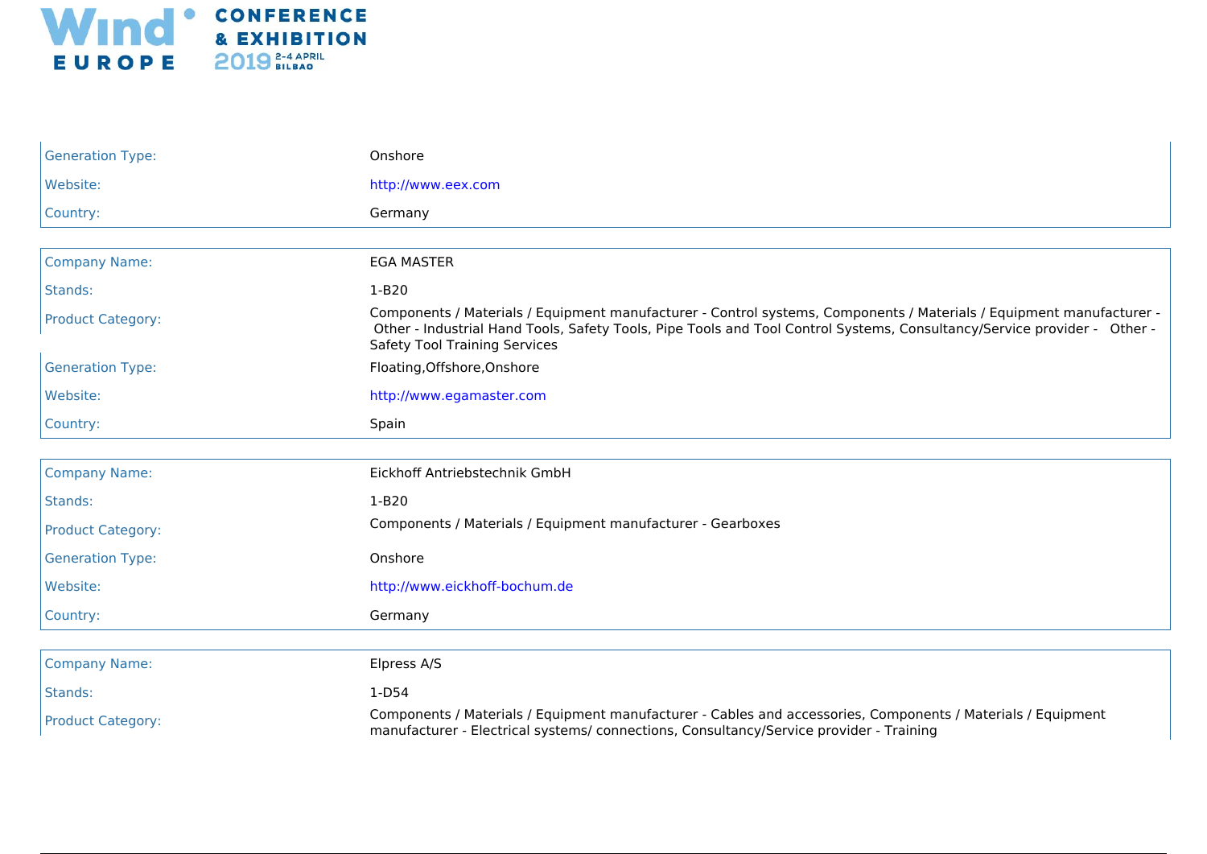| | |
|---|---|
| Generation Type: | Onshore |
| Website: | http://www.eex.com |
| Country: | Germany |

| | |
|---|---|
| Company Name: | EGA MASTER |
| Stands: | 1-B20 |
| Product Category: | Components / Materials / Equipment manufacturer - Control systems, Components / Materials / Equipment manufacturer - Other - Industrial Hand Tools, Safety Tools, Pipe Tools and Tool Control Systems, Consultancy/Service provider - Other - Safety Tool Training Services |
| Generation Type: | Floating,Offshore,Onshore |
| Website: | http://www.egamaster.com |
| Country: | Spain |

| | |
|---|---|
| Company Name: | Eickhoff Antriebstechnik GmbH |
| Stands: | 1-B20 |
| Product Category: | Components / Materials / Equipment manufacturer - Gearboxes |
| Generation Type: | Onshore |
| Website: | http://www.eickhoff-bochum.de |
| Country: | Germany |

| | |
|---|---|
| Company Name: | Elpress A/S |
| Stands: | 1-D54 |
| Product Category: | Components / Materials / Equipment manufacturer - Cables and accessories, Components / Materials / Equipment manufacturer - Electrical systems/ connections, Consultancy/Service provider - Training |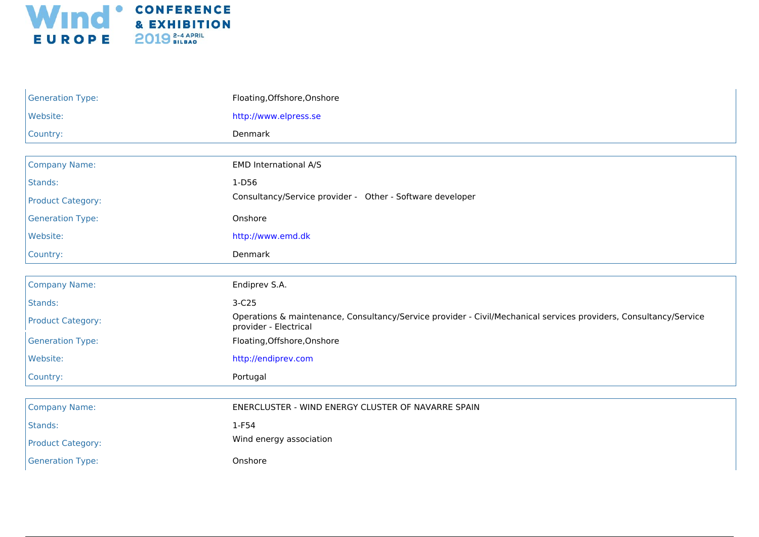| | |
|---|---|
| Generation Type: | Floating,Offshore,Onshore |
| Website: | http://www.elpress.se |
| Country: | Denmark |

| | |
|---|---|
| Company Name: | EMD International A/S |
| Stands: | 1-D56 |
| Product Category: | Consultancy/Service provider - Other - Software developer |
| Generation Type: | Onshore |
| Website: | http://www.emd.dk |
| Country: | Denmark |

| | |
|---|---|
| Company Name: | Endiprev S.A. |
| Stands: | 3-C25 |
| Product Category: | Operations & maintenance, Consultancy/Service provider - Civil/Mechanical services providers, Consultancy/Service provider - Electrical |
| Generation Type: | Floating,Offshore,Onshore |
| Website: | http://endiprev.com |
| Country: | Portugal |

| | |
|---|---|
| Company Name: | ENERCLUSTER - WIND ENERGY CLUSTER OF NAVARRE SPAIN |
| Stands: | 1-F54 |
| Product Category: | Wind energy association |
| Generation Type: | Onshore |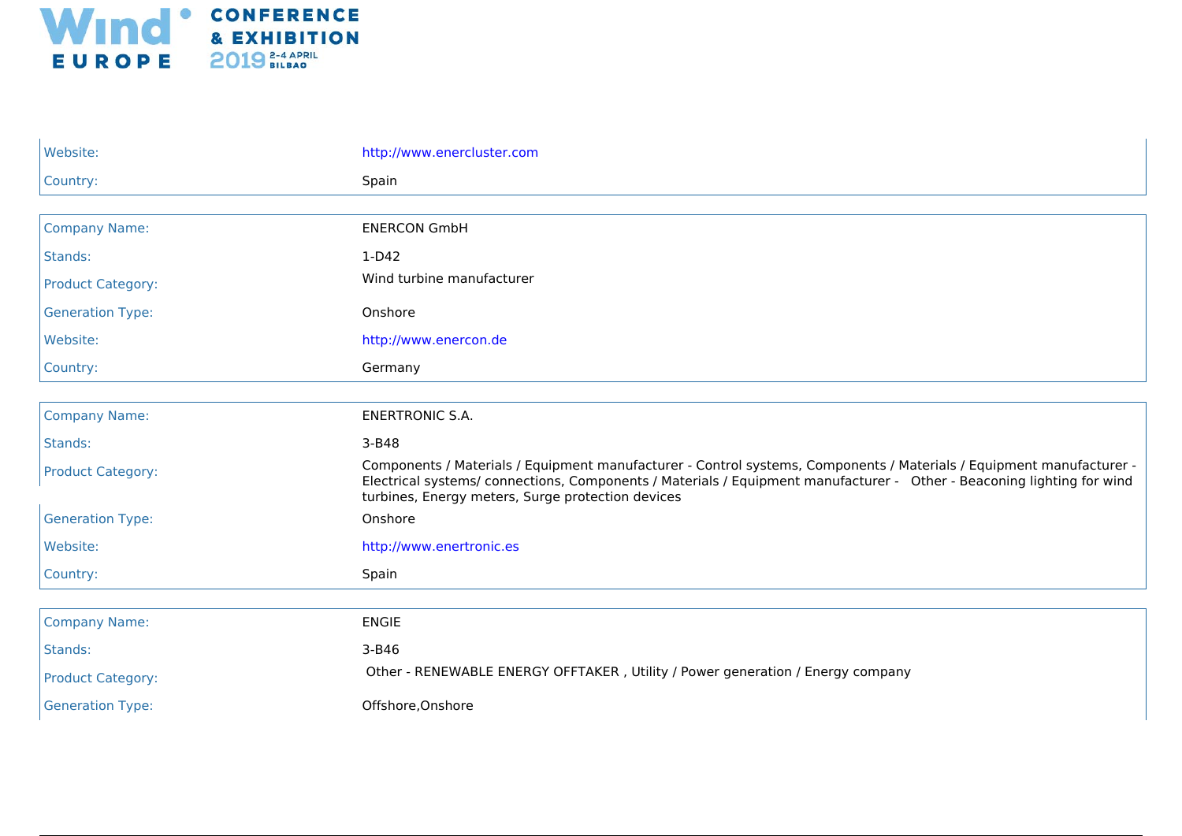| | |
|---|---|
| Website: | http://www.enercluster.com |
| Country: | Spain |

| | |
|---|---|
| Company Name: | ENERCON GmbH |
| Stands: | 1-D42 |
| Product Category: | Wind turbine manufacturer |
| Generation Type: | Onshore |
| Website: | http://www.enercon.de |
| Country: | Germany |

| | |
|---|---|
| Company Name: | ENERTRONIC S.A. |
| Stands: | 3-B48 |
| Product Category: | Components / Materials / Equipment manufacturer - Control systems, Components / Materials / Equipment manufacturer - Electrical systems/ connections, Components / Materials / Equipment manufacturer - Other - Beaconing lighting for wind turbines, Energy meters, Surge protection devices |
| Generation Type: | Onshore |
| Website: | http://www.enertronic.es |
| Country: | Spain |

| | |
|---|---|
| Company Name: | ENGIE |
| Stands: | 3-B46 |
| Product Category: | Other - RENEWABLE ENERGY OFFTAKER , Utility / Power generation / Energy company |
| Generation Type: | Offshore,Onshore |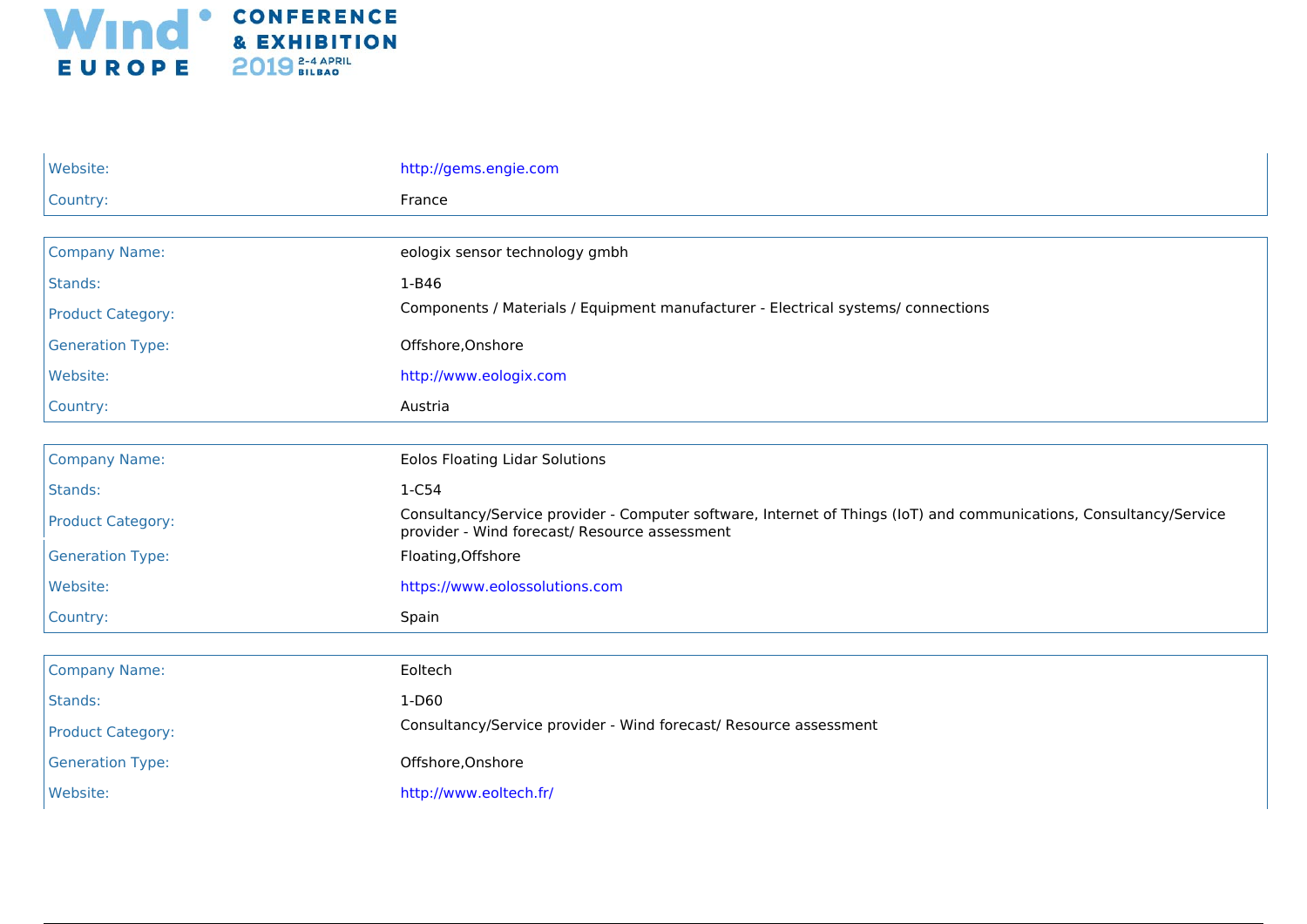| | |
|---|---|
| Website: | http://gems.engie.com |
| Country: | France |

| | |
|---|---|
| Company Name: | eologix sensor technology gmbh |
| Stands: | 1-B46 |
| Product Category: | Components / Materials / Equipment manufacturer - Electrical systems/ connections |
| Generation Type: | Offshore,Onshore |
| Website: | http://www.eologix.com |
| Country: | Austria |

| | |
|---|---|
| Company Name: | Eolos Floating Lidar Solutions |
| Stands: | 1-C54 |
| Product Category: | Consultancy/Service provider - Computer software, Internet of Things (IoT) and communications, Consultancy/Service provider - Wind forecast/ Resource assessment |
| Generation Type: | Floating,Offshore |
| Website: | https://www.eolossolutions.com |
| Country: | Spain |

| | |
|---|---|
| Company Name: | Eoltech |
| Stands: | 1-D60 |
| Product Category: | Consultancy/Service provider - Wind forecast/ Resource assessment |
| Generation Type: | Offshore,Onshore |
| Website: | http://www.eoltech.fr/ |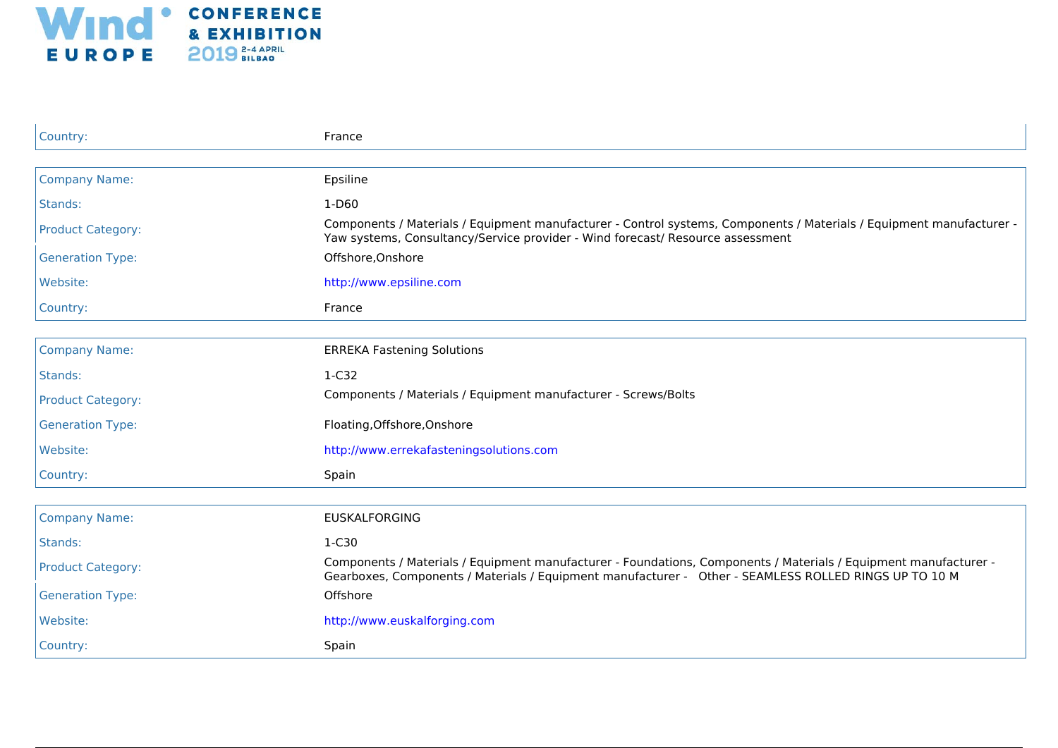| | |
|---|---|
| Country: | France |

| | |
|---|---|
| Company Name: | Epsiline |
| Stands: | 1-D60 |
| Product Category: | Components / Materials / Equipment manufacturer - Control systems, Components / Materials / Equipment manufacturer - Yaw systems, Consultancy/Service provider - Wind forecast/ Resource assessment |
| Generation Type: | Offshore,Onshore |
| Website: | http://www.epsiline.com |
| Country: | France |

| | |
|---|---|
| Company Name: | ERREKA Fastening Solutions |
| Stands: | 1-C32 |
| Product Category: | Components / Materials / Equipment manufacturer - Screws/Bolts |
| Generation Type: | Floating,Offshore,Onshore |
| Website: | http://www.errekafasteningsolutions.com |
| Country: | Spain |

| | |
|---|---|
| Company Name: | EUSKALFORGING |
| Stands: | 1-C30 |
| Product Category: | Components / Materials / Equipment manufacturer - Foundations, Components / Materials / Equipment manufacturer - Gearboxes, Components / Materials / Equipment manufacturer - Other - SEAMLESS ROLLED RINGS UP TO 10 M |
| Generation Type: | Offshore |
| Website: | http://www.euskalforging.com |
| Country: | Spain |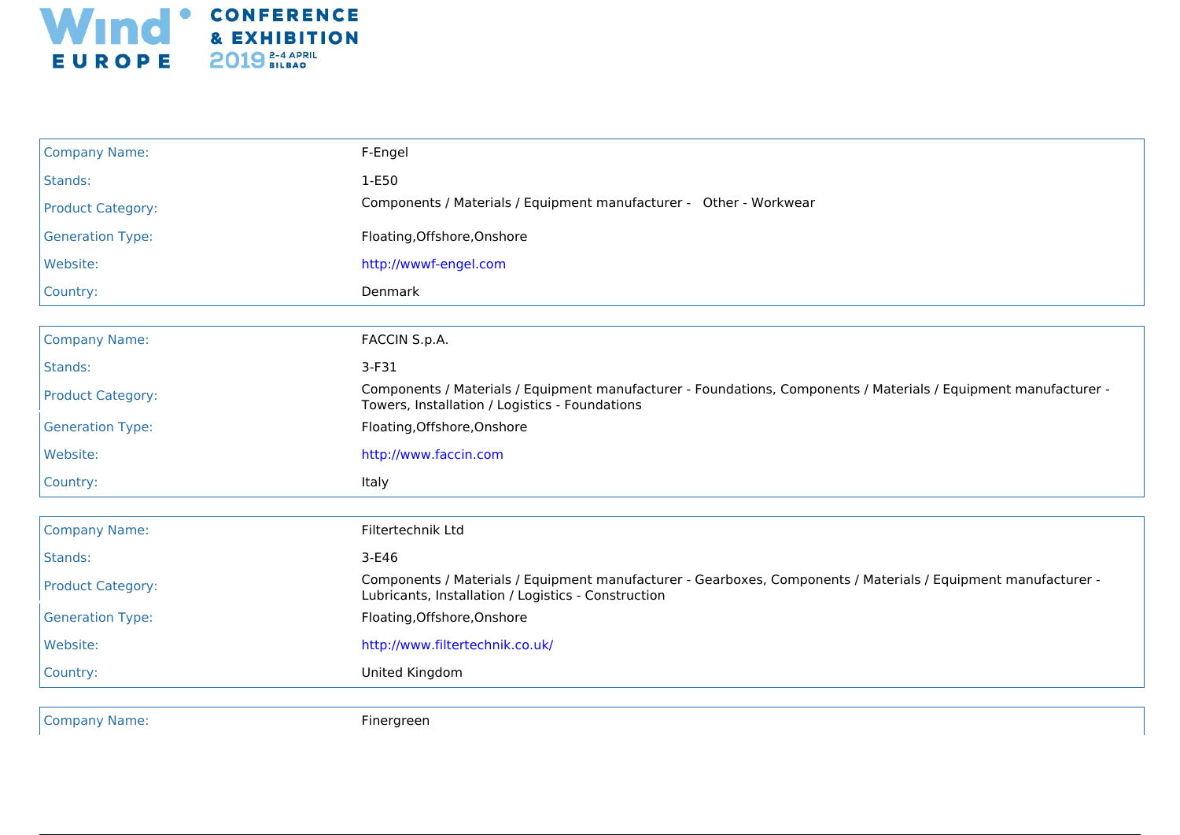| | |
|---|---|
| Company Name: | F-Engel |
| Stands: | 1-E50 |
| Product Category: | Components / Materials / Equipment manufacturer - Other - Workwear |
| Generation Type: | Floating,Offshore,Onshore |
| Website: | http://wwwf-engel.com |
| Country: | Denmark |

| | |
|---|---|
| Company Name: | FACCIN S.p.A. |
| Stands: | 3-F31 |
| Product Category: | Components / Materials / Equipment manufacturer - Foundations, Components / Materials / Equipment manufacturer - Towers, Installation / Logistics - Foundations |
| Generation Type: | Floating,Offshore,Onshore |
| Website: | http://www.faccin.com |
| Country: | Italy |

| | |
|---|---|
| Company Name: | Filtertechnik Ltd |
| Stands: | 3-E46 |
| Product Category: | Components / Materials / Equipment manufacturer - Gearboxes, Components / Materials / Equipment manufacturer - Lubricants, Installation / Logistics - Construction |
| Generation Type: | Floating,Offshore,Onshore |
| Website: | http://www.filtertechnik.co.uk/ |
| Country: | United Kingdom |

| | |
|---|---|
| Company Name: | Finergreen |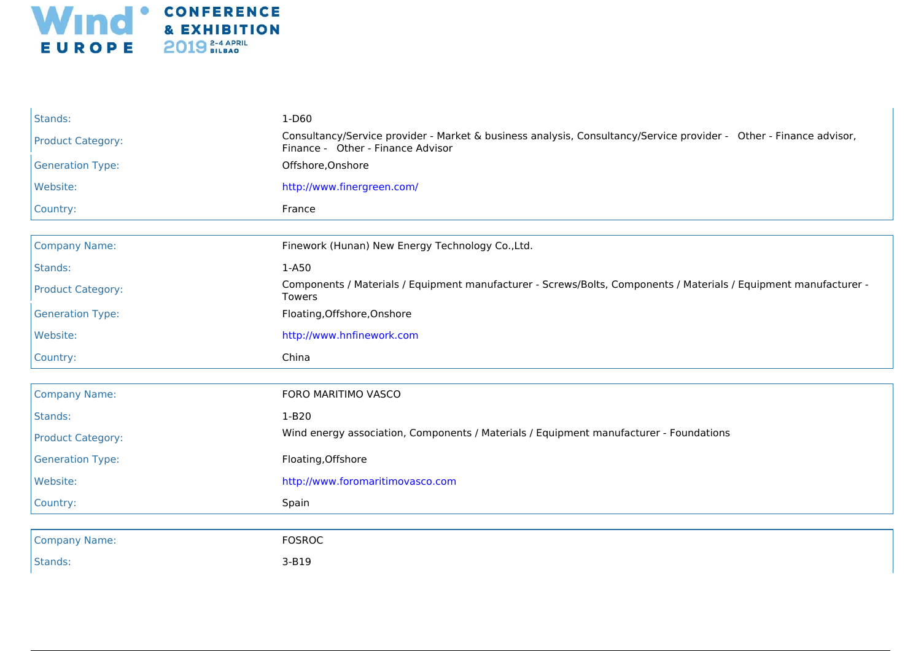| | |
|---|---|
| Stands: | 1-D60 |
| Product Category: | Consultancy/Service provider - Market & business analysis, Consultancy/Service provider - Other - Finance advisor, Finance - Other - Finance Advisor |
| Generation Type: | Offshore,Onshore |
| Website: | http://www.finergreen.com/ |
| Country: | France |

| | |
|---|---|
| Company Name: | Finework (Hunan) New Energy Technology Co.,Ltd. |
| Stands: | 1-A50 |
| Product Category: | Components / Materials / Equipment manufacturer - Screws/Bolts, Components / Materials / Equipment manufacturer - Towers |
| Generation Type: | Floating,Offshore,Onshore |
| Website: | http://www.hnfinework.com |
| Country: | China |

| | |
|---|---|
| Company Name: | FORO MARITIMO VASCO |
| Stands: | 1-B20 |
| Product Category: | Wind energy association, Components / Materials / Equipment manufacturer - Foundations |
| Generation Type: | Floating,Offshore |
| Website: | http://www.foromaritimovasco.com |
| Country: | Spain |

| | |
|---|---|
| Company Name: | FOSROC |
| Stands: | 3-B19 |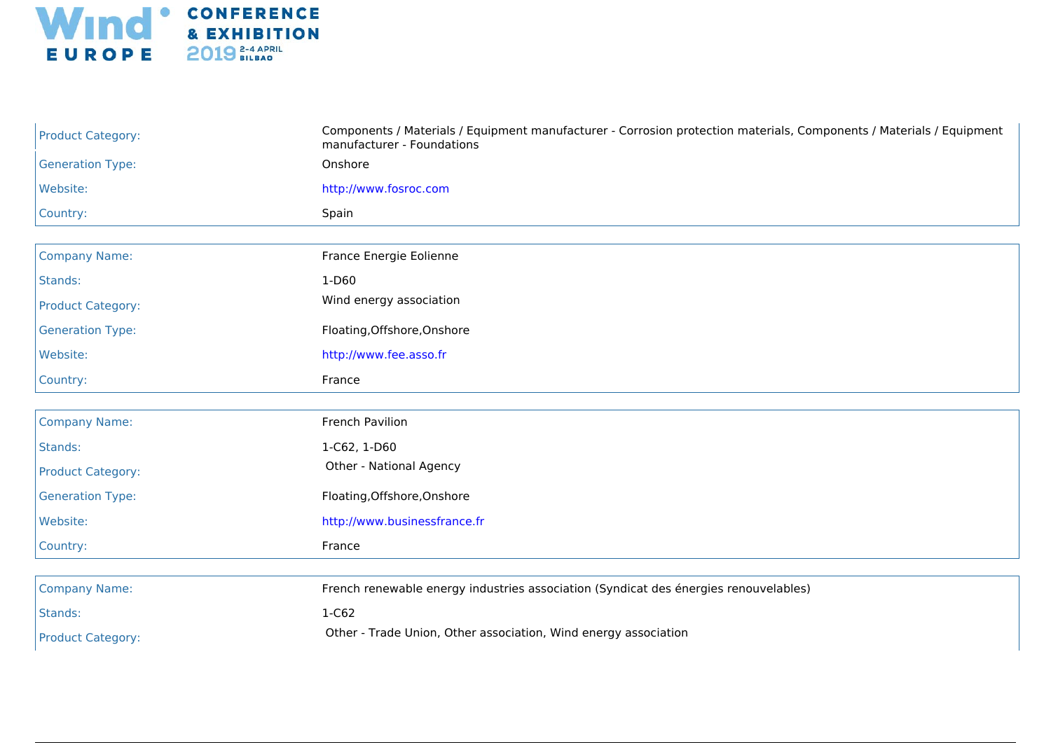| | |
|---|---|
| Product Category: | Components / Materials / Equipment manufacturer - Corrosion protection materials, Components / Materials / Equipment manufacturer - Foundations |
| Generation Type: | Onshore |
| Website: | http://www.fosroc.com |
| Country: | Spain |

| | |
|---|---|
| Company Name: | France Energie Eolienne |
| Stands: | 1-D60 |
| Product Category: | Wind energy association |
| Generation Type: | Floating,Offshore,Onshore |
| Website: | http://www.fee.asso.fr |
| Country: | France |

| | |
|---|---|
| Company Name: | French Pavilion |
| Stands: | 1-C62, 1-D60 |
| Product Category: | Other - National Agency |
| Generation Type: | Floating,Offshore,Onshore |
| Website: | http://www.businessfrance.fr |
| Country: | France |

| | |
|---|---|
| Company Name: | French renewable energy industries association (Syndicat des énergies renouvelables) |
| Stands: | 1-C62 |
| Product Category: | Other - Trade Union, Other association, Wind energy association |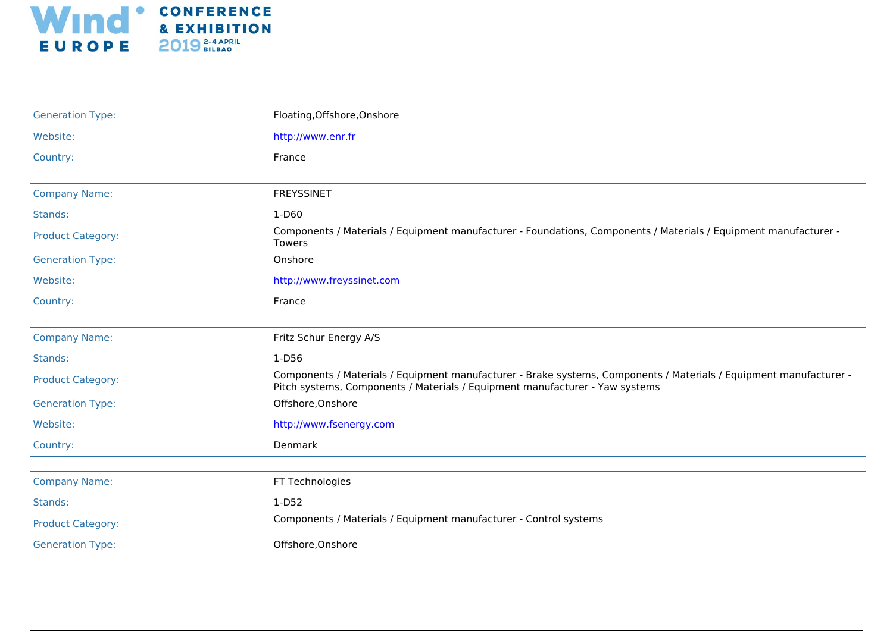| | |
|---|---|
| Generation Type: | Floating,Offshore,Onshore |
| Website: | http://www.enr.fr |
| Country: | France |

| | |
|---|---|
| Company Name: | FREYSSINET |
| Stands: | 1-D60 |
| Product Category: | Components / Materials / Equipment manufacturer - Foundations, Components / Materials / Equipment manufacturer - Towers |
| Generation Type: | Onshore |
| Website: | http://www.freyssinet.com |
| Country: | France |

| | |
|---|---|
| Company Name: | Fritz Schur Energy A/S |
| Stands: | 1-D56 |
| Product Category: | Components / Materials / Equipment manufacturer - Brake systems, Components / Materials / Equipment manufacturer - Pitch systems, Components / Materials / Equipment manufacturer - Yaw systems |
| Generation Type: | Offshore,Onshore |
| Website: | http://www.fsenergy.com |
| Country: | Denmark |

| | |
|---|---|
| Company Name: | FT Technologies |
| Stands: | 1-D52 |
| Product Category: | Components / Materials / Equipment manufacturer - Control systems |
| Generation Type: | Offshore,Onshore |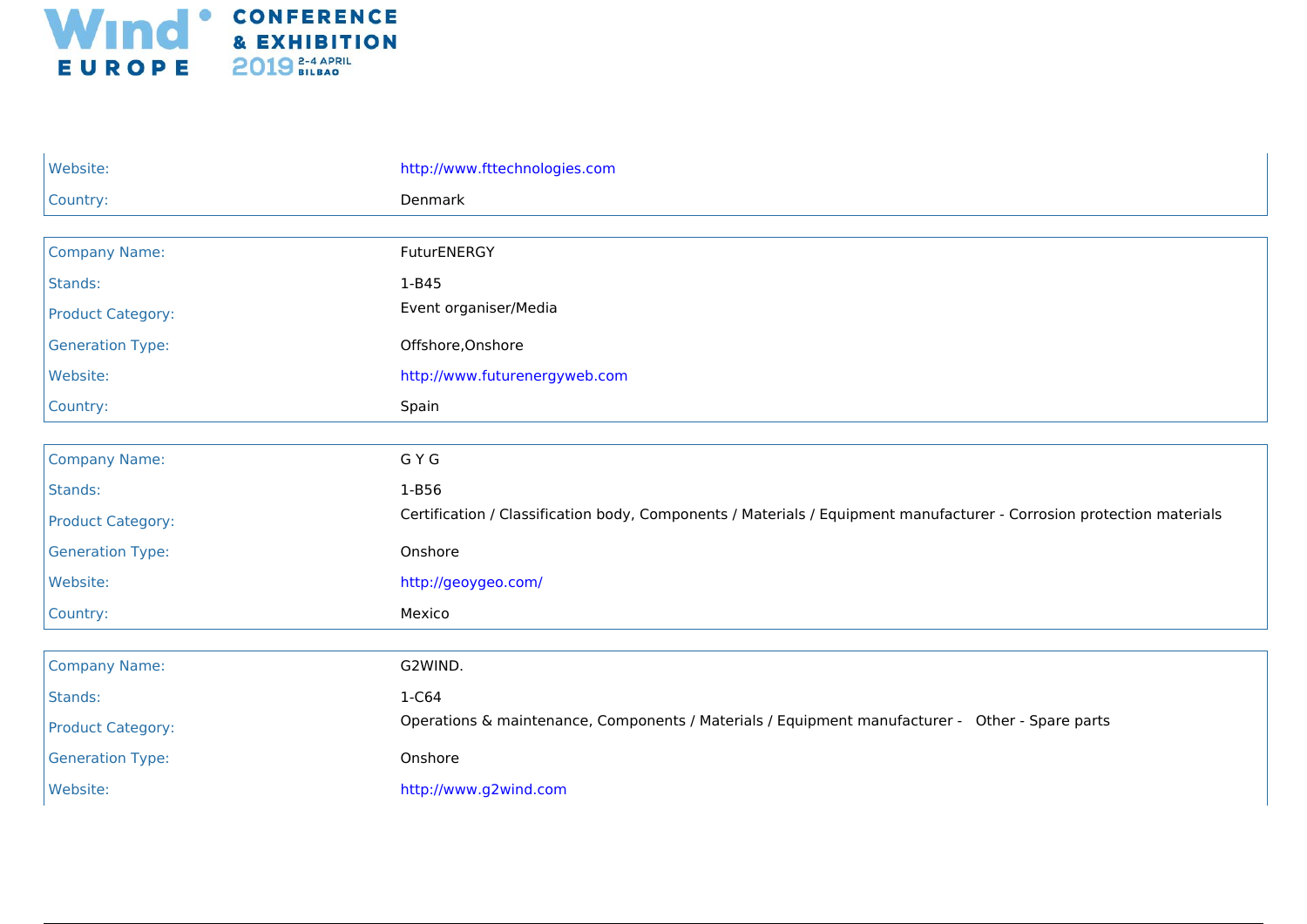| | |
|---|---|
| Website: | http://www.fttechnologies.com |
| Country: | Denmark |

| | |
|---|---|
| Company Name: | FuturENERGY |
| Stands: | 1-B45 |
| Product Category: | Event organiser/Media |
| Generation Type: | Offshore,Onshore |
| Website: | http://www.futurenergyweb.com |
| Country: | Spain |

| | |
|---|---|
| Company Name: | G Y G |
| Stands: | 1-B56 |
| Product Category: | Certification / Classification body, Components / Materials / Equipment manufacturer - Corrosion protection materials |
| Generation Type: | Onshore |
| Website: | http://geoygeo.com/ |
| Country: | Mexico |

| | |
|---|---|
| Company Name: | G2WIND. |
| Stands: | 1-C64 |
| Product Category: | Operations & maintenance, Components / Materials / Equipment manufacturer - Other - Spare parts |
| Generation Type: | Onshore |
| Website: | http://www.g2wind.com |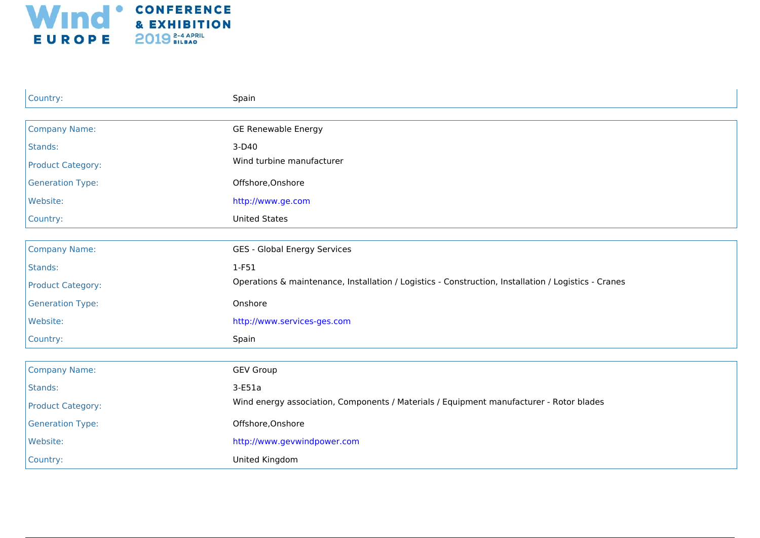| | |
|---|---|
| Country: | Spain |

| | |
|---|---|
| Company Name: | GE Renewable Energy |
| Stands: | 3-D40 |
| Product Category: | Wind turbine manufacturer |
| Generation Type: | Offshore,Onshore |
| Website: | http://www.ge.com |
| Country: | United States |

| | |
|---|---|
| Company Name: | GES - Global Energy Services |
| Stands: | 1-F51 |
| Product Category: | Operations & maintenance, Installation / Logistics - Construction, Installation / Logistics - Cranes |
| Generation Type: | Onshore |
| Website: | http://www.services-ges.com |
| Country: | Spain |

| | |
|---|---|
| Company Name: | GEV Group |
| Stands: | 3-E51a |
| Product Category: | Wind energy association, Components / Materials / Equipment manufacturer - Rotor blades |
| Generation Type: | Offshore,Onshore |
| Website: | http://www.gevwindpower.com |
| Country: | United Kingdom |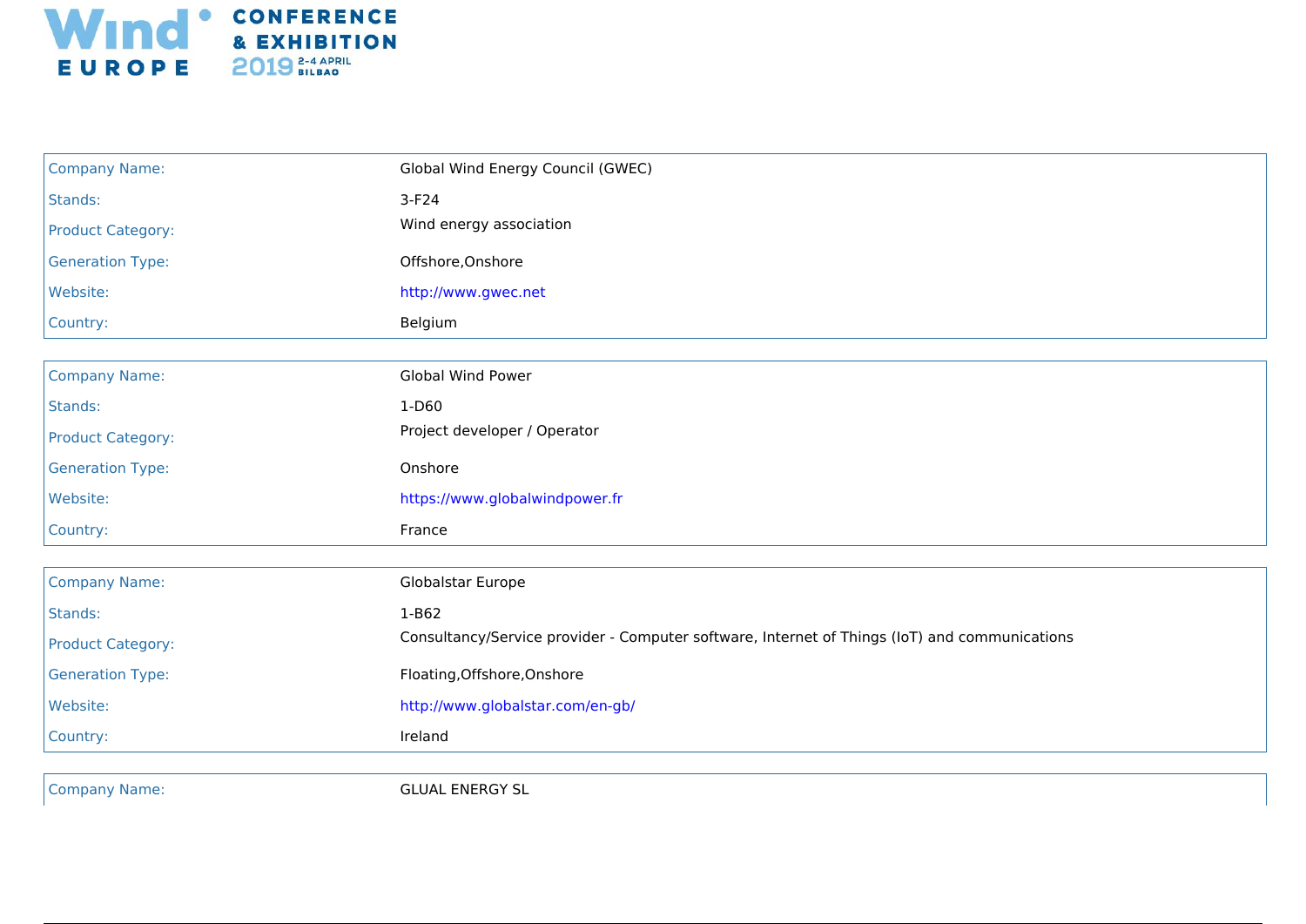| | |
|---|---|
| Company Name: | Global Wind Energy Council (GWEC) |
| Stands: | 3-F24 |
| Product Category: | Wind energy association |
| Generation Type: | Offshore,Onshore |
| Website: | http://www.gwec.net |
| Country: | Belgium |

| | |
|---|---|
| Company Name: | Global Wind Power |
| Stands: | 1-D60 |
| Product Category: | Project developer / Operator |
| Generation Type: | Onshore |
| Website: | https://www.globalwindpower.fr |
| Country: | France |

| | |
|---|---|
| Company Name: | Globalstar Europe |
| Stands: | 1-B62 |
| Product Category: | Consultancy/Service provider - Computer software, Internet of Things (IoT) and communications |
| Generation Type: | Floating,Offshore,Onshore |
| Website: | http://www.globalstar.com/en-gb/ |
| Country: | Ireland |

| | |
|---|---|
| Company Name: | GLUAL ENERGY SL |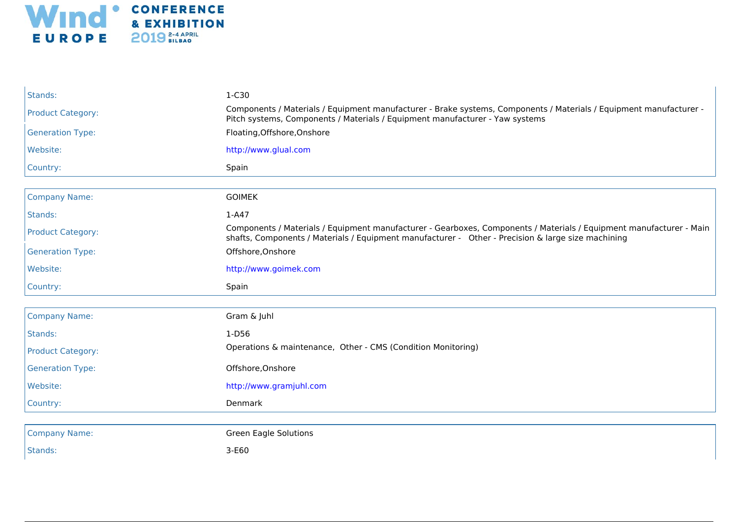| | |
|---|---|
| Stands: | 1-C30 |
| Product Category: | Components / Materials / Equipment manufacturer - Brake systems, Components / Materials / Equipment manufacturer - Pitch systems, Components / Materials / Equipment manufacturer - Yaw systems |
| Generation Type: | Floating,Offshore,Onshore |
| Website: | http://www.glual.com |
| Country: | Spain |

| | |
|---|---|
| Company Name: | GOIMEK |
| Stands: | 1-A47 |
| Product Category: | Components / Materials / Equipment manufacturer - Gearboxes, Components / Materials / Equipment manufacturer - Main shafts, Components / Materials / Equipment manufacturer - Other - Precision & large size machining |
| Generation Type: | Offshore,Onshore |
| Website: | http://www.goimek.com |
| Country: | Spain |

| | |
|---|---|
| Company Name: | Gram & Juhl |
| Stands: | 1-D56 |
| Product Category: | Operations & maintenance, Other - CMS (Condition Monitoring) |
| Generation Type: | Offshore,Onshore |
| Website: | http://www.gramjuhl.com |
| Country: | Denmark |

| | |
|---|---|
| Company Name: | Green Eagle Solutions |
| Stands: | 3-E60 |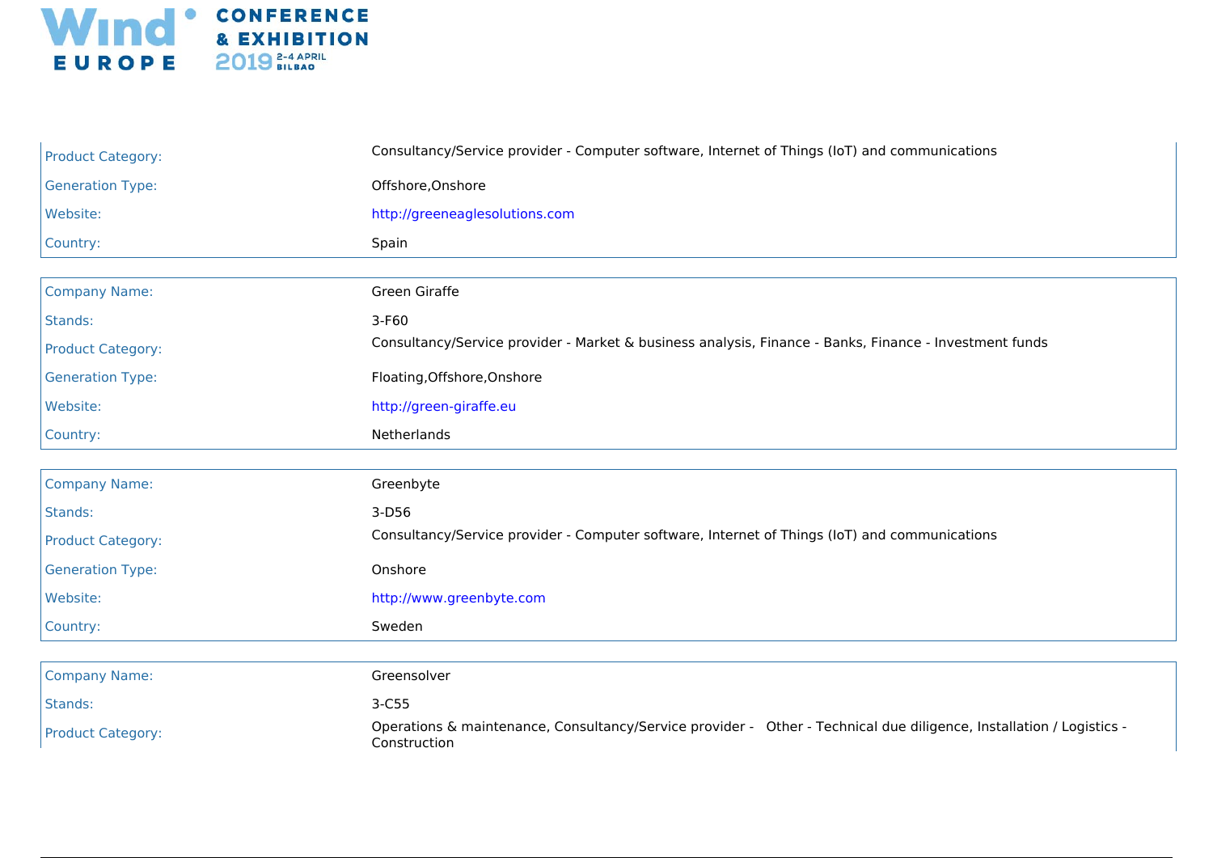| | |
|---|---|
| Product Category: | Consultancy/Service provider - Computer software, Internet of Things (IoT) and communications |
| Generation Type: | Offshore,Onshore |
| Website: | http://greeneaglesolutions.com |
| Country: | Spain |

| | |
|---|---|
| Company Name: | Green Giraffe |
| Stands: | 3-F60 |
| Product Category: | Consultancy/Service provider - Market & business analysis, Finance - Banks, Finance - Investment funds |
| Generation Type: | Floating,Offshore,Onshore |
| Website: | http://green-giraffe.eu |
| Country: | Netherlands |

| | |
|---|---|
| Company Name: | Greenbyte |
| Stands: | 3-D56 |
| Product Category: | Consultancy/Service provider - Computer software, Internet of Things (IoT) and communications |
| Generation Type: | Onshore |
| Website: | http://www.greenbyte.com |
| Country: | Sweden |

| | |
|---|---|
| Company Name: | Greensolver |
| Stands: | 3-C55 |
| Product Category: | Operations & maintenance, Consultancy/Service provider - Other - Technical due diligence, Installation / Logistics - Construction |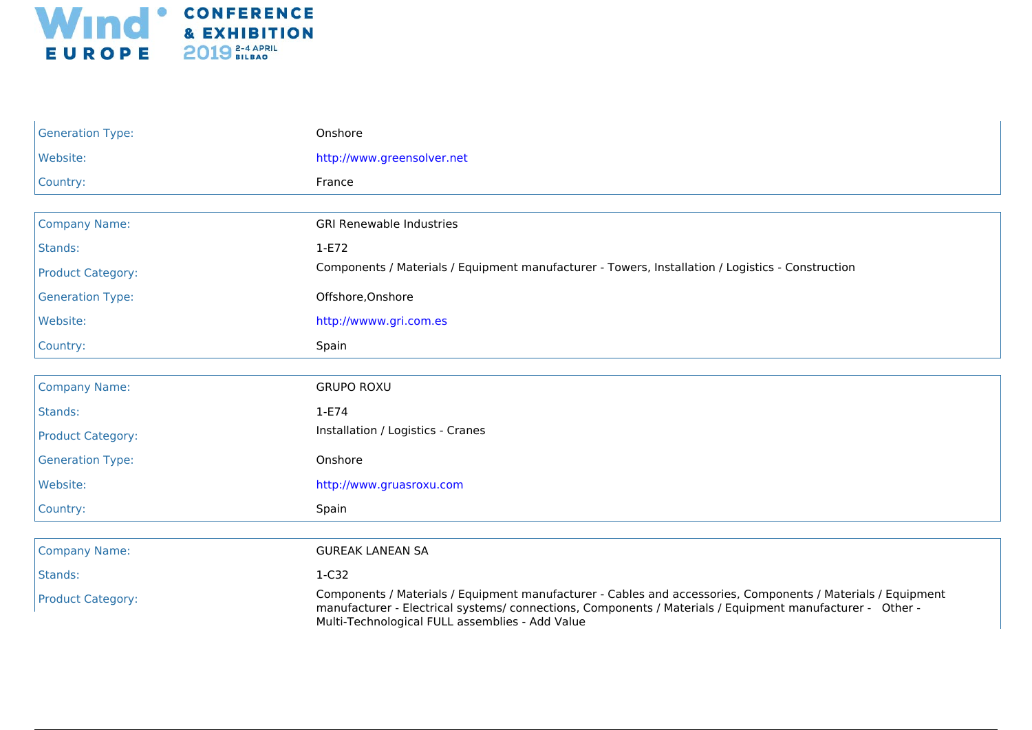| | |
|---|---|
| Generation Type: | Onshore |
| Website: | http://www.greensolver.net |
| Country: | France |

| | |
|---|---|
| Company Name: | GRI Renewable Industries |
| Stands: | 1-E72 |
| Product Category: | Components / Materials / Equipment manufacturer - Towers, Installation / Logistics - Construction |
| Generation Type: | Offshore,Onshore |
| Website: | http://wwww.gri.com.es |
| Country: | Spain |

| | |
|---|---|
| Company Name: | GRUPO ROXU |
| Stands: | 1-E74 |
| Product Category: | Installation / Logistics - Cranes |
| Generation Type: | Onshore |
| Website: | http://www.gruasroxu.com |
| Country: | Spain |

| | |
|---|---|
| Company Name: | GUREAK LANEAN SA |
| Stands: | 1-C32 |
| Product Category: | Components / Materials / Equipment manufacturer - Cables and accessories, Components / Materials / Equipment manufacturer - Electrical systems/ connections, Components / Materials / Equipment manufacturer - Other - Multi-Technological FULL assemblies - Add Value |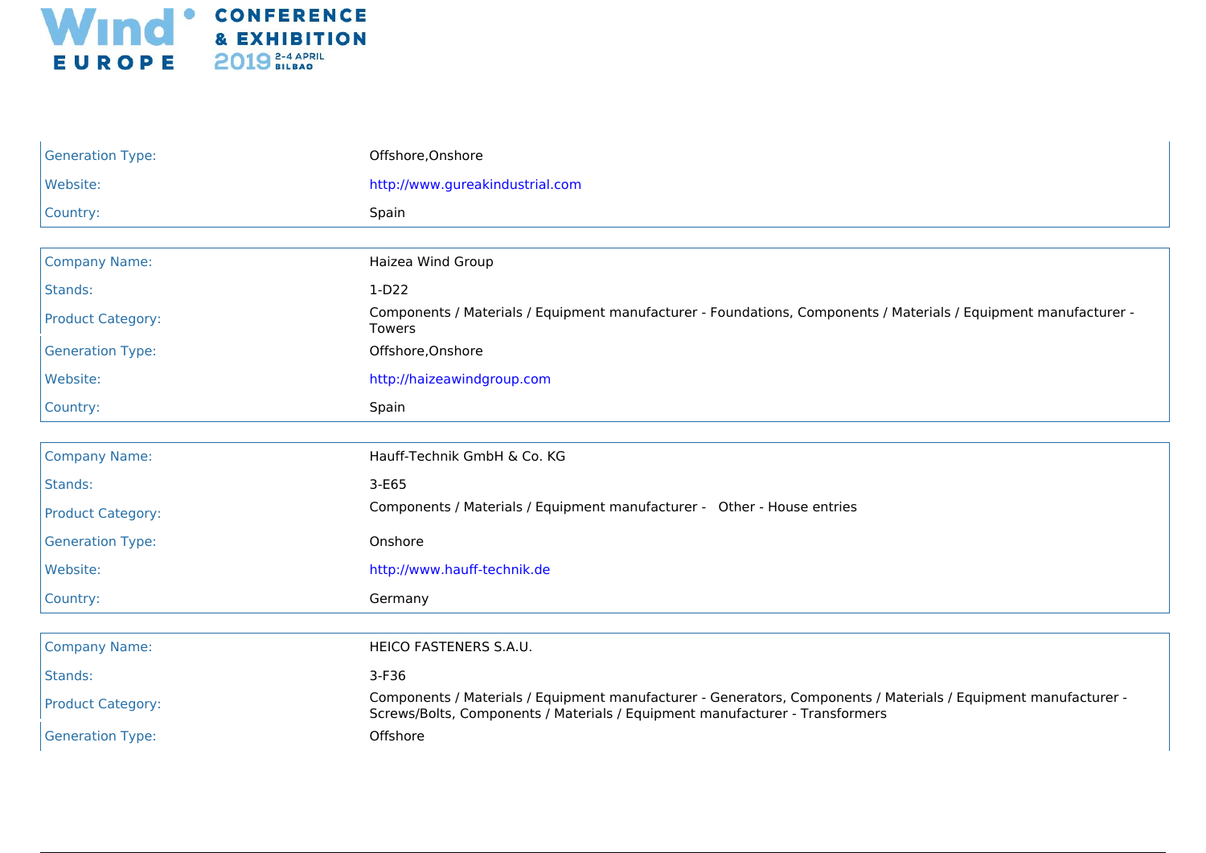| | |
|---|---|
| Generation Type: | Offshore,Onshore |
| Website: | http://www.gureakindustrial.com |
| Country: | Spain |

| | |
|---|---|
| Company Name: | Haizea Wind Group |
| Stands: | 1-D22 |
| Product Category: | Components / Materials / Equipment manufacturer - Foundations, Components / Materials / Equipment manufacturer - Towers |
| Generation Type: | Offshore,Onshore |
| Website: | http://haizeawindgroup.com |
| Country: | Spain |

| | |
|---|---|
| Company Name: | Hauff-Technik GmbH & Co. KG |
| Stands: | 3-E65 |
| Product Category: | Components / Materials / Equipment manufacturer - Other - House entries |
| Generation Type: | Onshore |
| Website: | http://www.hauff-technik.de |
| Country: | Germany |

| | |
|---|---|
| Company Name: | HEICO FASTENERS S.A.U. |
| Stands: | 3-F36 |
| Product Category: | Components / Materials / Equipment manufacturer - Generators, Components / Materials / Equipment manufacturer - Screws/Bolts, Components / Materials / Equipment manufacturer - Transformers |
| Generation Type: | Offshore |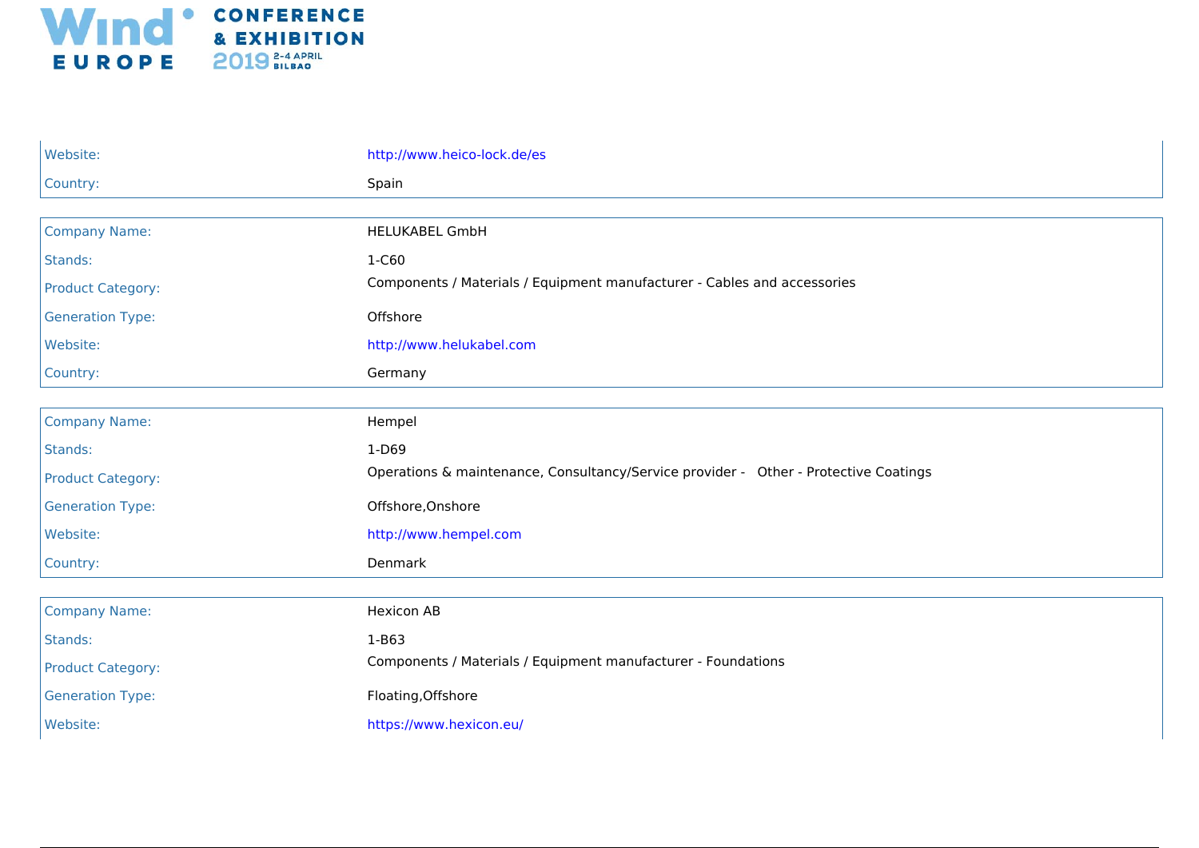| | |
|---|---|
| Website: | http://www.heico-lock.de/es |
| Country: | Spain |

| | |
|---|---|
| Company Name: | HELUKABEL GmbH |
| Stands: | 1-C60 |
| Product Category: | Components / Materials / Equipment manufacturer - Cables and accessories |
| Generation Type: | Offshore |
| Website: | http://www.helukabel.com |
| Country: | Germany |

| | |
|---|---|
| Company Name: | Hempel |
| Stands: | 1-D69 |
| Product Category: | Operations & maintenance, Consultancy/Service provider - Other - Protective Coatings |
| Generation Type: | Offshore,Onshore |
| Website: | http://www.hempel.com |
| Country: | Denmark |

| | |
|---|---|
| Company Name: | Hexicon AB |
| Stands: | 1-B63 |
| Product Category: | Components / Materials / Equipment manufacturer - Foundations |
| Generation Type: | Floating,Offshore |
| Website: | https://www.hexicon.eu/ |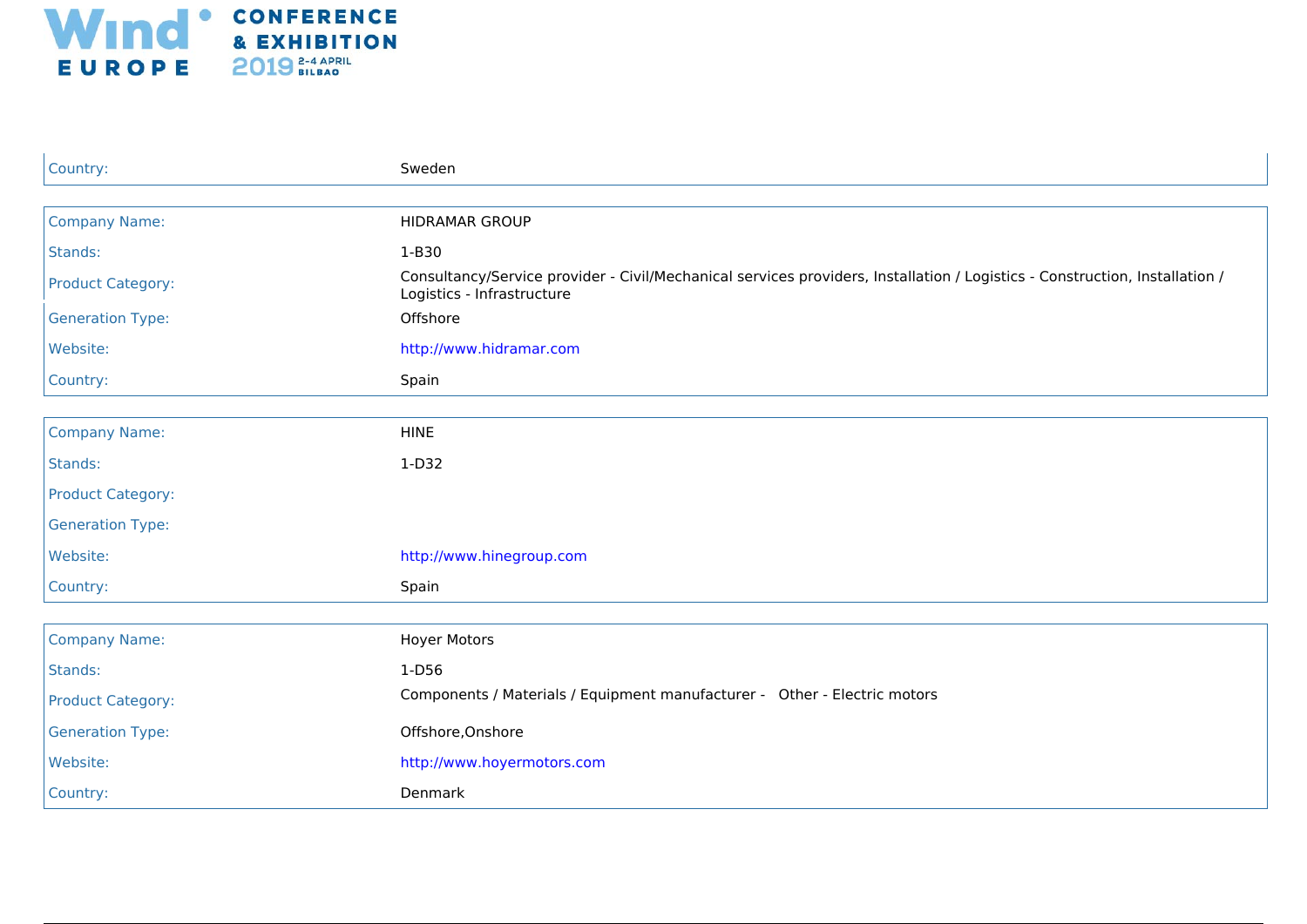| | |
|---|---|
| Country: | Sweden |

| | |
|---|---|
| Company Name: | HIDRAMAR GROUP |
| Stands: | 1-B30 |
| Product Category: | Consultancy/Service provider - Civil/Mechanical services providers, Installation / Logistics - Construction, Installation / Logistics - Infrastructure |
| Generation Type: | Offshore |
| Website: | http://www.hidramar.com |
| Country: | Spain |

| | |
|---|---|
| Company Name: | HINE |
| Stands: | 1-D32 |
| Product Category: | |
| Generation Type: | |
| Website: | http://www.hinegroup.com |
| Country: | Spain |

| | |
|---|---|
| Company Name: | Hoyer Motors |
| Stands: | 1-D56 |
| Product Category: | Components / Materials / Equipment manufacturer - Other - Electric motors |
| Generation Type: | Offshore,Onshore |
| Website: | http://www.hoyermotors.com |
| Country: | Denmark |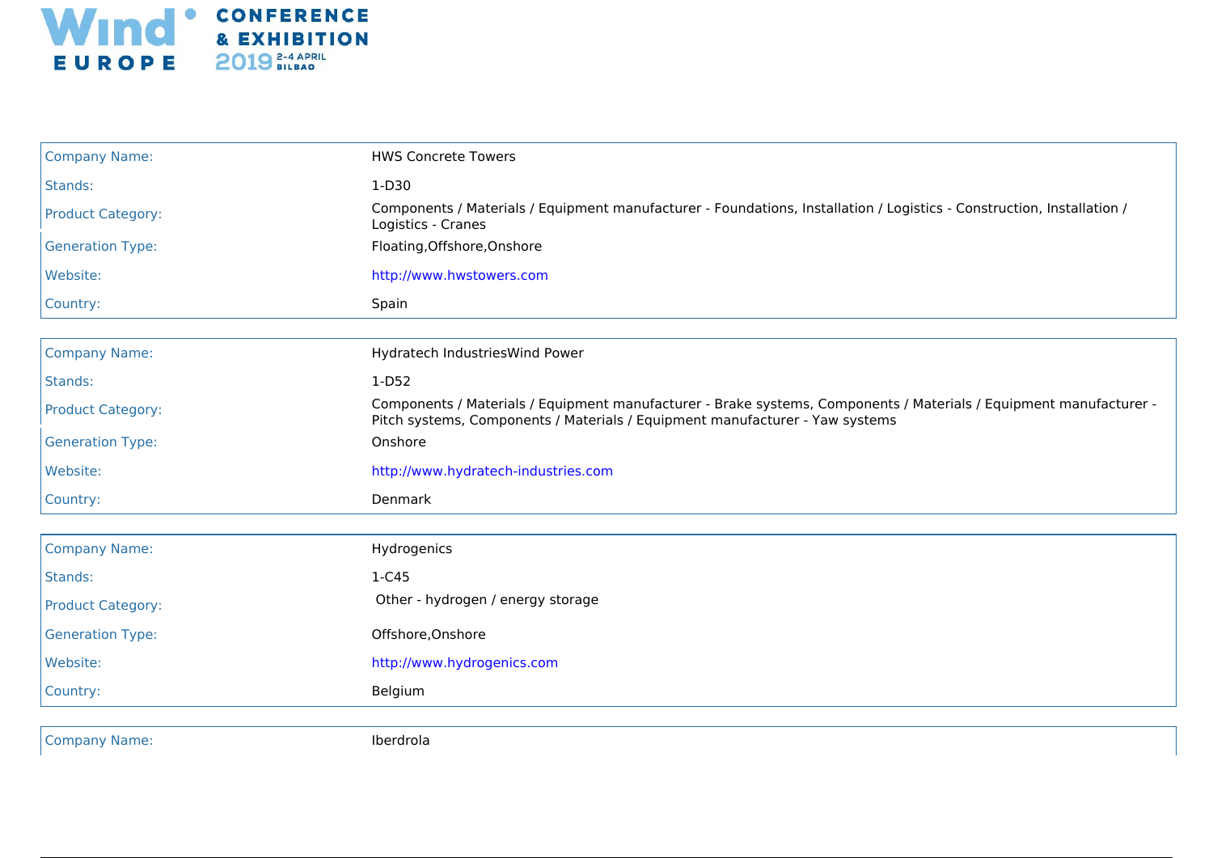| | |
|---|---|
| Company Name: | HWS Concrete Towers |
| Stands: | 1-D30 |
| Product Category: | Components / Materials / Equipment manufacturer - Foundations, Installation / Logistics - Construction, Installation / Logistics - Cranes |
| Generation Type: | Floating,Offshore,Onshore |
| Website: | http://www.hwstowers.com |
| Country: | Spain |

| | |
|---|---|
| Company Name: | Hydratech IndustriesWind Power |
| Stands: | 1-D52 |
| Product Category: | Components / Materials / Equipment manufacturer - Brake systems, Components / Materials / Equipment manufacturer - Pitch systems, Components / Materials / Equipment manufacturer - Yaw systems |
| Generation Type: | Onshore |
| Website: | http://www.hydratech-industries.com |
| Country: | Denmark |

| | |
|---|---|
| Company Name: | Hydrogenics |
| Stands: | 1-C45 |
| Product Category: | Other - hydrogen / energy storage |
| Generation Type: | Offshore,Onshore |
| Website: | http://www.hydrogenics.com |
| Country: | Belgium |

| | |
|---|---|
| Company Name: | Iberdrola |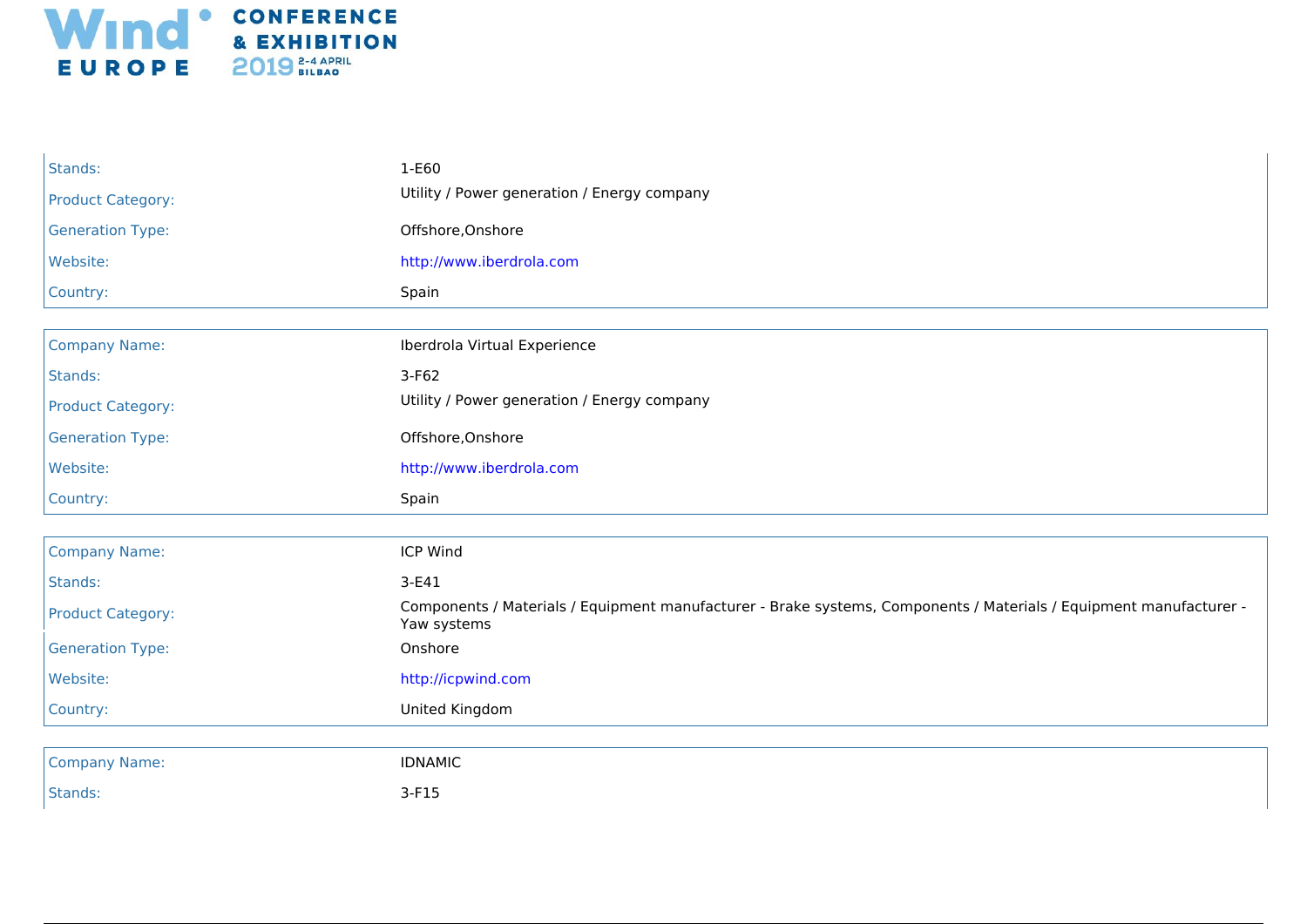| | |
|---|---|
| Stands: | 1-E60 |
| Product Category: | Utility / Power generation / Energy company |
| Generation Type: | Offshore,Onshore |
| Website: | http://www.iberdrola.com |
| Country: | Spain |

| | |
|---|---|
| Company Name: | Iberdrola Virtual Experience |
| Stands: | 3-F62 |
| Product Category: | Utility / Power generation / Energy company |
| Generation Type: | Offshore,Onshore |
| Website: | http://www.iberdrola.com |
| Country: | Spain |

| | |
|---|---|
| Company Name: | ICP Wind |
| Stands: | 3-E41 |
| Product Category: | Components / Materials / Equipment manufacturer - Brake systems, Components / Materials / Equipment manufacturer - Yaw systems |
| Generation Type: | Onshore |
| Website: | http://icpwind.com |
| Country: | United Kingdom |

| | |
|---|---|
| Company Name: | IDNAMIC |
| Stands: | 3-F15 |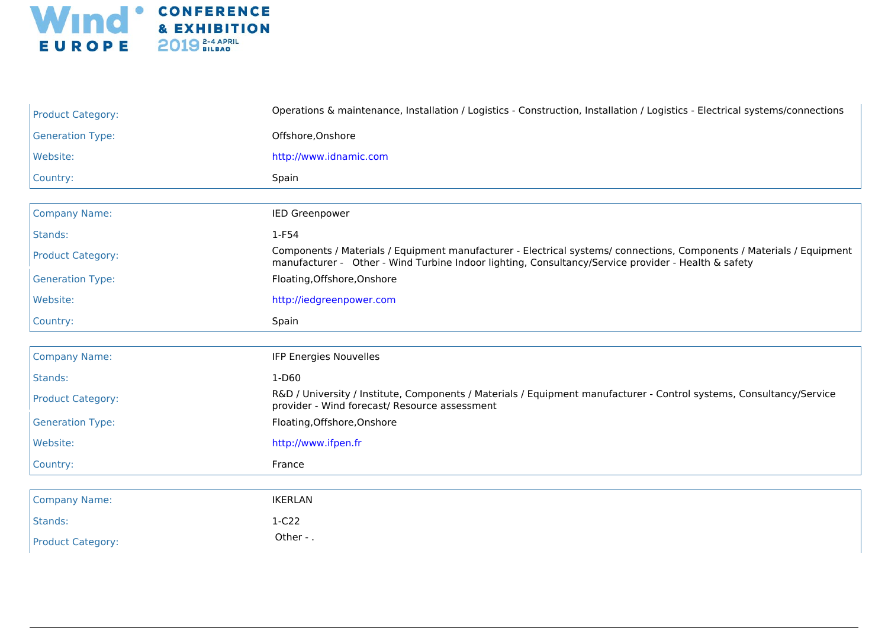| | |
|---|---|
| Product Category: | Operations & maintenance, Installation / Logistics - Construction, Installation / Logistics - Electrical systems/connections |
| Generation Type: | Offshore,Onshore |
| Website: | http://www.idnamic.com |
| Country: | Spain |

| | |
|---|---|
| Company Name: | IED Greenpower |
| Stands: | 1-F54 |
| Product Category: | Components / Materials / Equipment manufacturer - Electrical systems/ connections, Components / Materials / Equipment manufacturer - Other - Wind Turbine Indoor lighting, Consultancy/Service provider - Health & safety |
| Generation Type: | Floating,Offshore,Onshore |
| Website: | http://iedgreenpower.com |
| Country: | Spain |

| | |
|---|---|
| Company Name: | IFP Energies Nouvelles |
| Stands: | 1-D60 |
| Product Category: | R&D / University / Institute, Components / Materials / Equipment manufacturer - Control systems, Consultancy/Service provider - Wind forecast/ Resource assessment |
| Generation Type: | Floating,Offshore,Onshore |
| Website: | http://www.ifpen.fr |
| Country: | France |

| | |
|---|---|
| Company Name: | IKERLAN |
| Stands: | 1-C22 |
| Product Category: | Other - . |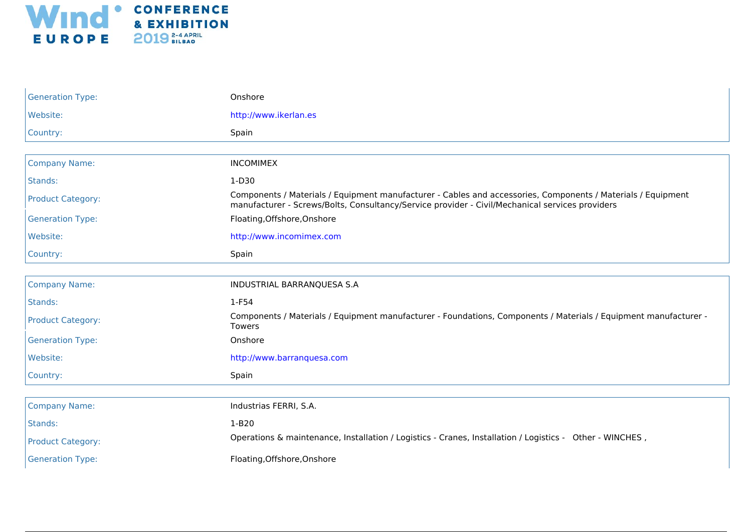| | |
|---|---|
| Generation Type: | Onshore |
| Website: | http://www.ikerlan.es |
| Country: | Spain |

| | |
|---|---|
| Company Name: | INCOMIMEX |
| Stands: | 1-D30 |
| Product Category: | Components / Materials / Equipment manufacturer - Cables and accessories, Components / Materials / Equipment manufacturer - Screws/Bolts, Consultancy/Service provider - Civil/Mechanical services providers |
| Generation Type: | Floating,Offshore,Onshore |
| Website: | http://www.incomimex.com |
| Country: | Spain |

| | |
|---|---|
| Company Name: | INDUSTRIAL BARRANQUESA S.A |
| Stands: | 1-F54 |
| Product Category: | Components / Materials / Equipment manufacturer - Foundations, Components / Materials / Equipment manufacturer - Towers |
| Generation Type: | Onshore |
| Website: | http://www.barranquesa.com |
| Country: | Spain |

| | |
|---|---|
| Company Name: | Industrias FERRI, S.A. |
| Stands: | 1-B20 |
| Product Category: | Operations & maintenance, Installation / Logistics - Cranes, Installation / Logistics - Other - WINCHES , |
| Generation Type: | Floating,Offshore,Onshore |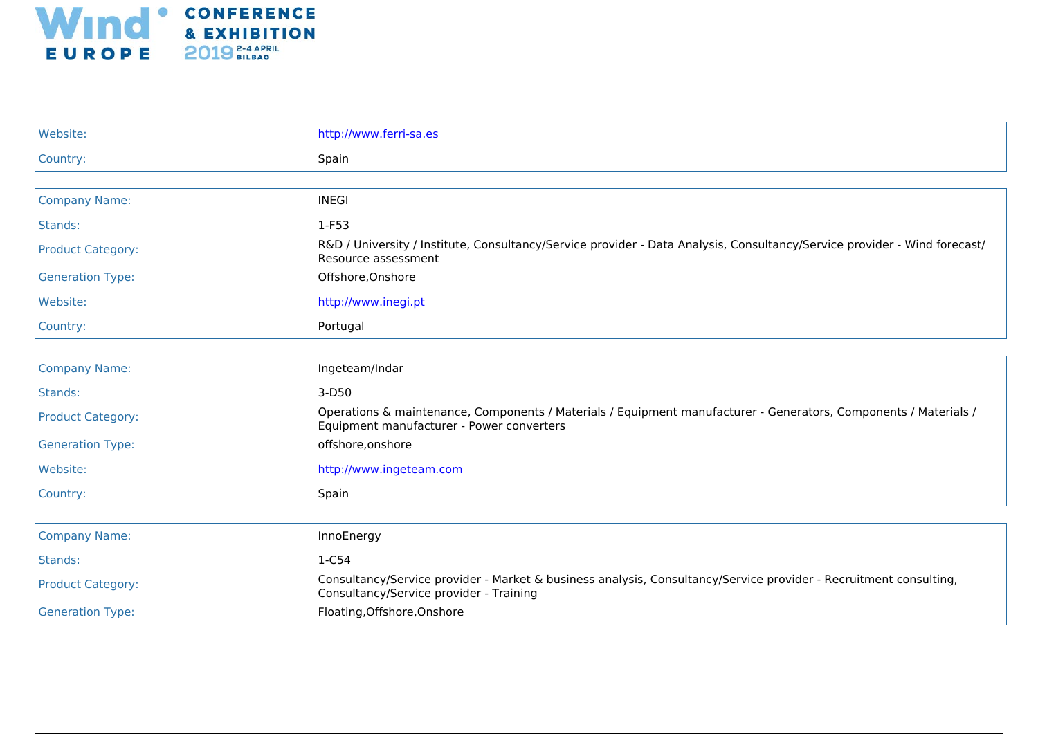| | |
|---|---|
| Website: | http://www.ferri-sa.es |
| Country: | Spain |

| | |
|---|---|
| Company Name: | INEGI |
| Stands: | 1-F53 |
| Product Category: | R&D / University / Institute, Consultancy/Service provider - Data Analysis, Consultancy/Service provider - Wind forecast/ Resource assessment |
| Generation Type: | Offshore,Onshore |
| Website: | http://www.inegi.pt |
| Country: | Portugal |

| | |
|---|---|
| Company Name: | Ingeteam/Indar |
| Stands: | 3-D50 |
| Product Category: | Operations & maintenance, Components / Materials / Equipment manufacturer - Generators, Components / Materials / Equipment manufacturer - Power converters |
| Generation Type: | offshore,onshore |
| Website: | http://www.ingeteam.com |
| Country: | Spain |

| | |
|---|---|
| Company Name: | InnoEnergy |
| Stands: | 1-C54 |
| Product Category: | Consultancy/Service provider - Market & business analysis, Consultancy/Service provider - Recruitment consulting, Consultancy/Service provider - Training |
| Generation Type: | Floating,Offshore,Onshore |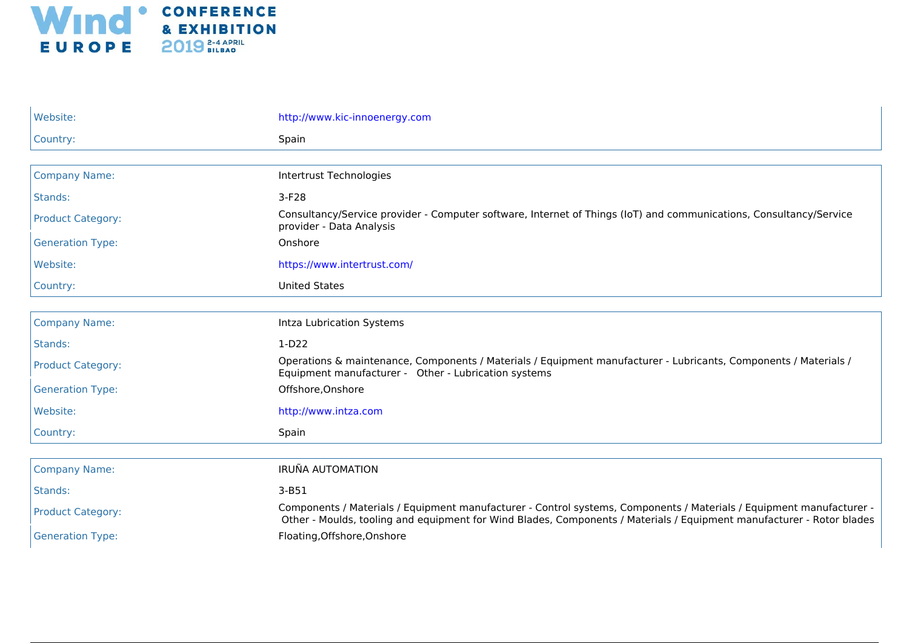| | |
|---|---|
| Website: | http://www.kic-innoenergy.com |
| Country: | Spain |

| | |
|---|---|
| Company Name: | Intertrust Technologies |
| Stands: | 3-F28 |
| Product Category: | Consultancy/Service provider - Computer software, Internet of Things (IoT) and communications, Consultancy/Service provider - Data Analysis |
| Generation Type: | Onshore |
| Website: | https://www.intertrust.com/ |
| Country: | United States |

| | |
|---|---|
| Company Name: | Intza Lubrication Systems |
| Stands: | 1-D22 |
| Product Category: | Operations & maintenance, Components / Materials / Equipment manufacturer - Lubricants, Components / Materials / Equipment manufacturer - Other - Lubrication systems |
| Generation Type: | Offshore,Onshore |
| Website: | http://www.intza.com |
| Country: | Spain |

| | |
|---|---|
| Company Name: | IRUÑA AUTOMATION |
| Stands: | 3-B51 |
| Product Category: | Components / Materials / Equipment manufacturer - Control systems, Components / Materials / Equipment manufacturer - Other - Moulds, tooling and equipment for Wind Blades, Components / Materials / Equipment manufacturer - Rotor blades |
| Generation Type: | Floating,Offshore,Onshore |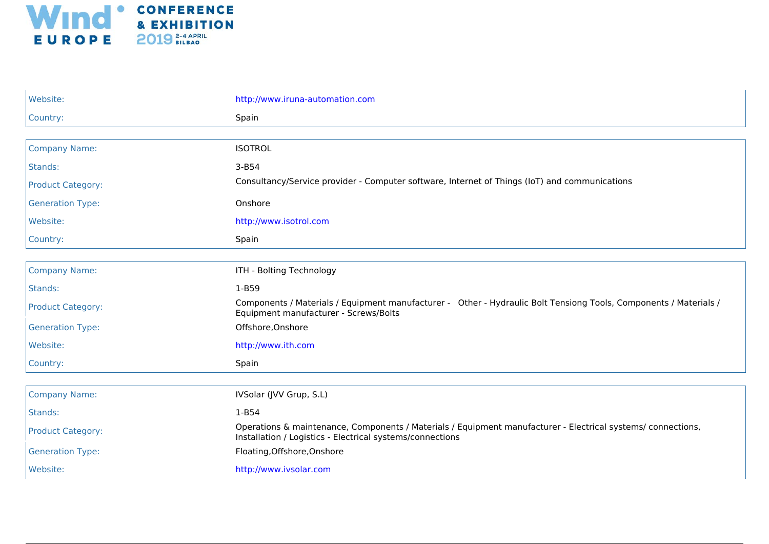| | |
|---|---|
| Website: | http://www.iruna-automation.com |
| Country: | Spain |

| | |
|---|---|
| Company Name: | ISOTROL |
| Stands: | 3-B54 |
| Product Category: | Consultancy/Service provider - Computer software, Internet of Things (IoT) and communications |
| Generation Type: | Onshore |
| Website: | http://www.isotrol.com |
| Country: | Spain |

| | |
|---|---|
| Company Name: | ITH - Bolting Technology |
| Stands: | 1-B59 |
| Product Category: | Components / Materials / Equipment manufacturer -   Other - Hydraulic Bolt Tensiong Tools, Components / Materials / Equipment manufacturer - Screws/Bolts |
| Generation Type: | Offshore,Onshore |
| Website: | http://www.ith.com |
| Country: | Spain |

| | |
|---|---|
| Company Name: | IVSolar (JVV Grup, S.L) |
| Stands: | 1-B54 |
| Product Category: | Operations & maintenance, Components / Materials / Equipment manufacturer - Electrical systems/ connections, Installation / Logistics - Electrical systems/connections |
| Generation Type: | Floating,Offshore,Onshore |
| Website: | http://www.ivsolar.com |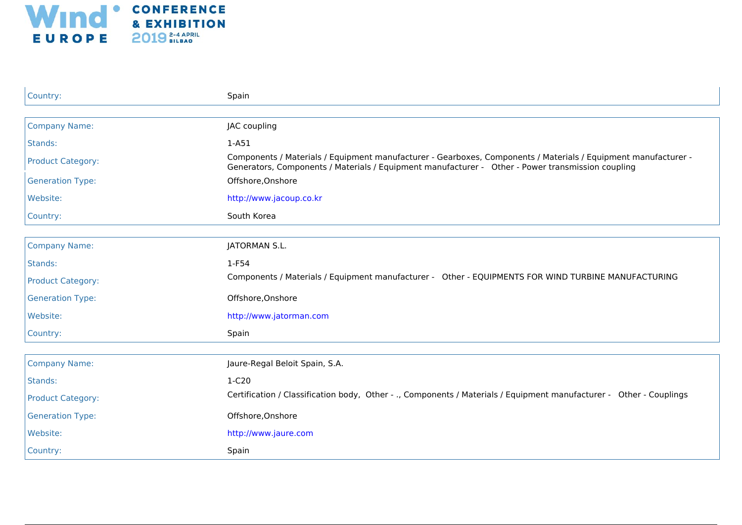| | |
|---|---|
| Country: | Spain |

| | |
|---|---|
| Company Name: | JAC coupling |
| Stands: | 1-A51 |
| Product Category: | Components / Materials / Equipment manufacturer - Gearboxes, Components / Materials / Equipment manufacturer - Generators, Components / Materials / Equipment manufacturer - Other - Power transmission coupling |
| Generation Type: | Offshore,Onshore |
| Website: | http://www.jacoup.co.kr |
| Country: | South Korea |

| | |
|---|---|
| Company Name: | JATORMAN S.L. |
| Stands: | 1-F54 |
| Product Category: | Components / Materials / Equipment manufacturer - Other - EQUIPMENTS FOR WIND TURBINE MANUFACTURING |
| Generation Type: | Offshore,Onshore |
| Website: | http://www.jatorman.com |
| Country: | Spain |

| | |
|---|---|
| Company Name: | Jaure-Regal Beloit Spain, S.A. |
| Stands: | 1-C20 |
| Product Category: | Certification / Classification body, Other - ., Components / Materials / Equipment manufacturer - Other - Couplings |
| Generation Type: | Offshore,Onshore |
| Website: | http://www.jaure.com |
| Country: | Spain |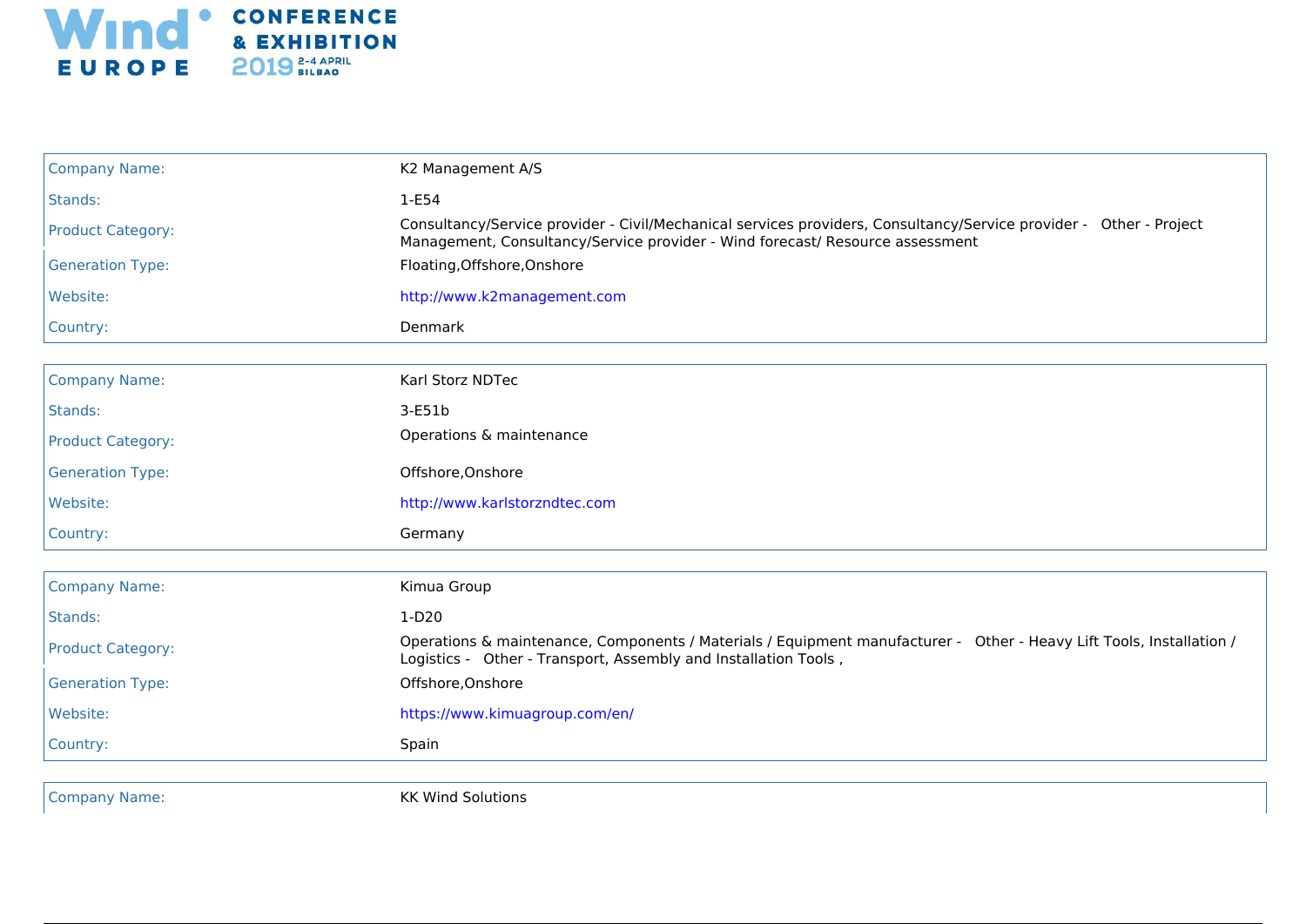| | |
|---|---|
| Company Name: | K2 Management A/S |
| Stands: | 1-E54 |
| Product Category: | Consultancy/Service provider - Civil/Mechanical services providers, Consultancy/Service provider - Other - Project Management, Consultancy/Service provider - Wind forecast/ Resource assessment |
| Generation Type: | Floating,Offshore,Onshore |
| Website: | http://www.k2management.com |
| Country: | Denmark |

| | |
|---|---|
| Company Name: | Karl Storz NDTec |
| Stands: | 3-E51b |
| Product Category: | Operations & maintenance |
| Generation Type: | Offshore,Onshore |
| Website: | http://www.karlstorzndtec.com |
| Country: | Germany |

| | |
|---|---|
| Company Name: | Kimua Group |
| Stands: | 1-D20 |
| Product Category: | Operations & maintenance, Components / Materials / Equipment manufacturer - Other - Heavy Lift Tools, Installation / Logistics - Other - Transport, Assembly and Installation Tools , |
| Generation Type: | Offshore,Onshore |
| Website: | https://www.kimuagroup.com/en/ |
| Country: | Spain |

| | |
|---|---|
| Company Name: | KK Wind Solutions |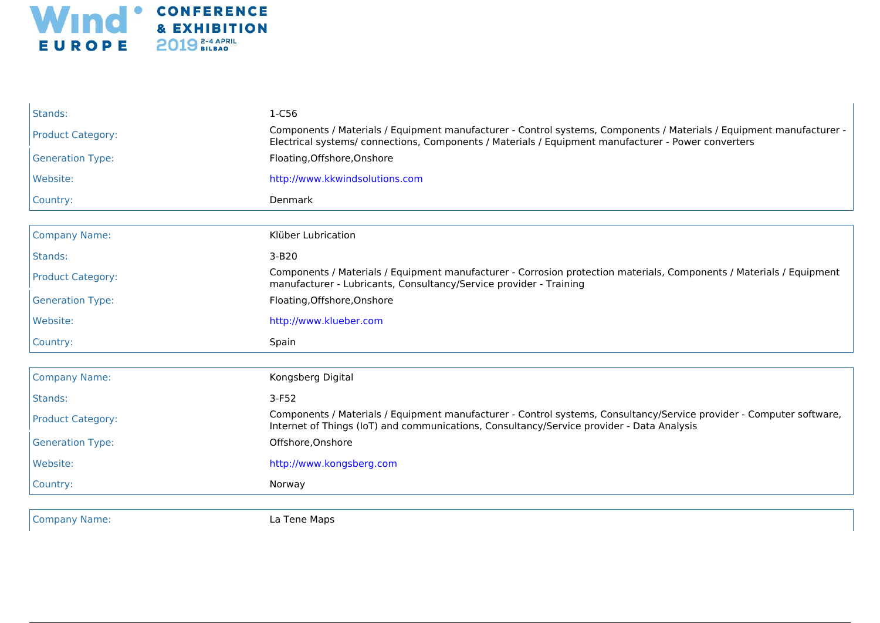| | |
|---|---|
| Stands: | 1-C56 |
| Product Category: | Components / Materials / Equipment manufacturer - Control systems, Components / Materials / Equipment manufacturer - Electrical systems/ connections, Components / Materials / Equipment manufacturer - Power converters |
| Generation Type: | Floating,Offshore,Onshore |
| Website: | http://www.kkwindsolutions.com |
| Country: | Denmark |

| | |
|---|---|
| Company Name: | Klüber Lubrication |
| Stands: | 3-B20 |
| Product Category: | Components / Materials / Equipment manufacturer - Corrosion protection materials, Components / Materials / Equipment manufacturer - Lubricants, Consultancy/Service provider - Training |
| Generation Type: | Floating,Offshore,Onshore |
| Website: | http://www.klueber.com |
| Country: | Spain |

| | |
|---|---|
| Company Name: | Kongsberg Digital |
| Stands: | 3-F52 |
| Product Category: | Components / Materials / Equipment manufacturer - Control systems, Consultancy/Service provider - Computer software, Internet of Things (IoT) and communications, Consultancy/Service provider - Data Analysis |
| Generation Type: | Offshore,Onshore |
| Website: | http://www.kongsberg.com |
| Country: | Norway |

| | |
|---|---|
| Company Name: | La Tene Maps |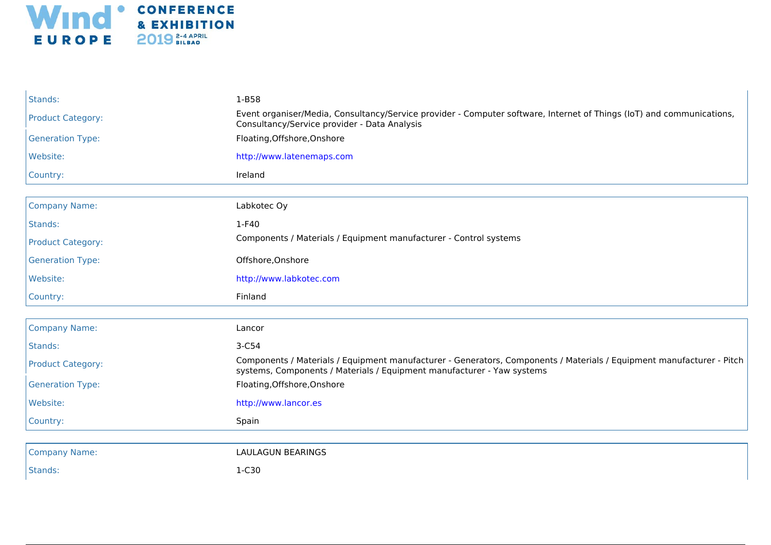| | |
|---|---|
| Stands: | 1-B58 |
| Product Category: | Event organiser/Media, Consultancy/Service provider - Computer software, Internet of Things (IoT) and communications, Consultancy/Service provider - Data Analysis |
| Generation Type: | Floating,Offshore,Onshore |
| Website: | http://www.latenemaps.com |
| Country: | Ireland |

| | |
|---|---|
| Company Name: | Labkotec Oy |
| Stands: | 1-F40 |
| Product Category: | Components / Materials / Equipment manufacturer - Control systems |
| Generation Type: | Offshore,Onshore |
| Website: | http://www.labkotec.com |
| Country: | Finland |

| | |
|---|---|
| Company Name: | Lancor |
| Stands: | 3-C54 |
| Product Category: | Components / Materials / Equipment manufacturer - Generators, Components / Materials / Equipment manufacturer - Pitch systems, Components / Materials / Equipment manufacturer - Yaw systems |
| Generation Type: | Floating,Offshore,Onshore |
| Website: | http://www.lancor.es |
| Country: | Spain |

| | |
|---|---|
| Company Name: | LAULAGUN BEARINGS |
| Stands: | 1-C30 |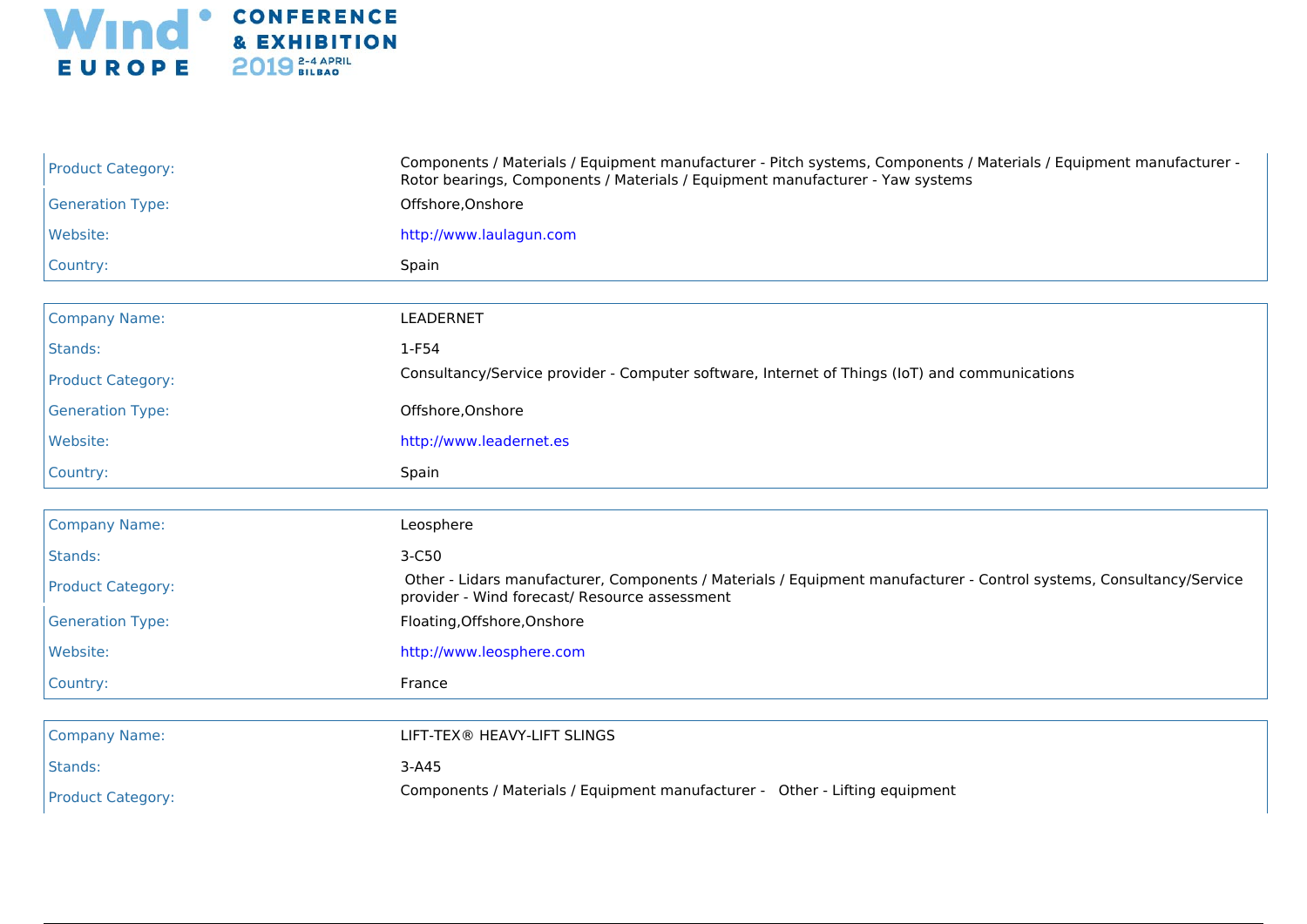| | |
|---|---|
| Product Category: | Components / Materials / Equipment manufacturer - Pitch systems, Components / Materials / Equipment manufacturer - Rotor bearings, Components / Materials / Equipment manufacturer - Yaw systems |
| Generation Type: | Offshore,Onshore |
| Website: | http://www.laulagun.com |
| Country: | Spain |

| | |
|---|---|
| Company Name: | LEADERNET |
| Stands: | 1-F54 |
| Product Category: | Consultancy/Service provider - Computer software, Internet of Things (IoT) and communications |
| Generation Type: | Offshore,Onshore |
| Website: | http://www.leadernet.es |
| Country: | Spain |

| | |
|---|---|
| Company Name: | Leosphere |
| Stands: | 3-C50 |
| Product Category: | Other - Lidars manufacturer, Components / Materials / Equipment manufacturer - Control systems, Consultancy/Service provider - Wind forecast/ Resource assessment |
| Generation Type: | Floating,Offshore,Onshore |
| Website: | http://www.leosphere.com |
| Country: | France |

| | |
|---|---|
| Company Name: | LIFT-TEX® HEAVY-LIFT SLINGS |
| Stands: | 3-A45 |
| Product Category: | Components / Materials / Equipment manufacturer - Other - Lifting equipment |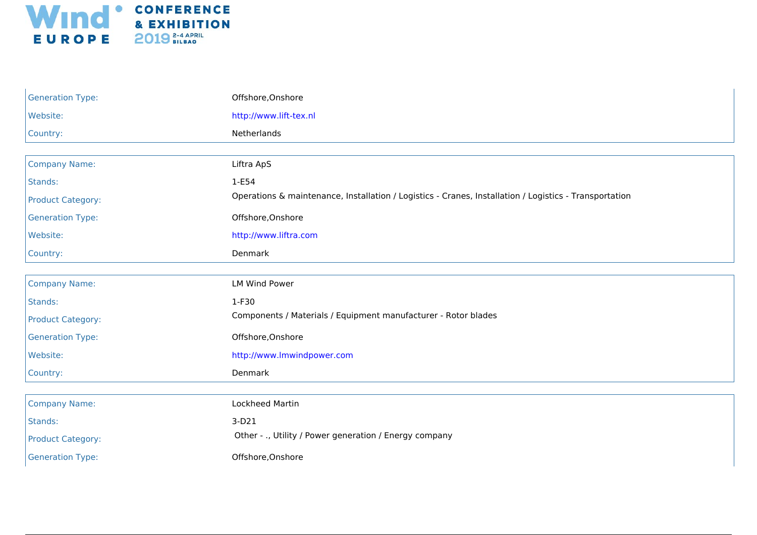| | |
|---|---|
| Generation Type: | Offshore,Onshore |
| Website: | http://www.lift-tex.nl |
| Country: | Netherlands |

| | |
|---|---|
| Company Name: | Liftra ApS |
| Stands: | 1-E54 |
| Product Category: | Operations & maintenance, Installation / Logistics - Cranes, Installation / Logistics - Transportation |
| Generation Type: | Offshore,Onshore |
| Website: | http://www.liftra.com |
| Country: | Denmark |

| | |
|---|---|
| Company Name: | LM Wind Power |
| Stands: | 1-F30 |
| Product Category: | Components / Materials / Equipment manufacturer - Rotor blades |
| Generation Type: | Offshore,Onshore |
| Website: | http://www.lmwindpower.com |
| Country: | Denmark |

| | |
|---|---|
| Company Name: | Lockheed Martin |
| Stands: | 3-D21 |
| Product Category: | Other - ., Utility / Power generation / Energy company |
| Generation Type: | Offshore,Onshore |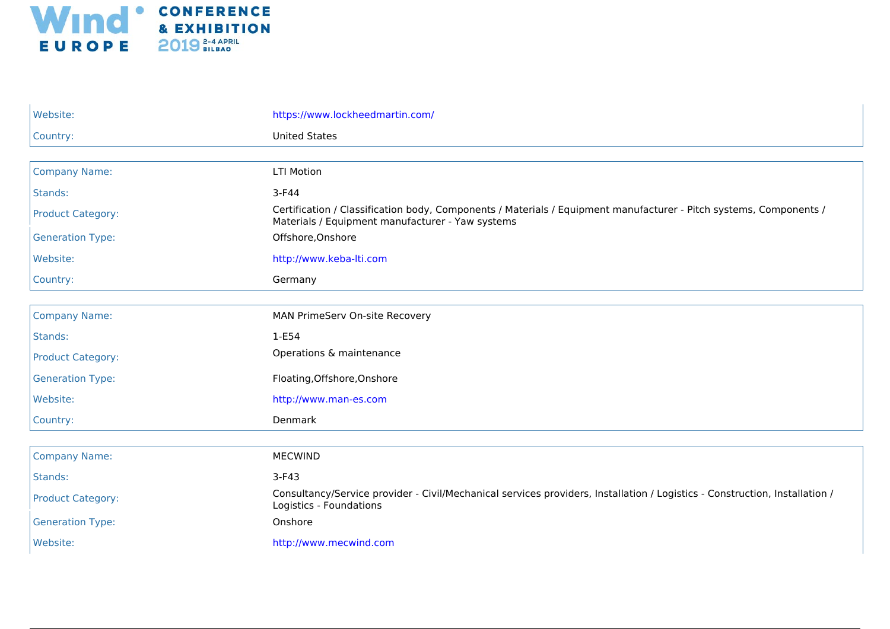| | |
|---|---|
| Website: | https://www.lockheedmartin.com/ |
| Country: | United States |

| | |
|---|---|
| Company Name: | LTI Motion |
| Stands: | 3-F44 |
| Product Category: | Certification / Classification body, Components / Materials / Equipment manufacturer - Pitch systems, Components / Materials / Equipment manufacturer - Yaw systems |
| Generation Type: | Offshore,Onshore |
| Website: | http://www.keba-lti.com |
| Country: | Germany |

| | |
|---|---|
| Company Name: | MAN PrimeServ On-site Recovery |
| Stands: | 1-E54 |
| Product Category: | Operations & maintenance |
| Generation Type: | Floating,Offshore,Onshore |
| Website: | http://www.man-es.com |
| Country: | Denmark |

| | |
|---|---|
| Company Name: | MECWIND |
| Stands: | 3-F43 |
| Product Category: | Consultancy/Service provider - Civil/Mechanical services providers, Installation / Logistics - Construction, Installation / Logistics - Foundations |
| Generation Type: | Onshore |
| Website: | http://www.mecwind.com |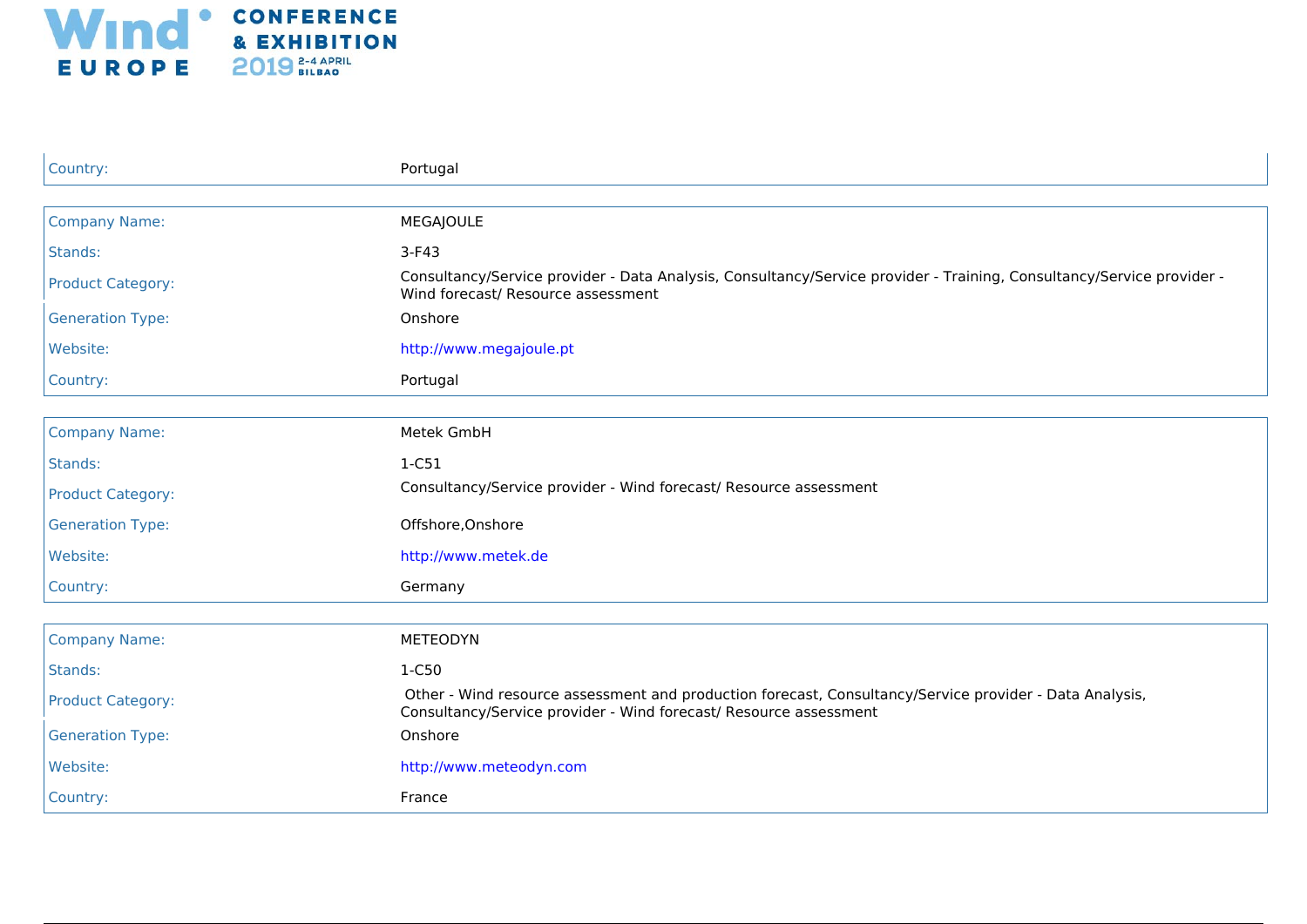| | |
|---|---|
| Country: | Portugal |

| | |
|---|---|
| Company Name: | MEGAJOULE |
| Stands: | 3-F43 |
| Product Category: | Consultancy/Service provider - Data Analysis, Consultancy/Service provider - Training, Consultancy/Service provider - Wind forecast/ Resource assessment |
| Generation Type: | Onshore |
| Website: | http://www.megajoule.pt |
| Country: | Portugal |

| | |
|---|---|
| Company Name: | Metek GmbH |
| Stands: | 1-C51 |
| Product Category: | Consultancy/Service provider - Wind forecast/ Resource assessment |
| Generation Type: | Offshore,Onshore |
| Website: | http://www.metek.de |
| Country: | Germany |

| | |
|---|---|
| Company Name: | METEODYN |
| Stands: | 1-C50 |
| Product Category: | Other - Wind resource assessment and production forecast, Consultancy/Service provider - Data Analysis, Consultancy/Service provider - Wind forecast/ Resource assessment |
| Generation Type: | Onshore |
| Website: | http://www.meteodyn.com |
| Country: | France |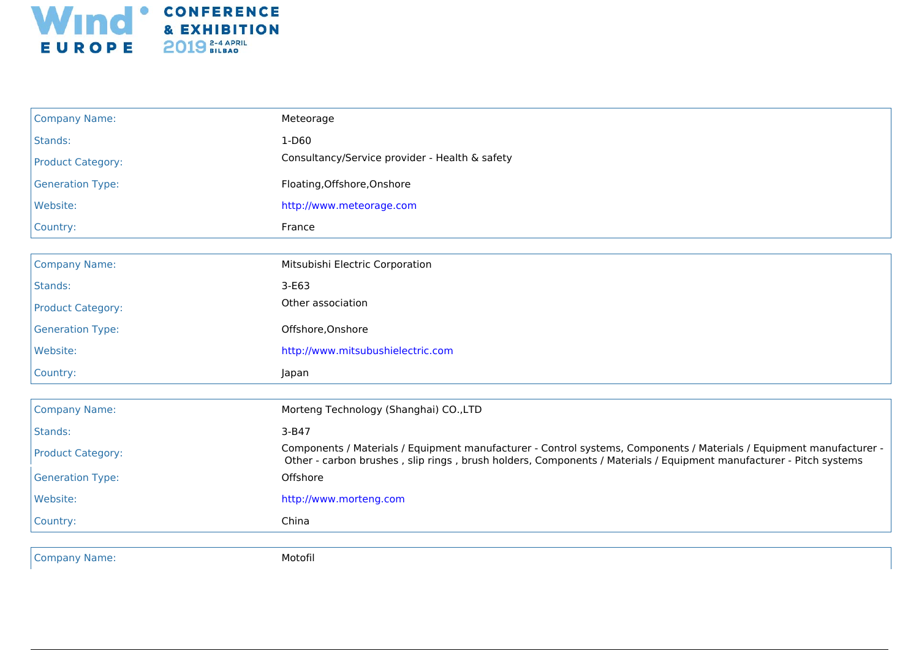| Company Name: | Meteorage |
|---|---|
| Stands: | 1-D60 |
| Product Category: | Consultancy/Service provider - Health & safety |
| Generation Type: | Floating,Offshore,Onshore |
| Website: | http://www.meteorage.com |
| Country: | France |

| Company Name: | Mitsubishi Electric Corporation |
|---|---|
| Stands: | 3-E63 |
| Product Category: | Other association |
| Generation Type: | Offshore,Onshore |
| Website: | http://www.mitsubushielectric.com |
| Country: | Japan |

| Company Name: | Morteng Technology (Shanghai) CO.,LTD |
|---|---|
| Stands: | 3-B47 |
| Product Category: | Components / Materials / Equipment manufacturer - Control systems, Components / Materials / Equipment manufacturer - Other - carbon brushes , slip rings , brush holders, Components / Materials / Equipment manufacturer - Pitch systems |
| Generation Type: | Offshore |
| Website: | http://www.morteng.com |
| Country: | China |

| Company Name: | Motofil |
|---|---|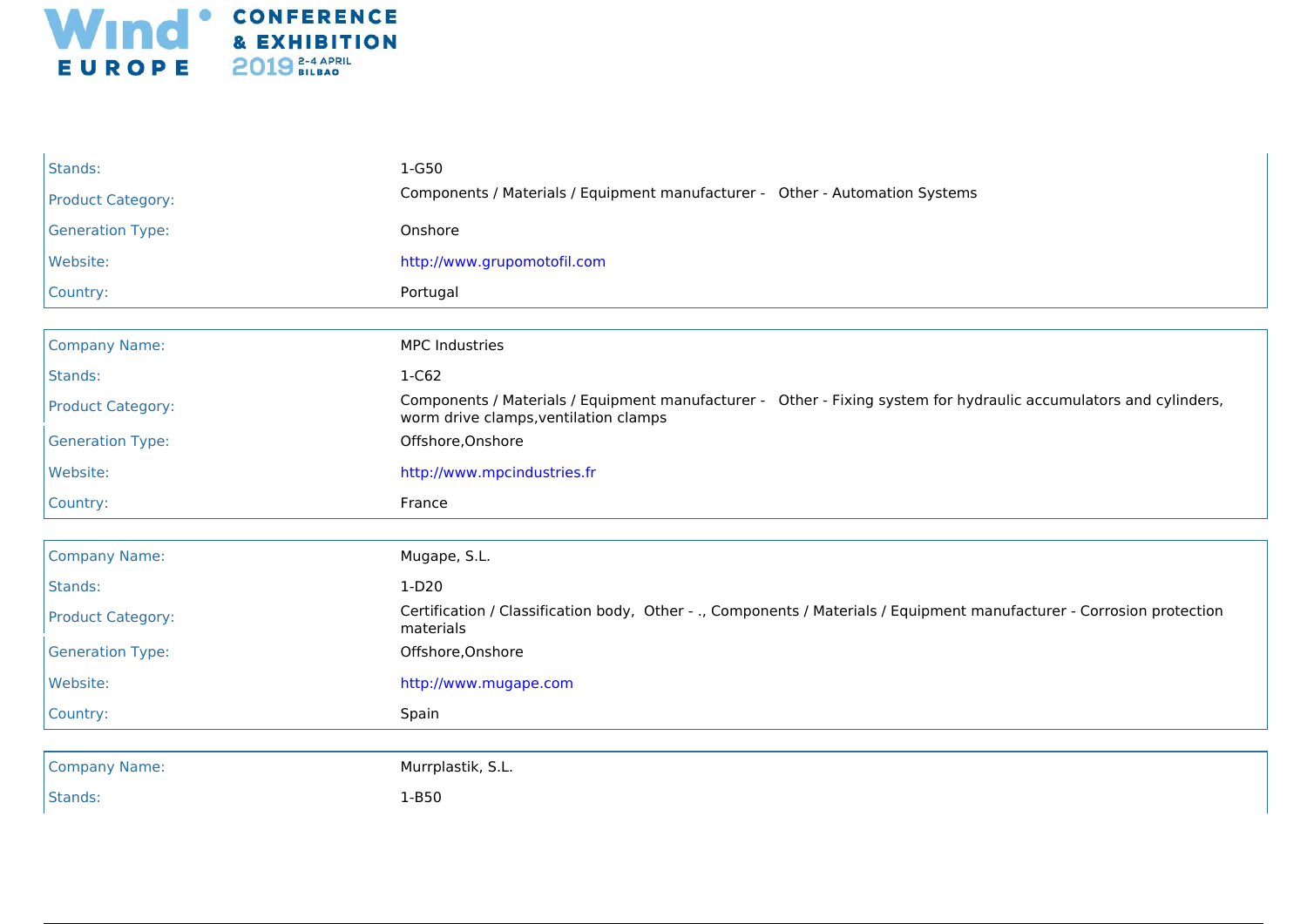| | |
|---|---|
| Stands: | 1-G50 |
| Product Category: | Components / Materials / Equipment manufacturer - Other - Automation Systems |
| Generation Type: | Onshore |
| Website: | http://www.grupomotofil.com |
| Country: | Portugal |

| | |
|---|---|
| Company Name: | MPC Industries |
| Stands: | 1-C62 |
| Product Category: | Components / Materials / Equipment manufacturer - Other - Fixing system for hydraulic accumulators and cylinders, worm drive clamps,ventilation clamps |
| Generation Type: | Offshore,Onshore |
| Website: | http://www.mpcindustries.fr |
| Country: | France |

| | |
|---|---|
| Company Name: | Mugape, S.L. |
| Stands: | 1-D20 |
| Product Category: | Certification / Classification body, Other - ., Components / Materials / Equipment manufacturer - Corrosion protection materials |
| Generation Type: | Offshore,Onshore |
| Website: | http://www.mugape.com |
| Country: | Spain |

| | |
|---|---|
| Company Name: | Murrplastik, S.L. |
| Stands: | 1-B50 |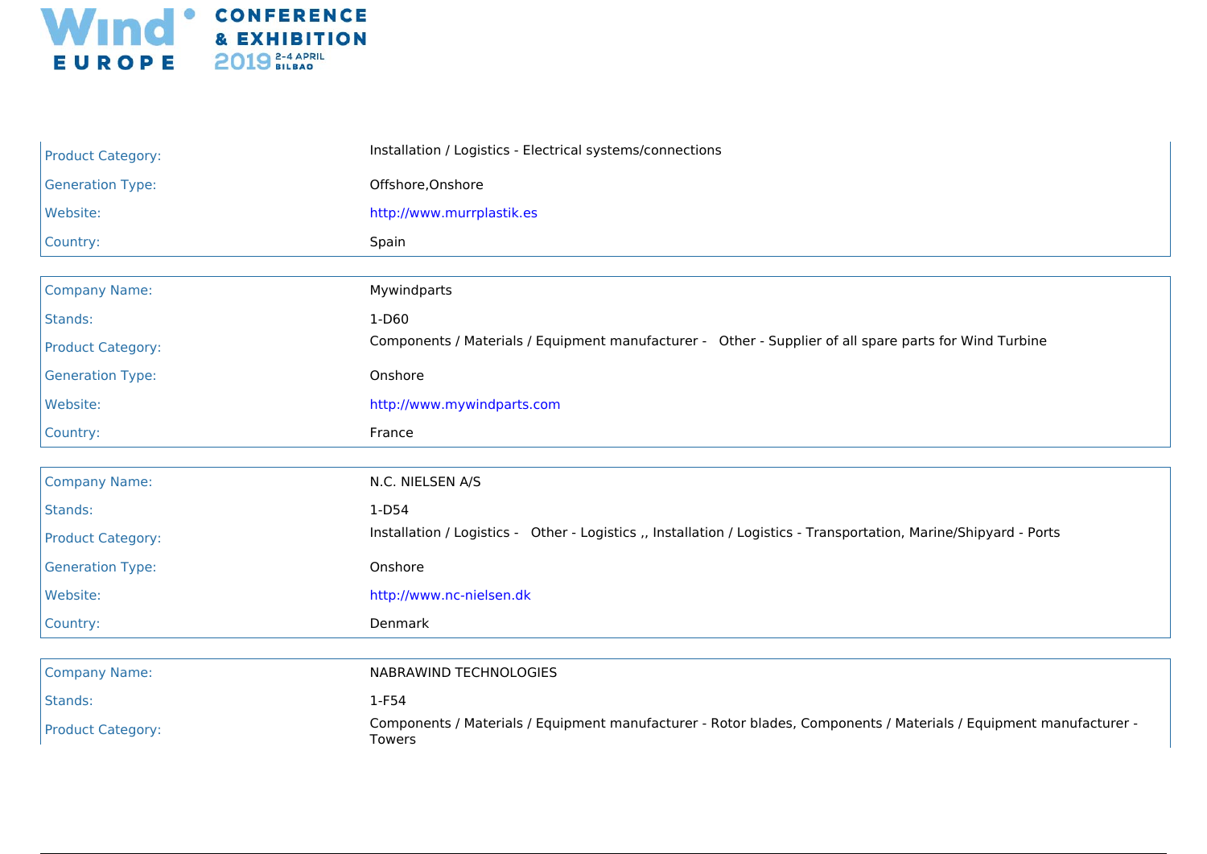| | |
|---|---|
| Product Category: | Installation / Logistics - Electrical systems/connections |
| Generation Type: | Offshore,Onshore |
| Website: | http://www.murrplastik.es |
| Country: | Spain |

| | |
|---|---|
| Company Name: | Mywindparts |
| Stands: | 1-D60 |
| Product Category: | Components / Materials / Equipment manufacturer - Other - Supplier of all spare parts for Wind Turbine |
| Generation Type: | Onshore |
| Website: | http://www.mywindparts.com |
| Country: | France |

| | |
|---|---|
| Company Name: | N.C. NIELSEN A/S |
| Stands: | 1-D54 |
| Product Category: | Installation / Logistics - Other - Logistics ,, Installation / Logistics - Transportation, Marine/Shipyard - Ports |
| Generation Type: | Onshore |
| Website: | http://www.nc-nielsen.dk |
| Country: | Denmark |

| | |
|---|---|
| Company Name: | NABRAWIND TECHNOLOGIES |
| Stands: | 1-F54 |
| Product Category: | Components / Materials / Equipment manufacturer - Rotor blades, Components / Materials / Equipment manufacturer - Towers |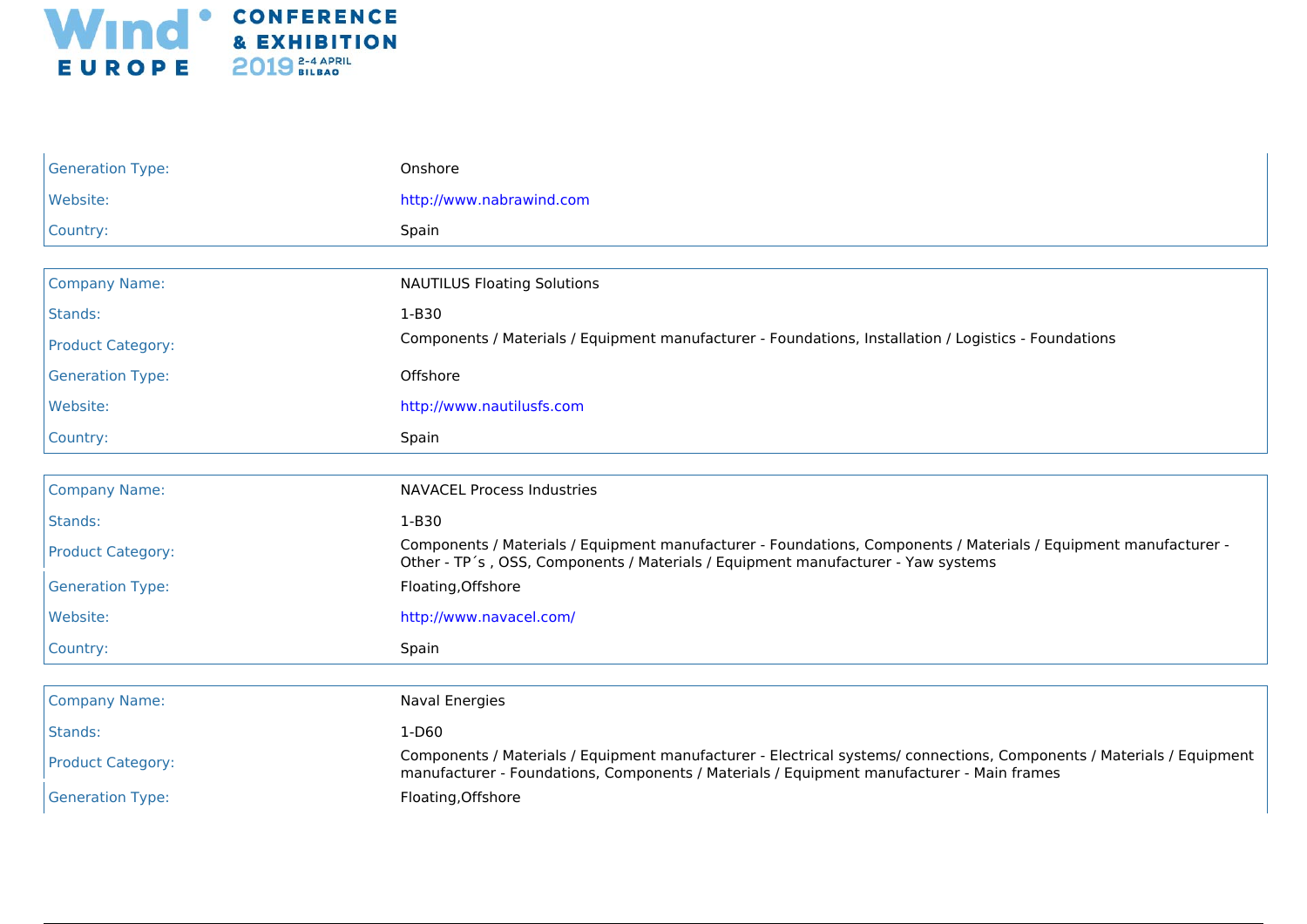| | |
|---|---|
| Generation Type: | Onshore |
| Website: | http://www.nabrawind.com |
| Country: | Spain |

| | |
|---|---|
| Company Name: | NAUTILUS Floating Solutions |
| Stands: | 1-B30 |
| Product Category: | Components / Materials / Equipment manufacturer - Foundations, Installation / Logistics - Foundations |
| Generation Type: | Offshore |
| Website: | http://www.nautilusfs.com |
| Country: | Spain |

| | |
|---|---|
| Company Name: | NAVACEL Process Industries |
| Stands: | 1-B30 |
| Product Category: | Components / Materials / Equipment manufacturer - Foundations, Components / Materials / Equipment manufacturer - Other - TP´s , OSS, Components / Materials / Equipment manufacturer - Yaw systems |
| Generation Type: | Floating,Offshore |
| Website: | http://www.navacel.com/ |
| Country: | Spain |

| | |
|---|---|
| Company Name: | Naval Energies |
| Stands: | 1-D60 |
| Product Category: | Components / Materials / Equipment manufacturer - Electrical systems/ connections, Components / Materials / Equipment manufacturer - Foundations, Components / Materials / Equipment manufacturer - Main frames |
| Generation Type: | Floating,Offshore |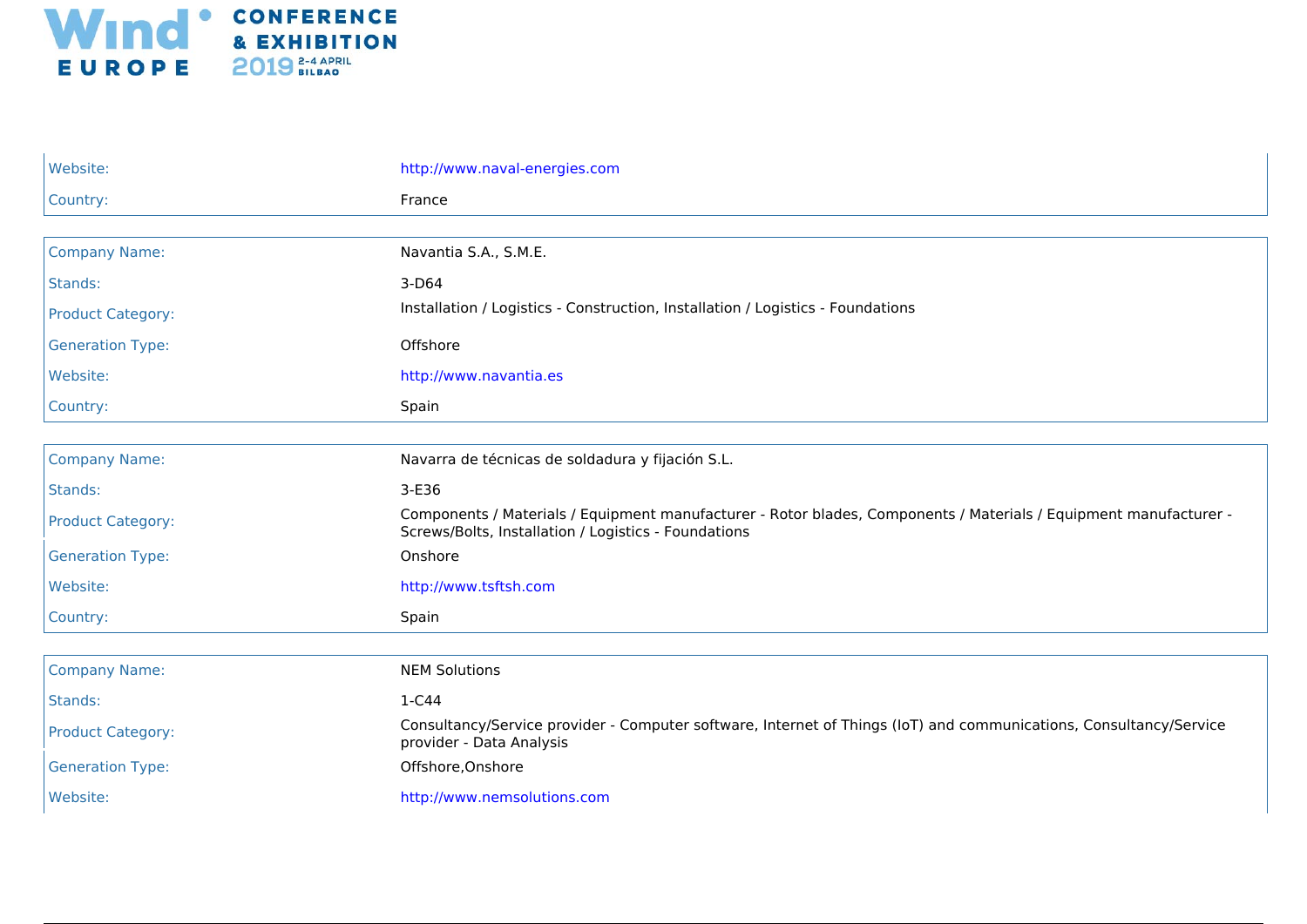| | |
|---|---|
| Website: | http://www.naval-energies.com |
| Country: | France |

| | |
|---|---|
| Company Name: | Navantia S.A., S.M.E. |
| Stands: | 3-D64 |
| Product Category: | Installation / Logistics - Construction, Installation / Logistics - Foundations |
| Generation Type: | Offshore |
| Website: | http://www.navantia.es |
| Country: | Spain |

| | |
|---|---|
| Company Name: | Navarra de técnicas de soldadura y fijación S.L. |
| Stands: | 3-E36 |
| Product Category: | Components / Materials / Equipment manufacturer - Rotor blades, Components / Materials / Equipment manufacturer - Screws/Bolts, Installation / Logistics - Foundations |
| Generation Type: | Onshore |
| Website: | http://www.tsftsh.com |
| Country: | Spain |

| | |
|---|---|
| Company Name: | NEM Solutions |
| Stands: | 1-C44 |
| Product Category: | Consultancy/Service provider - Computer software, Internet of Things (IoT) and communications, Consultancy/Service provider - Data Analysis |
| Generation Type: | Offshore,Onshore |
| Website: | http://www.nemsolutions.com |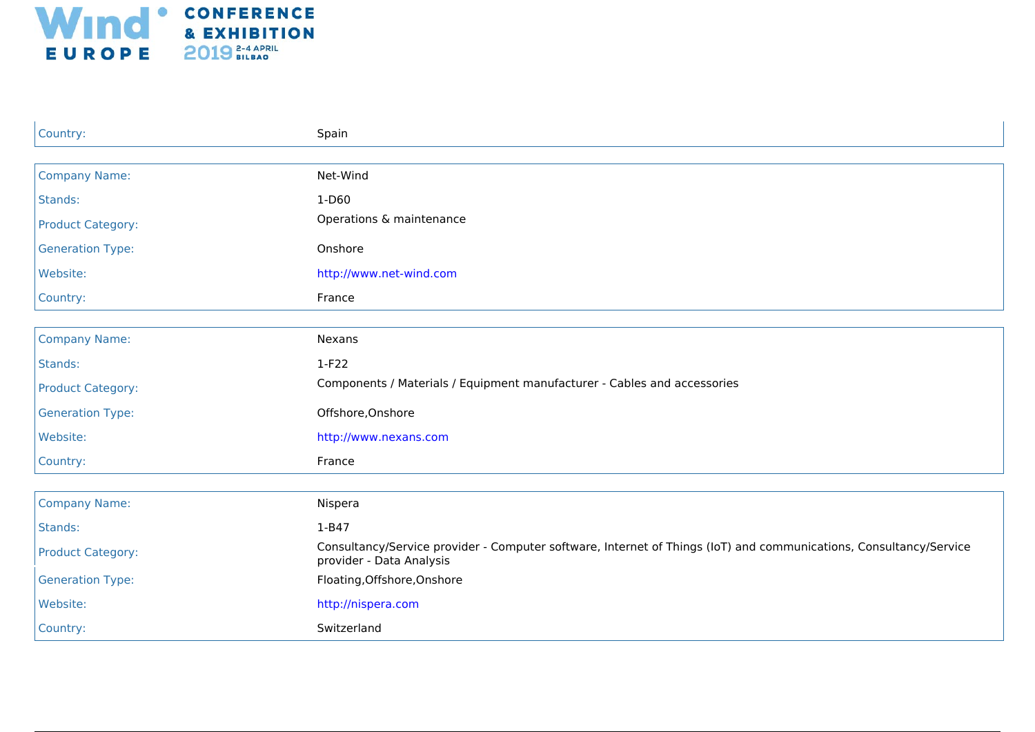| | |
|---|---|
| Country: | Spain |

| | |
|---|---|
| Company Name: | Net-Wind |
| Stands: | 1-D60 |
| Product Category: | Operations & maintenance |
| Generation Type: | Onshore |
| Website: | http://www.net-wind.com |
| Country: | France |

| | |
|---|---|
| Company Name: | Nexans |
| Stands: | 1-F22 |
| Product Category: | Components / Materials / Equipment manufacturer - Cables and accessories |
| Generation Type: | Offshore,Onshore |
| Website: | http://www.nexans.com |
| Country: | France |

| | |
|---|---|
| Company Name: | Nispera |
| Stands: | 1-B47 |
| Product Category: | Consultancy/Service provider - Computer software, Internet of Things (IoT) and communications, Consultancy/Service provider - Data Analysis |
| Generation Type: | Floating,Offshore,Onshore |
| Website: | http://nispera.com |
| Country: | Switzerland |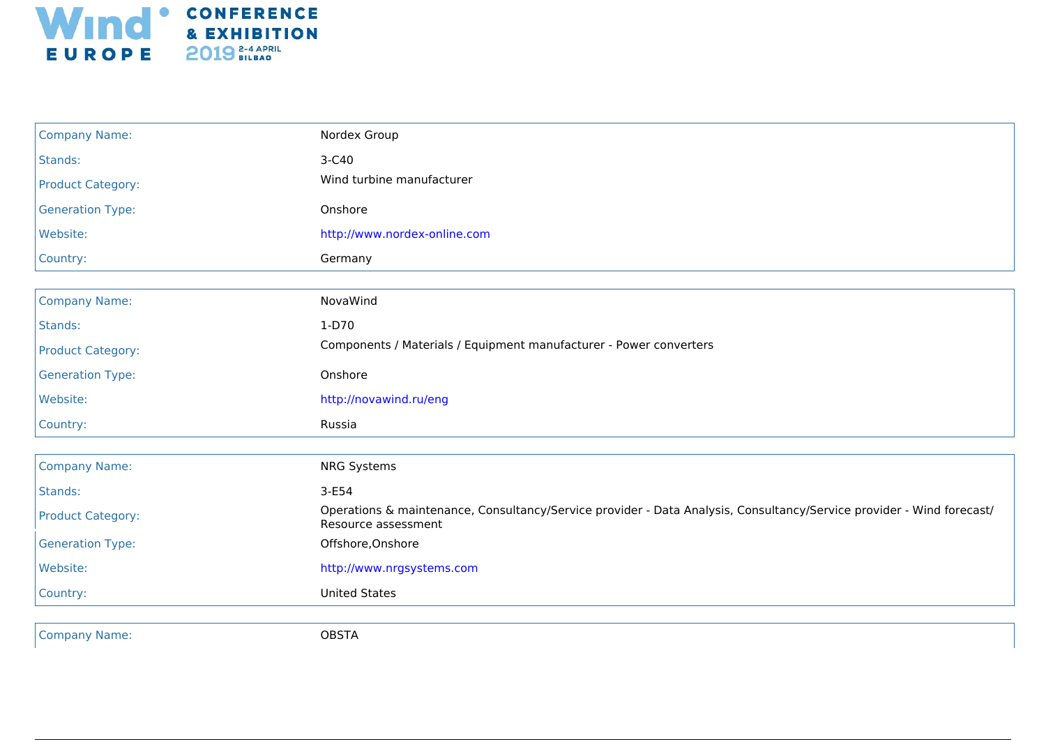| Company Name: | Nordex Group |
|---|---|
| Stands: | 3-C40 |
| Product Category: | Wind turbine manufacturer |
| Generation Type: | Onshore |
| Website: | http://www.nordex-online.com |
| Country: | Germany |

| Company Name: | NovaWind |
|---|---|
| Stands: | 1-D70 |
| Product Category: | Components / Materials / Equipment manufacturer - Power converters |
| Generation Type: | Onshore |
| Website: | http://novawind.ru/eng |
| Country: | Russia |

| Company Name: | NRG Systems |
|---|---|
| Stands: | 3-E54 |
| Product Category: | Operations & maintenance, Consultancy/Service provider - Data Analysis, Consultancy/Service provider - Wind forecast/ Resource assessment |
| Generation Type: | Offshore,Onshore |
| Website: | http://www.nrgsystems.com |
| Country: | United States |

| Company Name: | OBSTA |
|---|---|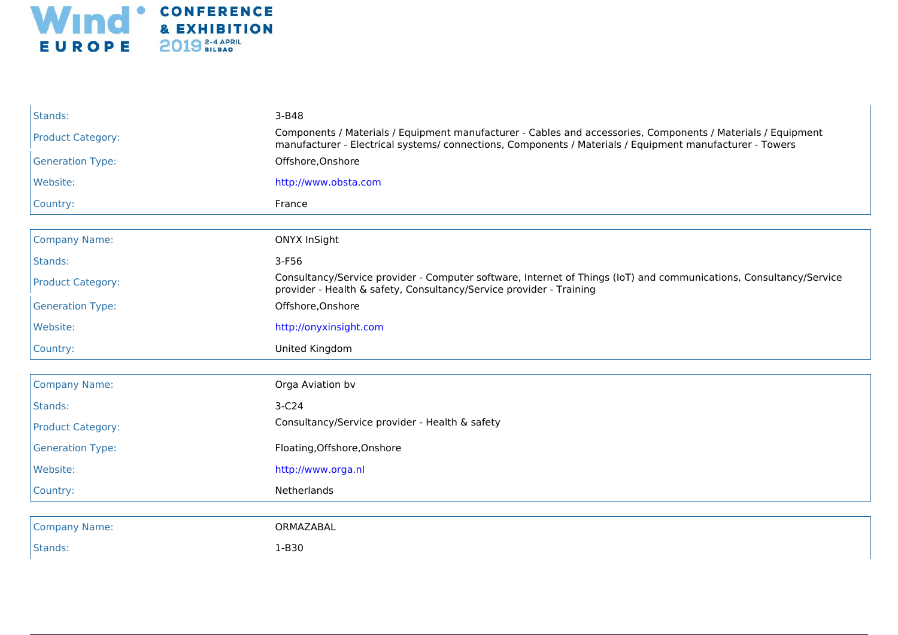| | |
|---|---|
| Stands: | 3-B48 |
| Product Category: | Components / Materials / Equipment manufacturer - Cables and accessories, Components / Materials / Equipment manufacturer - Electrical systems/ connections, Components / Materials / Equipment manufacturer - Towers |
| Generation Type: | Offshore,Onshore |
| Website: | http://www.obsta.com |
| Country: | France |

| | |
|---|---|
| Company Name: | ONYX InSight |
| Stands: | 3-F56 |
| Product Category: | Consultancy/Service provider - Computer software, Internet of Things (IoT) and communications, Consultancy/Service provider - Health & safety, Consultancy/Service provider - Training |
| Generation Type: | Offshore,Onshore |
| Website: | http://onyxinsight.com |
| Country: | United Kingdom |

| | |
|---|---|
| Company Name: | Orga Aviation bv |
| Stands: | 3-C24 |
| Product Category: | Consultancy/Service provider - Health & safety |
| Generation Type: | Floating,Offshore,Onshore |
| Website: | http://www.orga.nl |
| Country: | Netherlands |

| | |
|---|---|
| Company Name: | ORMAZABAL |
| Stands: | 1-B30 |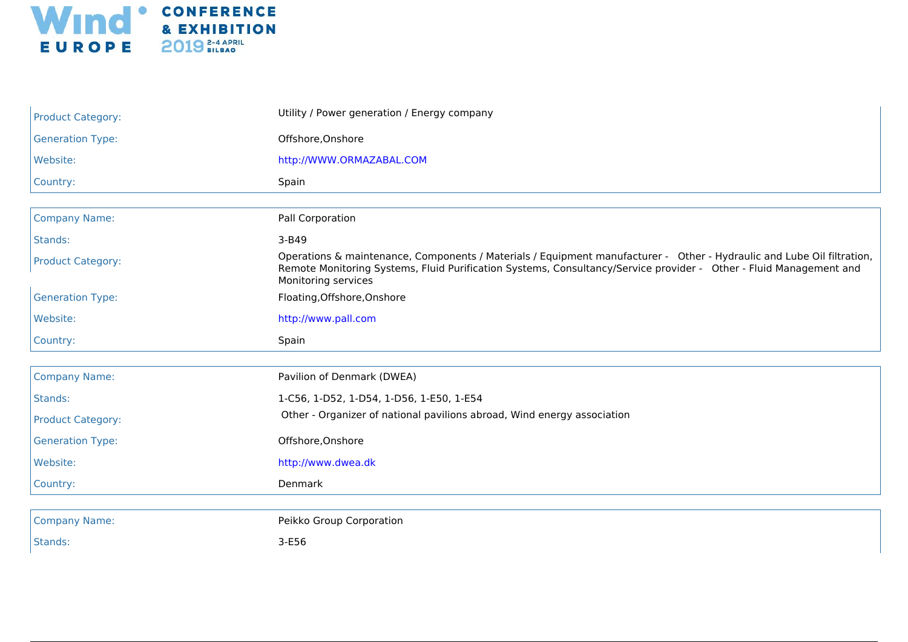| | |
|---|---|
| Product Category: | Utility / Power generation / Energy company |
| Generation Type: | Offshore,Onshore |
| Website: | http://WWW.ORMAZABAL.COM |
| Country: | Spain |

| | |
|---|---|
| Company Name: | Pall Corporation |
| Stands: | 3-B49 |
| Product Category: | Operations & maintenance, Components / Materials / Equipment manufacturer -   Other - Hydraulic and Lube Oil filtration, Remote Monitoring Systems, Fluid Purification Systems, Consultancy/Service provider -   Other - Fluid Management and Monitoring services |
| Generation Type: | Floating,Offshore,Onshore |
| Website: | http://www.pall.com |
| Country: | Spain |

| | |
|---|---|
| Company Name: | Pavilion of Denmark (DWEA) |
| Stands: | 1-C56, 1-D52, 1-D54, 1-D56, 1-E50, 1-E54 |
| Product Category: | Other - Organizer of national pavilions abroad, Wind energy association |
| Generation Type: | Offshore,Onshore |
| Website: | http://www.dwea.dk |
| Country: | Denmark |

| | |
|---|---|
| Company Name: | Peikko Group Corporation |
| Stands: | 3-E56 |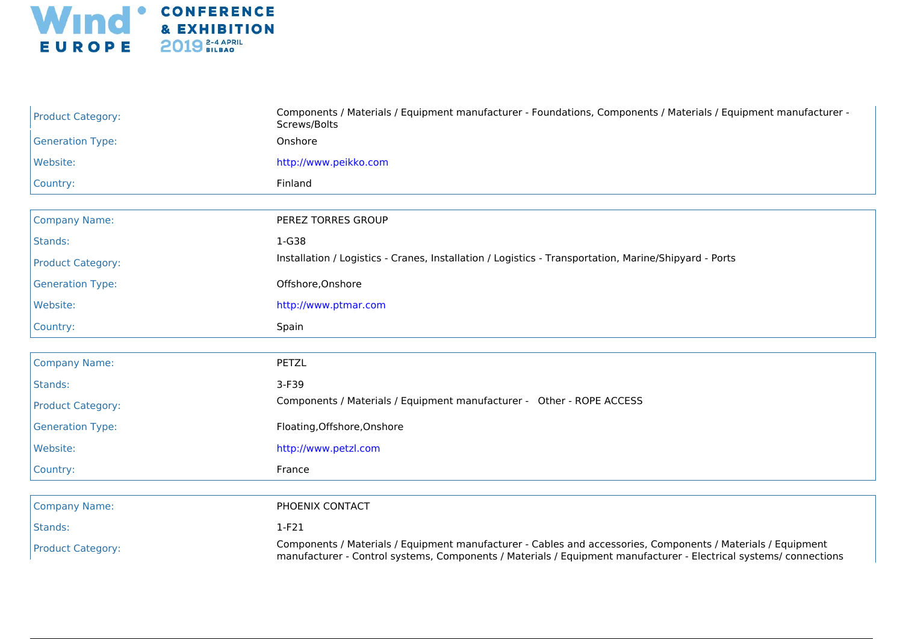| | |
|---|---|
| Product Category: | Components / Materials / Equipment manufacturer - Foundations, Components / Materials / Equipment manufacturer - Screws/Bolts |
| Generation Type: | Onshore |
| Website: | http://www.peikko.com |
| Country: | Finland |

| | |
|---|---|
| Company Name: | PEREZ TORRES GROUP |
| Stands: | 1-G38 |
| Product Category: | Installation / Logistics - Cranes, Installation / Logistics - Transportation, Marine/Shipyard - Ports |
| Generation Type: | Offshore,Onshore |
| Website: | http://www.ptmar.com |
| Country: | Spain |

| | |
|---|---|
| Company Name: | PETZL |
| Stands: | 3-F39 |
| Product Category: | Components / Materials / Equipment manufacturer - Other - ROPE ACCESS |
| Generation Type: | Floating,Offshore,Onshore |
| Website: | http://www.petzl.com |
| Country: | France |

| | |
|---|---|
| Company Name: | PHOENIX CONTACT |
| Stands: | 1-F21 |
| Product Category: | Components / Materials / Equipment manufacturer - Cables and accessories, Components / Materials / Equipment manufacturer - Control systems, Components / Materials / Equipment manufacturer - Electrical systems/ connections |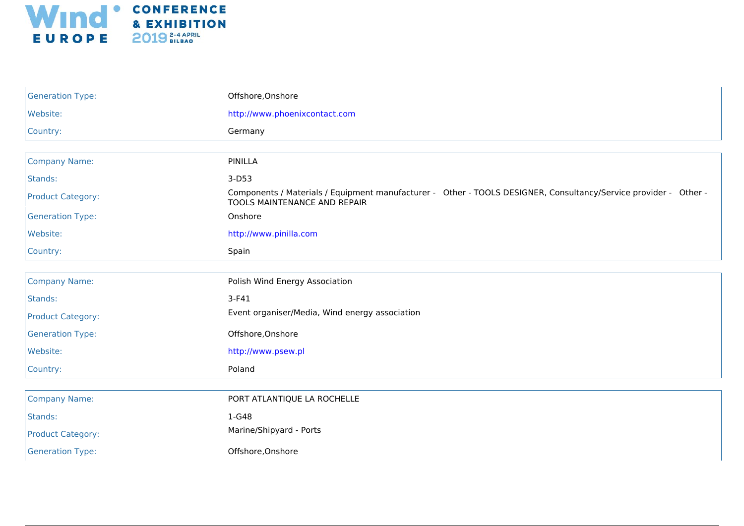| | |
|---|---|
| Generation Type: | Offshore,Onshore |
| Website: | http://www.phoenixcontact.com |
| Country: | Germany |

| | |
|---|---|
| Company Name: | PINILLA |
| Stands: | 3-D53 |
| Product Category: | Components / Materials / Equipment manufacturer - Other - TOOLS DESIGNER, Consultancy/Service provider - Other - TOOLS MAINTENANCE AND REPAIR |
| Generation Type: | Onshore |
| Website: | http://www.pinilla.com |
| Country: | Spain |

| | |
|---|---|
| Company Name: | Polish Wind Energy Association |
| Stands: | 3-F41 |
| Product Category: | Event organiser/Media, Wind energy association |
| Generation Type: | Offshore,Onshore |
| Website: | http://www.psew.pl |
| Country: | Poland |

| | |
|---|---|
| Company Name: | PORT ATLANTIQUE LA ROCHELLE |
| Stands: | 1-G48 |
| Product Category: | Marine/Shipyard - Ports |
| Generation Type: | Offshore,Onshore |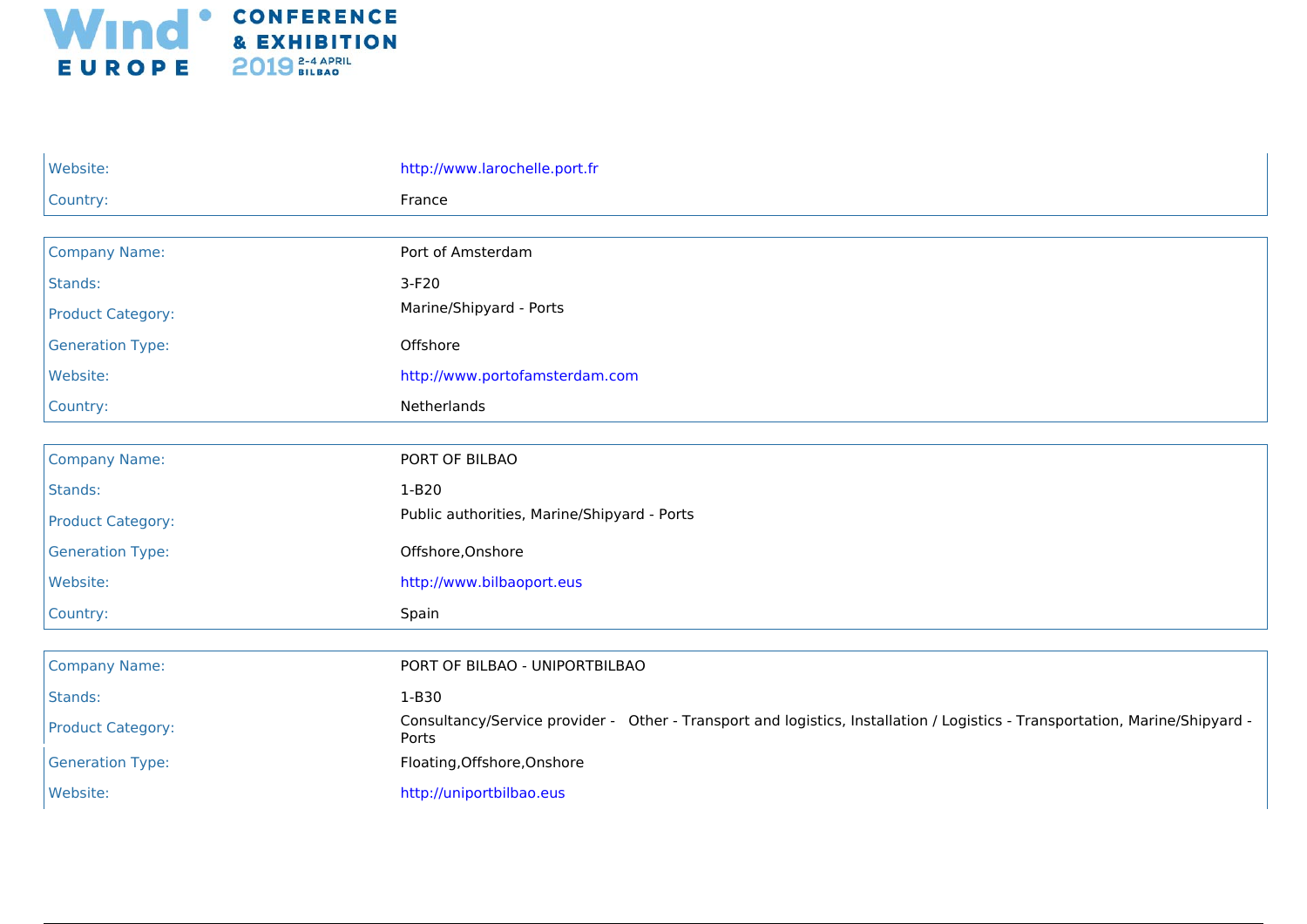| | |
|---|---|
| Website: | http://www.larochelle.port.fr |
| Country: | France |

| | |
|---|---|
| Company Name: | Port of Amsterdam |
| Stands: | 3-F20 |
| Product Category: | Marine/Shipyard - Ports |
| Generation Type: | Offshore |
| Website: | http://www.portofamsterdam.com |
| Country: | Netherlands |

| | |
|---|---|
| Company Name: | PORT OF BILBAO |
| Stands: | 1-B20 |
| Product Category: | Public authorities, Marine/Shipyard - Ports |
| Generation Type: | Offshore,Onshore |
| Website: | http://www.bilbaoport.eus |
| Country: | Spain |

| | |
|---|---|
| Company Name: | PORT OF BILBAO - UNIPORTBILBAO |
| Stands: | 1-B30 |
| Product Category: | Consultancy/Service provider - Other - Transport and logistics, Installation / Logistics - Transportation, Marine/Shipyard - Ports |
| Generation Type: | Floating,Offshore,Onshore |
| Website: | http://uniportbilbao.eus |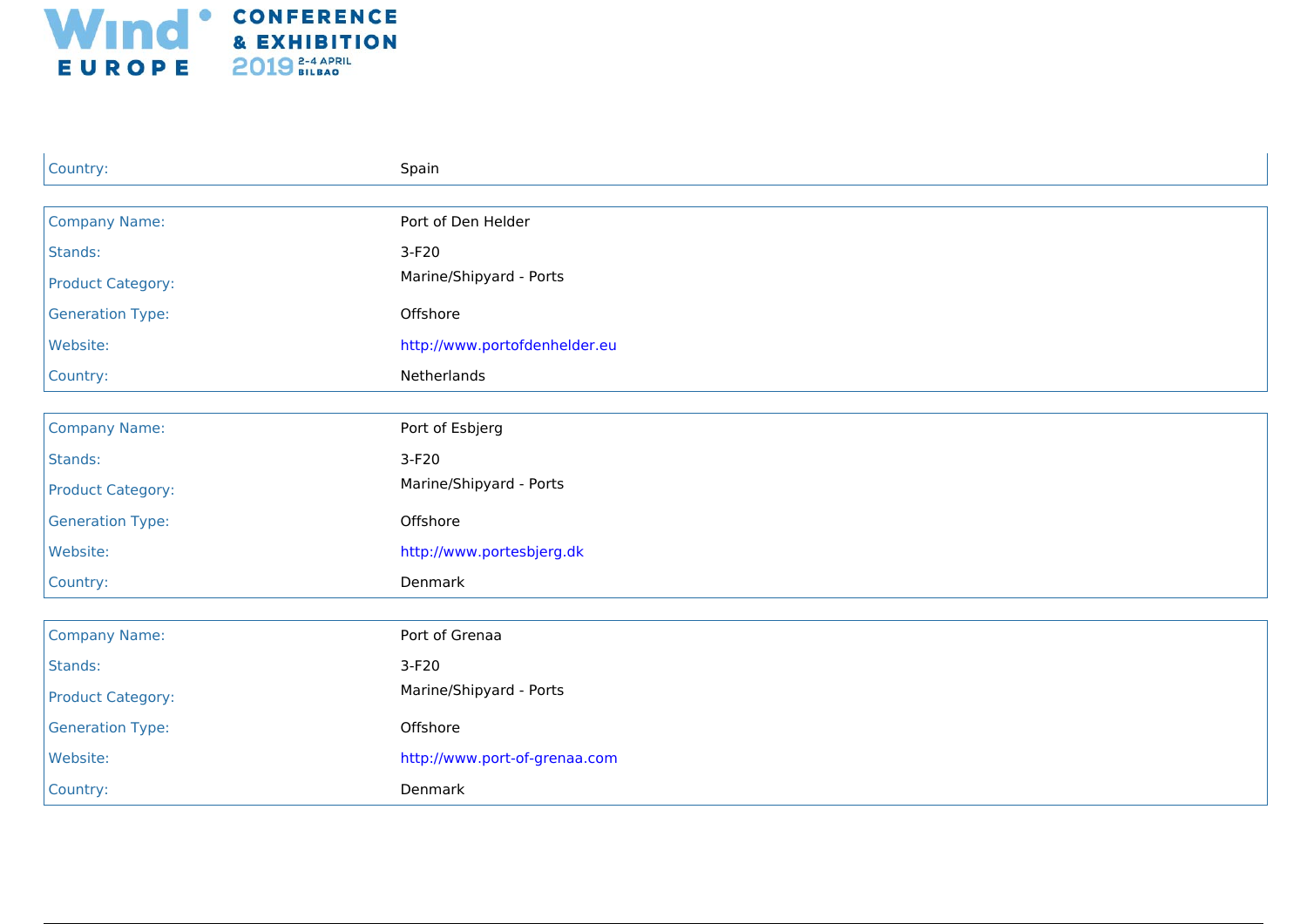| | |
|---|---|
| Country: | Spain |

| | |
|---|---|
| Company Name: | Port of Den Helder |
| Stands: | 3-F20 |
| Product Category: | Marine/Shipyard - Ports |
| Generation Type: | Offshore |
| Website: | http://www.portofdenhelder.eu |
| Country: | Netherlands |

| | |
|---|---|
| Company Name: | Port of Esbjerg |
| Stands: | 3-F20 |
| Product Category: | Marine/Shipyard - Ports |
| Generation Type: | Offshore |
| Website: | http://www.portesbjerg.dk |
| Country: | Denmark |

| | |
|---|---|
| Company Name: | Port of Grenaa |
| Stands: | 3-F20 |
| Product Category: | Marine/Shipyard - Ports |
| Generation Type: | Offshore |
| Website: | http://www.port-of-grenaa.com |
| Country: | Denmark |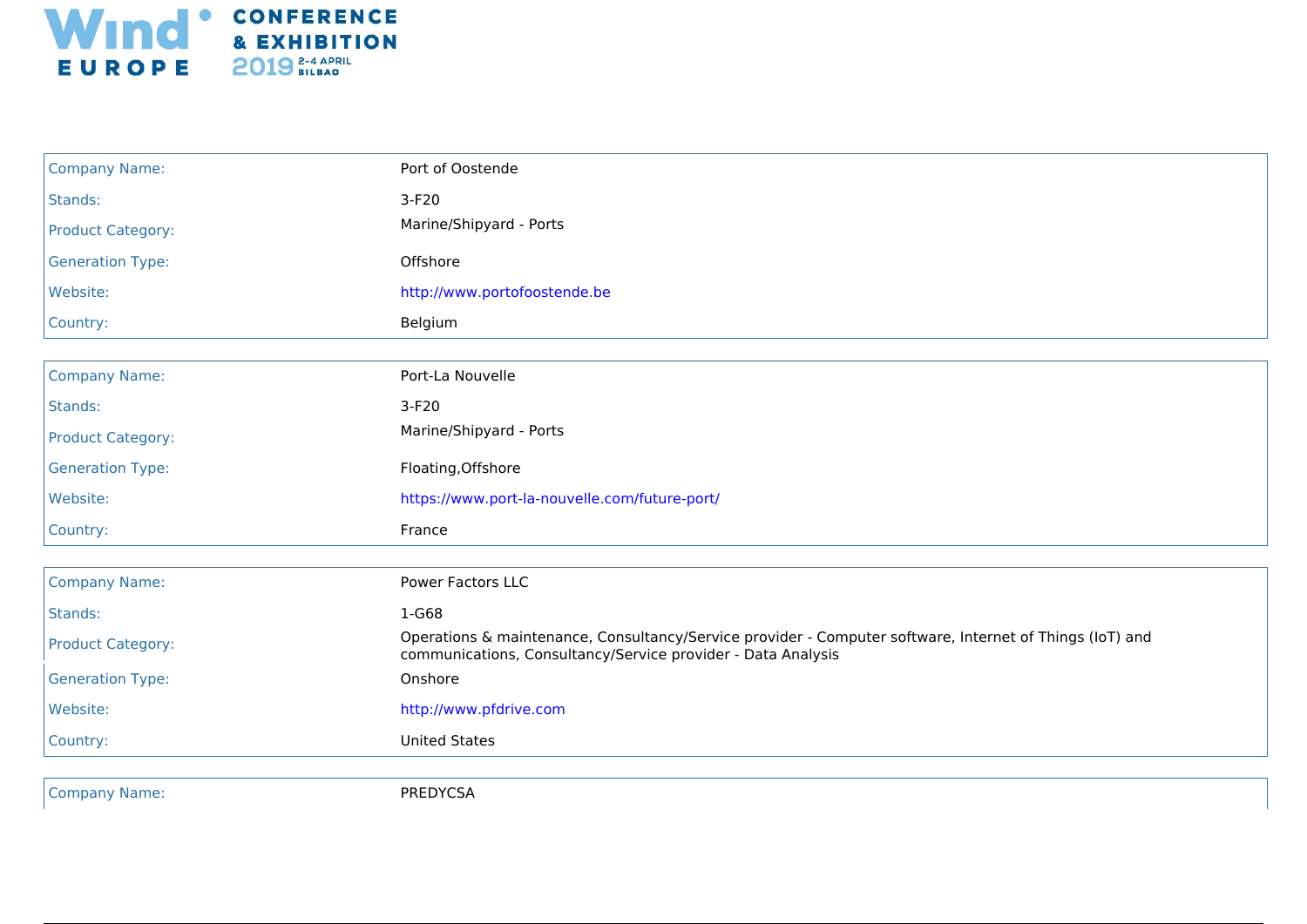| | |
|---|---|
| Company Name: | Port of Oostende |
| Stands: | 3-F20 |
| Product Category: | Marine/Shipyard - Ports |
| Generation Type: | Offshore |
| Website: | http://www.portofoostende.be |
| Country: | Belgium |

| | |
|---|---|
| Company Name: | Port-La Nouvelle |
| Stands: | 3-F20 |
| Product Category: | Marine/Shipyard - Ports |
| Generation Type: | Floating,Offshore |
| Website: | https://www.port-la-nouvelle.com/future-port/ |
| Country: | France |

| | |
|---|---|
| Company Name: | Power Factors LLC |
| Stands: | 1-G68 |
| Product Category: | Operations & maintenance, Consultancy/Service provider - Computer software, Internet of Things (IoT) and communications, Consultancy/Service provider - Data Analysis |
| Generation Type: | Onshore |
| Website: | http://www.pfdrive.com |
| Country: | United States |

| | |
|---|---|
| Company Name: | PREDYCSA |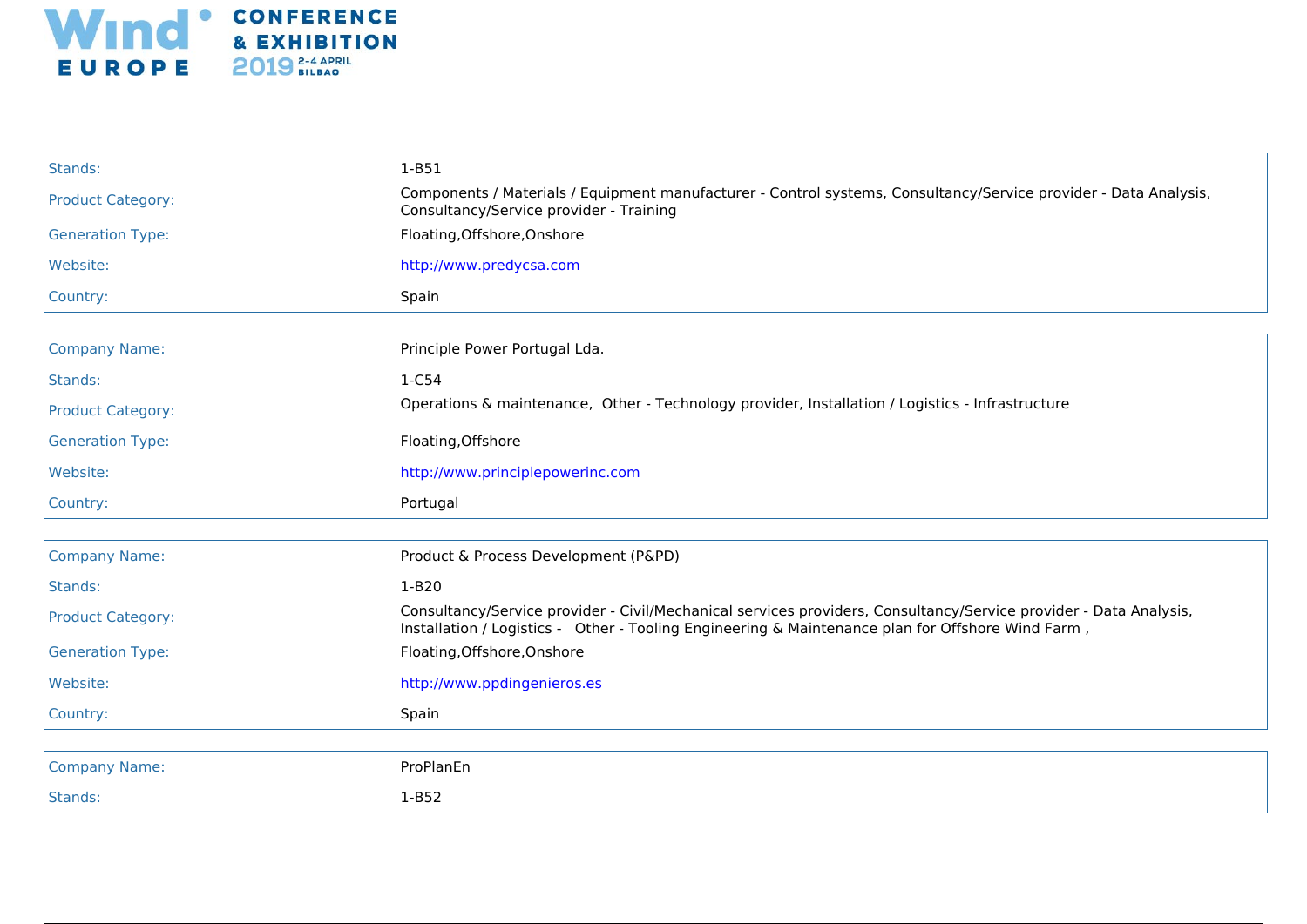| | |
|---|---|
| Stands: | 1-B51 |
| Product Category: | Components / Materials / Equipment manufacturer - Control systems, Consultancy/Service provider - Data Analysis, Consultancy/Service provider - Training |
| Generation Type: | Floating,Offshore,Onshore |
| Website: | http://www.predycsa.com |
| Country: | Spain |

| | |
|---|---|
| Company Name: | Principle Power Portugal Lda. |
| Stands: | 1-C54 |
| Product Category: | Operations & maintenance,  Other - Technology provider, Installation / Logistics - Infrastructure |
| Generation Type: | Floating,Offshore |
| Website: | http://www.principlepowerinc.com |
| Country: | Portugal |

| | |
|---|---|
| Company Name: | Product & Process Development (P&PD) |
| Stands: | 1-B20 |
| Product Category: | Consultancy/Service provider - Civil/Mechanical services providers, Consultancy/Service provider - Data Analysis, Installation / Logistics -   Other - Tooling Engineering & Maintenance plan for Offshore Wind Farm , |
| Generation Type: | Floating,Offshore,Onshore |
| Website: | http://www.ppdingenieros.es |
| Country: | Spain |

| | |
|---|---|
| Company Name: | ProPlanEn |
| Stands: | 1-B52 |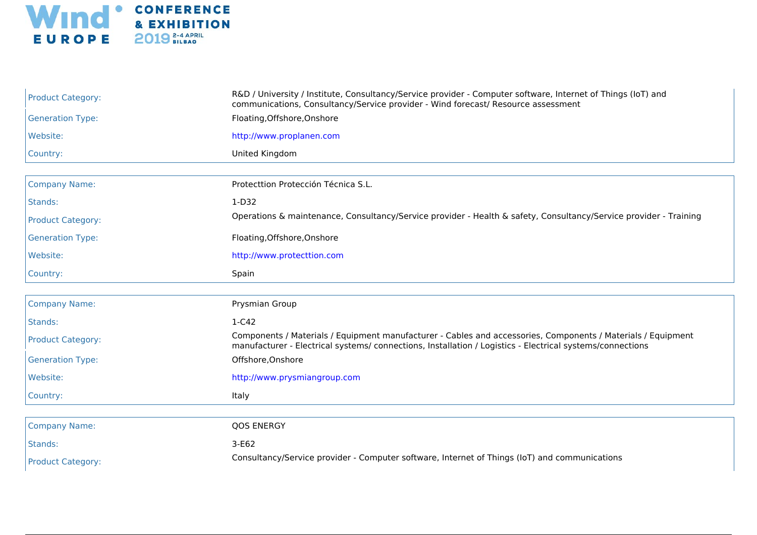| | |
|---|---|
| Product Category: | R&D / University / Institute, Consultancy/Service provider - Computer software, Internet of Things (IoT) and communications, Consultancy/Service provider - Wind forecast/ Resource assessment |
| Generation Type: | Floating,Offshore,Onshore |
| Website: | http://www.proplanen.com |
| Country: | United Kingdom |

| | |
|---|---|
| Company Name: | Protecttion Protección Técnica S.L. |
| Stands: | 1-D32 |
| Product Category: | Operations & maintenance, Consultancy/Service provider - Health & safety, Consultancy/Service provider - Training |
| Generation Type: | Floating,Offshore,Onshore |
| Website: | http://www.protecttion.com |
| Country: | Spain |

| | |
|---|---|
| Company Name: | Prysmian Group |
| Stands: | 1-C42 |
| Product Category: | Components / Materials / Equipment manufacturer - Cables and accessories, Components / Materials / Equipment manufacturer - Electrical systems/ connections, Installation / Logistics - Electrical systems/connections |
| Generation Type: | Offshore,Onshore |
| Website: | http://www.prysmiangroup.com |
| Country: | Italy |

| | |
|---|---|
| Company Name: | QOS ENERGY |
| Stands: | 3-E62 |
| Product Category: | Consultancy/Service provider - Computer software, Internet of Things (IoT) and communications |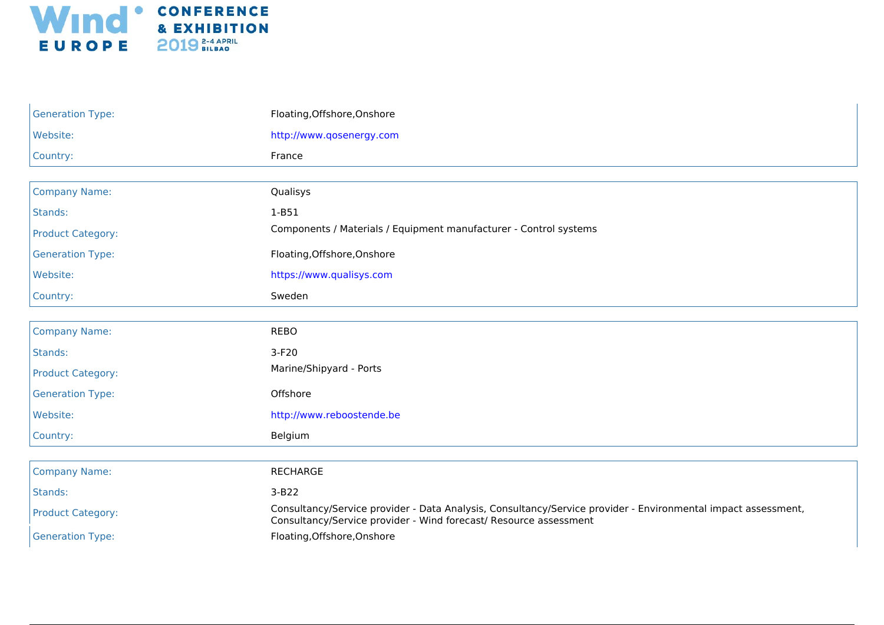| | |
|---|---|
| Generation Type: | Floating,Offshore,Onshore |
| Website: | http://www.qosenergy.com |
| Country: | France |

| | |
|---|---|
| Company Name: | Qualisys |
| Stands: | 1-B51 |
| Product Category: | Components / Materials / Equipment manufacturer - Control systems |
| Generation Type: | Floating,Offshore,Onshore |
| Website: | https://www.qualisys.com |
| Country: | Sweden |

| | |
|---|---|
| Company Name: | REBO |
| Stands: | 3-F20 |
| Product Category: | Marine/Shipyard - Ports |
| Generation Type: | Offshore |
| Website: | http://www.reboostende.be |
| Country: | Belgium |

| | |
|---|---|
| Company Name: | RECHARGE |
| Stands: | 3-B22 |
| Product Category: | Consultancy/Service provider - Data Analysis, Consultancy/Service provider - Environmental impact assessment, Consultancy/Service provider - Wind forecast/ Resource assessment |
| Generation Type: | Floating,Offshore,Onshore |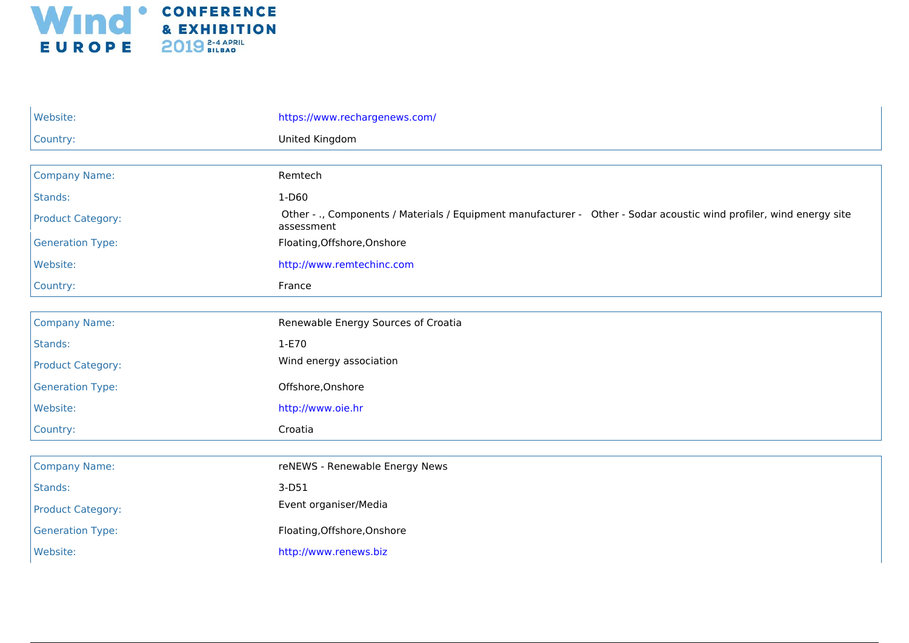| | |
|---|---|
| Website: | https://www.rechargenews.com/ |
| Country: | United Kingdom |

| | |
|---|---|
| Company Name: | Remtech |
| Stands: | 1-D60 |
| Product Category: | Other - ., Components / Materials / Equipment manufacturer - Other - Sodar acoustic wind profiler, wind energy site assessment |
| Generation Type: | Floating,Offshore,Onshore |
| Website: | http://www.remtechinc.com |
| Country: | France |

| | |
|---|---|
| Company Name: | Renewable Energy Sources of Croatia |
| Stands: | 1-E70 |
| Product Category: | Wind energy association |
| Generation Type: | Offshore,Onshore |
| Website: | http://www.oie.hr |
| Country: | Croatia |

| | |
|---|---|
| Company Name: | reNEWS - Renewable Energy News |
| Stands: | 3-D51 |
| Product Category: | Event organiser/Media |
| Generation Type: | Floating,Offshore,Onshore |
| Website: | http://www.renews.biz |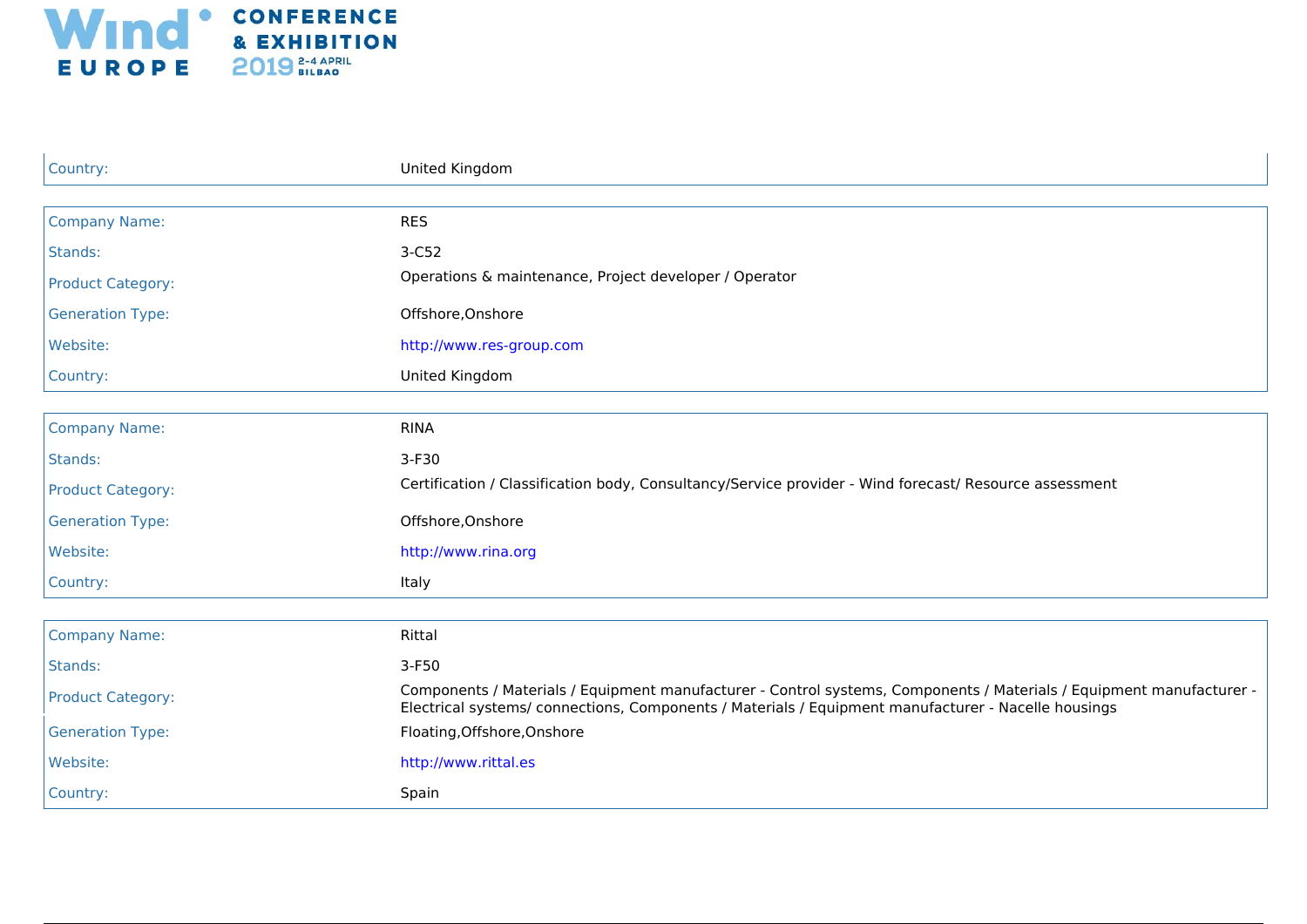| | |
|---|---|
| Country: | United Kingdom |

| | |
|---|---|
| Company Name: | RES |
| Stands: | 3-C52 |
| Product Category: | Operations & maintenance, Project developer / Operator |
| Generation Type: | Offshore,Onshore |
| Website: | http://www.res-group.com |
| Country: | United Kingdom |

| | |
|---|---|
| Company Name: | RINA |
| Stands: | 3-F30 |
| Product Category: | Certification / Classification body, Consultancy/Service provider - Wind forecast/ Resource assessment |
| Generation Type: | Offshore,Onshore |
| Website: | http://www.rina.org |
| Country: | Italy |

| | |
|---|---|
| Company Name: | Rittal |
| Stands: | 3-F50 |
| Product Category: | Components / Materials / Equipment manufacturer - Control systems, Components / Materials / Equipment manufacturer - Electrical systems/ connections, Components / Materials / Equipment manufacturer - Nacelle housings |
| Generation Type: | Floating,Offshore,Onshore |
| Website: | http://www.rittal.es |
| Country: | Spain |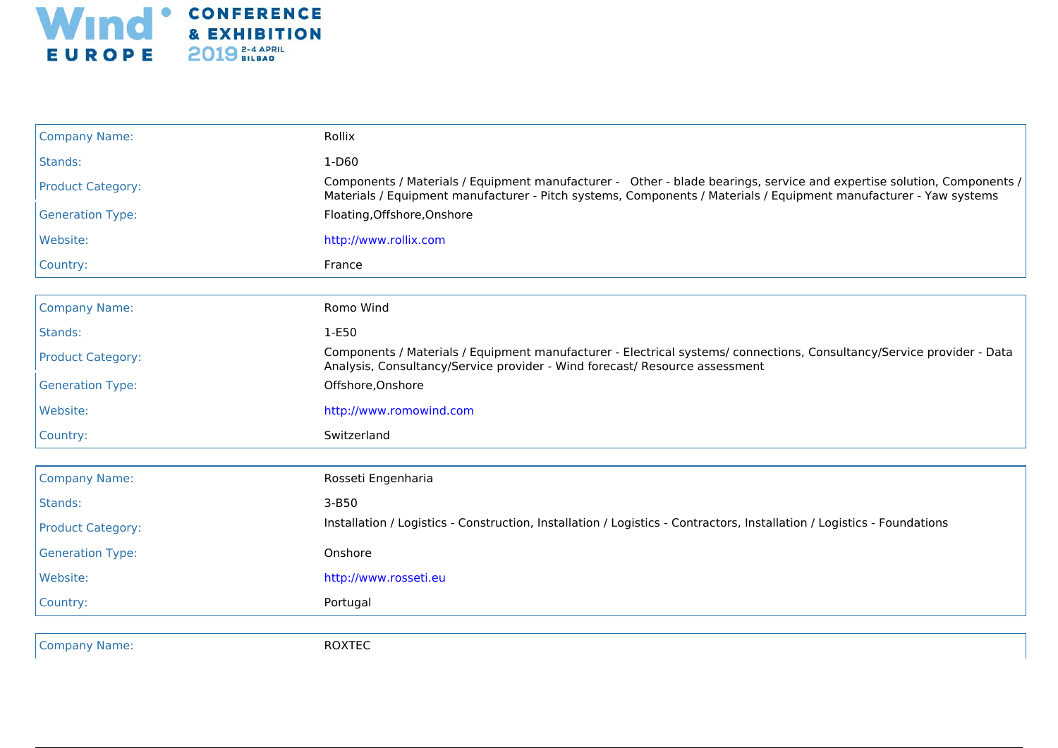| | |
|---|---|
| Company Name: | Rollix |
| Stands: | 1-D60 |
| Product Category: | Components / Materials / Equipment manufacturer - Other - blade bearings, service and expertise solution, Components / Materials / Equipment manufacturer - Pitch systems, Components / Materials / Equipment manufacturer - Yaw systems |
| Generation Type: | Floating,Offshore,Onshore |
| Website: | http://www.rollix.com |
| Country: | France |

| | |
|---|---|
| Company Name: | Romo Wind |
| Stands: | 1-E50 |
| Product Category: | Components / Materials / Equipment manufacturer - Electrical systems/ connections, Consultancy/Service provider - Data Analysis, Consultancy/Service provider - Wind forecast/ Resource assessment |
| Generation Type: | Offshore,Onshore |
| Website: | http://www.romowind.com |
| Country: | Switzerland |

| | |
|---|---|
| Company Name: | Rosseti Engenharia |
| Stands: | 3-B50 |
| Product Category: | Installation / Logistics - Construction, Installation / Logistics - Contractors, Installation / Logistics - Foundations |
| Generation Type: | Onshore |
| Website: | http://www.rosseti.eu |
| Country: | Portugal |

| | |
|---|---|
| Company Name: | ROXTEC |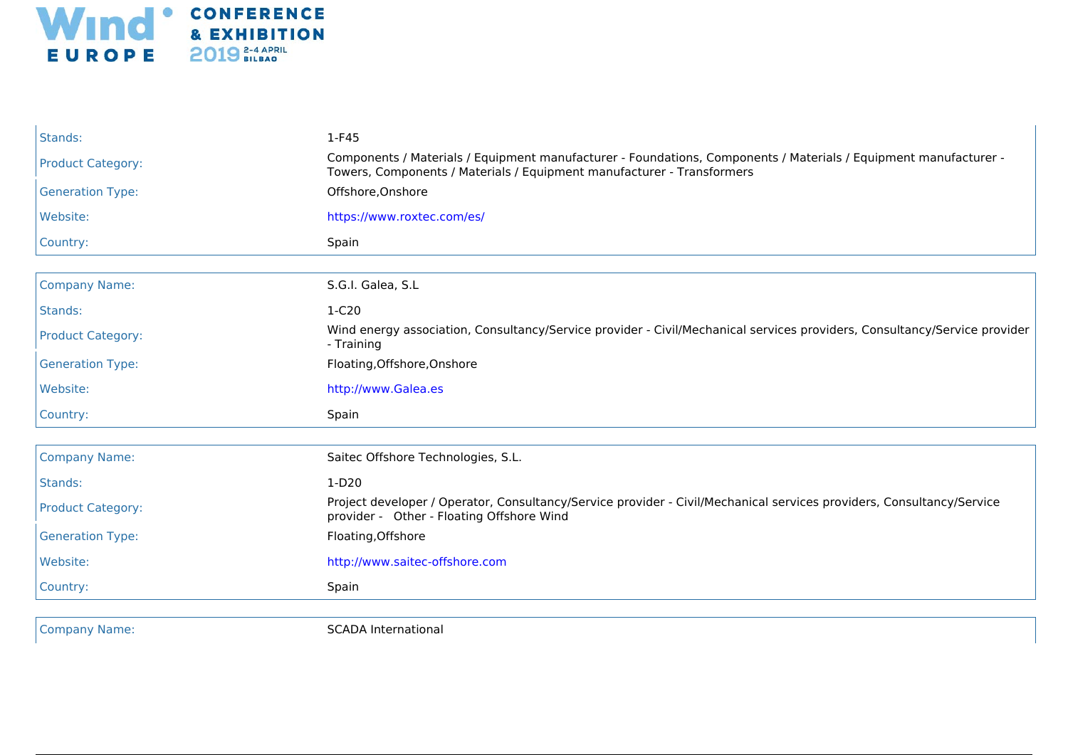| | |
|---|---|
| Stands: | 1-F45 |
| Product Category: | Components / Materials / Equipment manufacturer - Foundations, Components / Materials / Equipment manufacturer - Towers, Components / Materials / Equipment manufacturer - Transformers |
| Generation Type: | Offshore,Onshore |
| Website: | https://www.roxtec.com/es/ |
| Country: | Spain |

| | |
|---|---|
| Company Name: | S.G.I. Galea, S.L |
| Stands: | 1-C20 |
| Product Category: | Wind energy association, Consultancy/Service provider - Civil/Mechanical services providers, Consultancy/Service provider - Training |
| Generation Type: | Floating,Offshore,Onshore |
| Website: | http://www.Galea.es |
| Country: | Spain |

| | |
|---|---|
| Company Name: | Saitec Offshore Technologies, S.L. |
| Stands: | 1-D20 |
| Product Category: | Project developer / Operator, Consultancy/Service provider - Civil/Mechanical services providers, Consultancy/Service provider - Other - Floating Offshore Wind |
| Generation Type: | Floating,Offshore |
| Website: | http://www.saitec-offshore.com |
| Country: | Spain |

| | |
|---|---|
| Company Name: | SCADA International |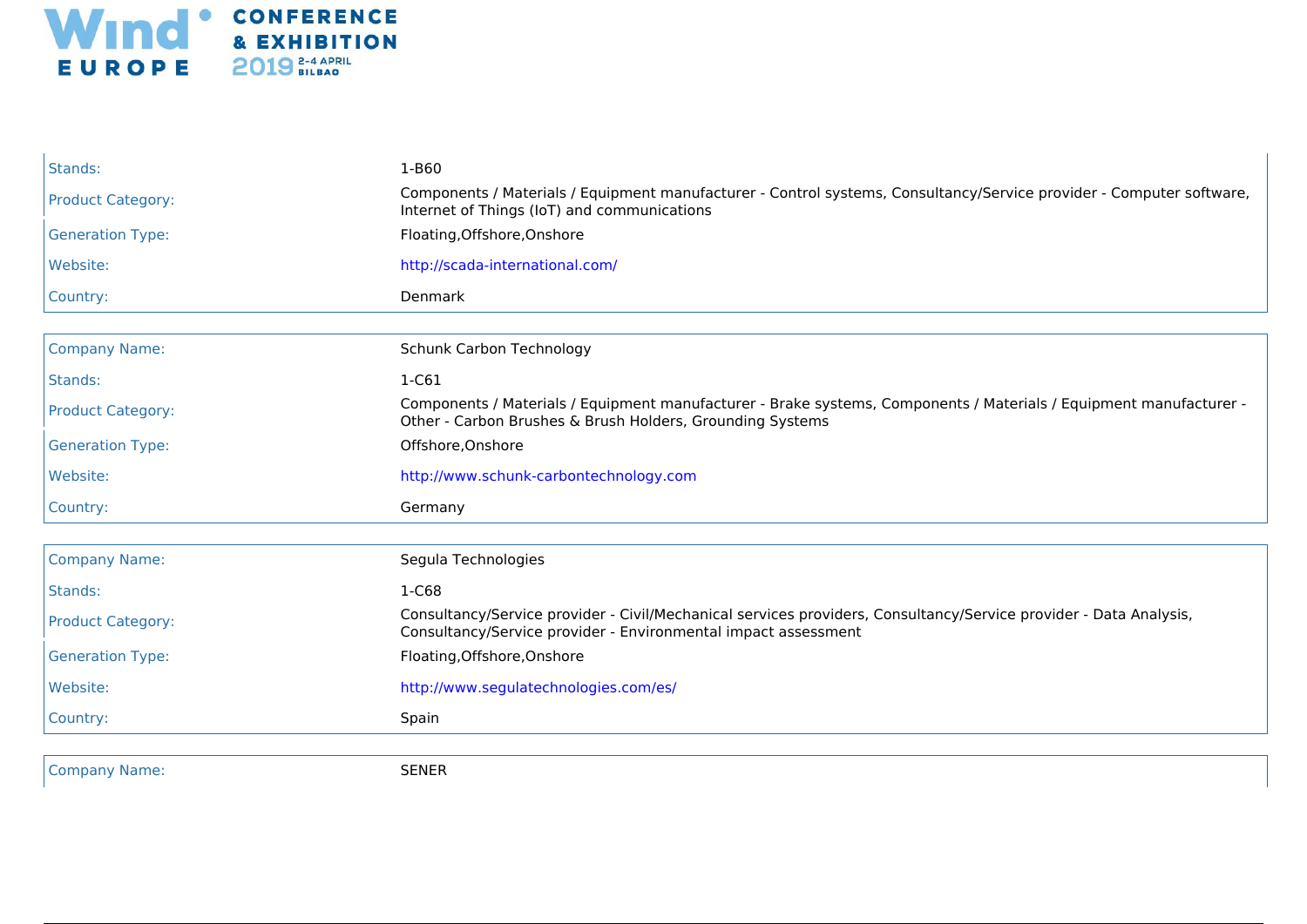| | |
|---|---|
| Stands: | 1-B60 |
| Product Category: | Components / Materials / Equipment manufacturer - Control systems, Consultancy/Service provider - Computer software, Internet of Things (IoT) and communications |
| Generation Type: | Floating,Offshore,Onshore |
| Website: | http://scada-international.com/ |
| Country: | Denmark |

| | |
|---|---|
| Company Name: | Schunk Carbon Technology |
| Stands: | 1-C61 |
| Product Category: | Components / Materials / Equipment manufacturer - Brake systems, Components / Materials / Equipment manufacturer - Other - Carbon Brushes & Brush Holders, Grounding Systems |
| Generation Type: | Offshore,Onshore |
| Website: | http://www.schunk-carbontechnology.com |
| Country: | Germany |

| | |
|---|---|
| Company Name: | Segula Technologies |
| Stands: | 1-C68 |
| Product Category: | Consultancy/Service provider - Civil/Mechanical services providers, Consultancy/Service provider - Data Analysis, Consultancy/Service provider - Environmental impact assessment |
| Generation Type: | Floating,Offshore,Onshore |
| Website: | http://www.segulatechnologies.com/es/ |
| Country: | Spain |

| | |
|---|---|
| Company Name: | SENER |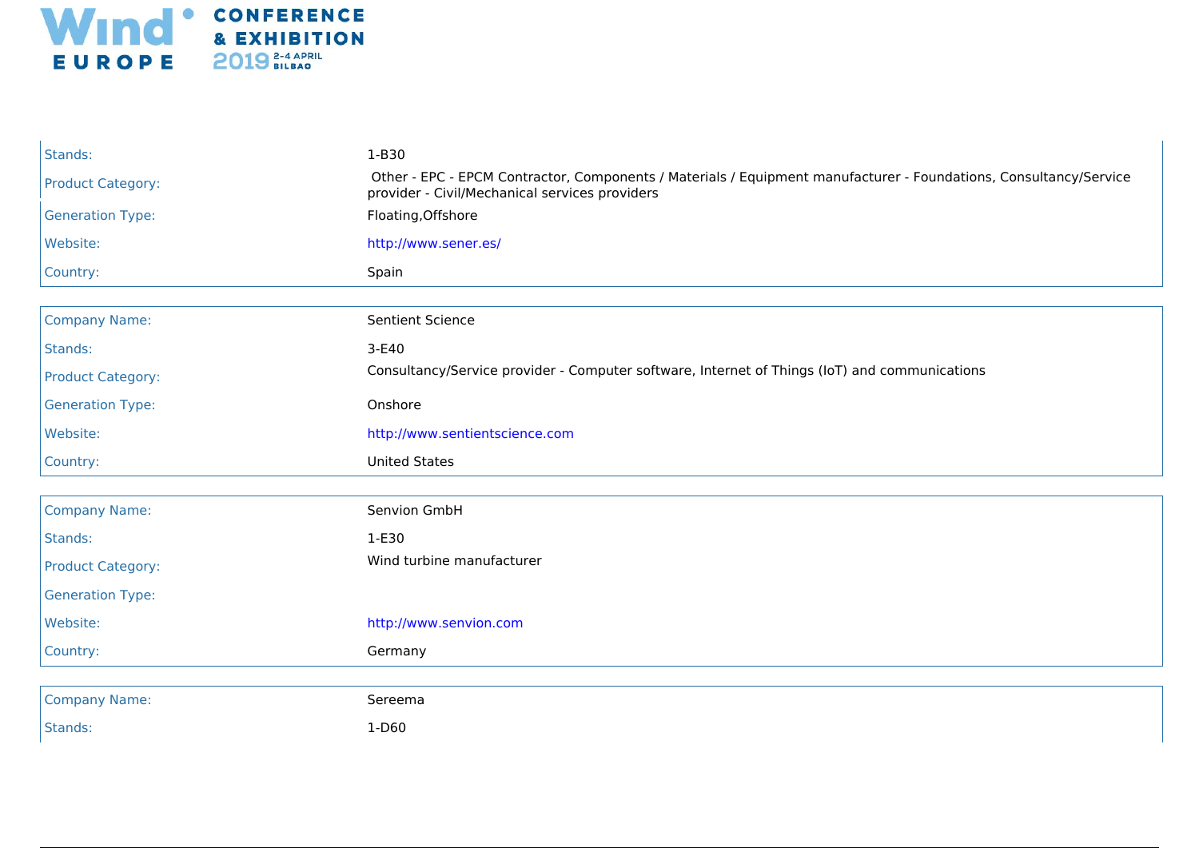| | |
|---|---|
| Stands: | 1-B30 |
| Product Category: | Other - EPC - EPCM Contractor, Components / Materials / Equipment manufacturer - Foundations, Consultancy/Service provider - Civil/Mechanical services providers |
| Generation Type: | Floating,Offshore |
| Website: | http://www.sener.es/ |
| Country: | Spain |

| | |
|---|---|
| Company Name: | Sentient Science |
| Stands: | 3-E40 |
| Product Category: | Consultancy/Service provider - Computer software, Internet of Things (IoT) and communications |
| Generation Type: | Onshore |
| Website: | http://www.sentientscience.com |
| Country: | United States |

| | |
|---|---|
| Company Name: | Senvion GmbH |
| Stands: | 1-E30 |
| Product Category: | Wind turbine manufacturer |
| Generation Type: | |
| Website: | http://www.senvion.com |
| Country: | Germany |

| | |
|---|---|
| Company Name: | Sereema |
| Stands: | 1-D60 |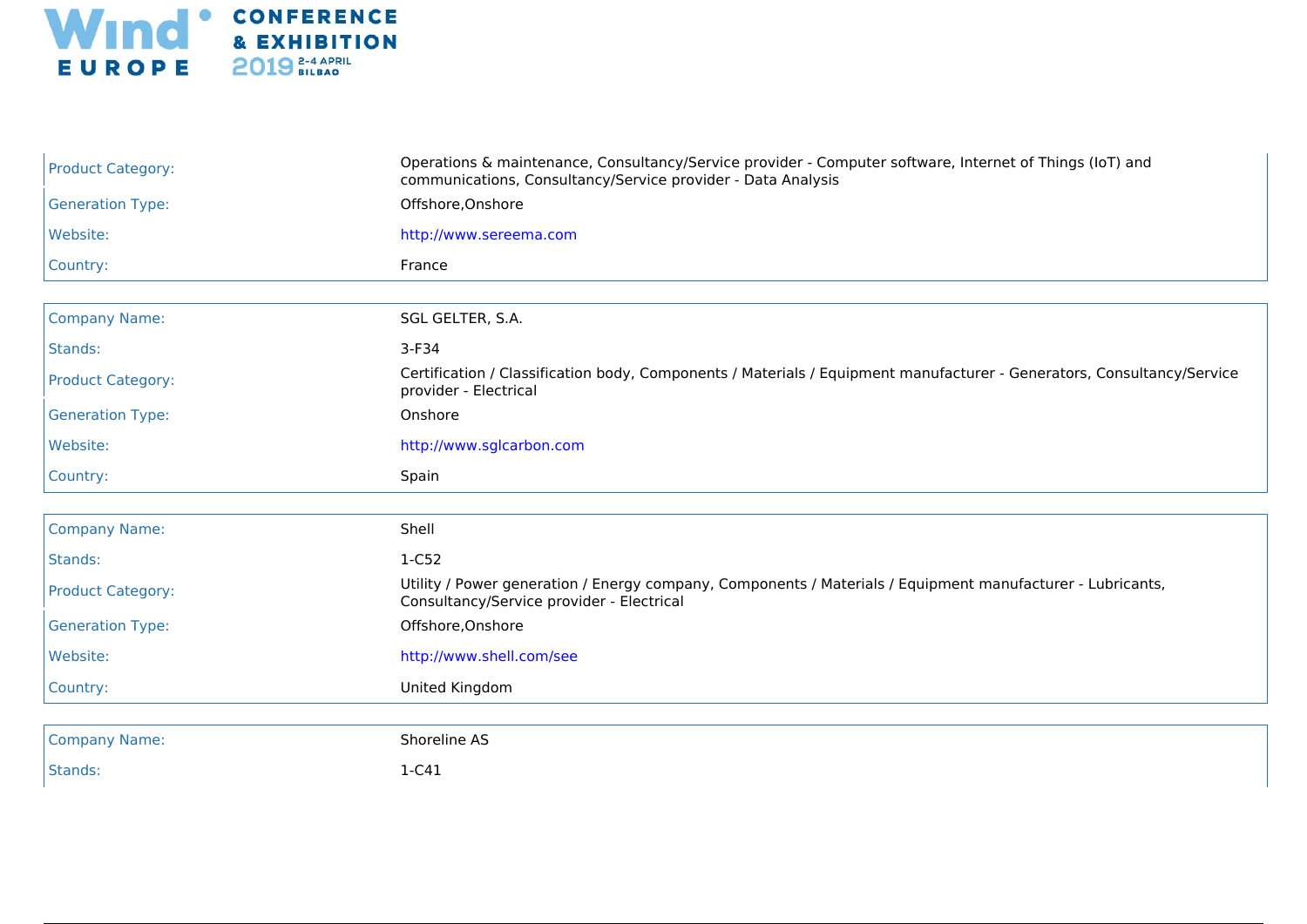| | |
|---|---|
| Product Category: | Operations & maintenance, Consultancy/Service provider - Computer software, Internet of Things (IoT) and communications, Consultancy/Service provider - Data Analysis |
| Generation Type: | Offshore,Onshore |
| Website: | http://www.sereema.com |
| Country: | France |

| | |
|---|---|
| Company Name: | SGL GELTER, S.A. |
| Stands: | 3-F34 |
| Product Category: | Certification / Classification body, Components / Materials / Equipment manufacturer - Generators, Consultancy/Service provider - Electrical |
| Generation Type: | Onshore |
| Website: | http://www.sglcarbon.com |
| Country: | Spain |

| | |
|---|---|
| Company Name: | Shell |
| Stands: | 1-C52 |
| Product Category: | Utility / Power generation / Energy company, Components / Materials / Equipment manufacturer - Lubricants, Consultancy/Service provider - Electrical |
| Generation Type: | Offshore,Onshore |
| Website: | http://www.shell.com/see |
| Country: | United Kingdom |

| | |
|---|---|
| Company Name: | Shoreline AS |
| Stands: | 1-C41 |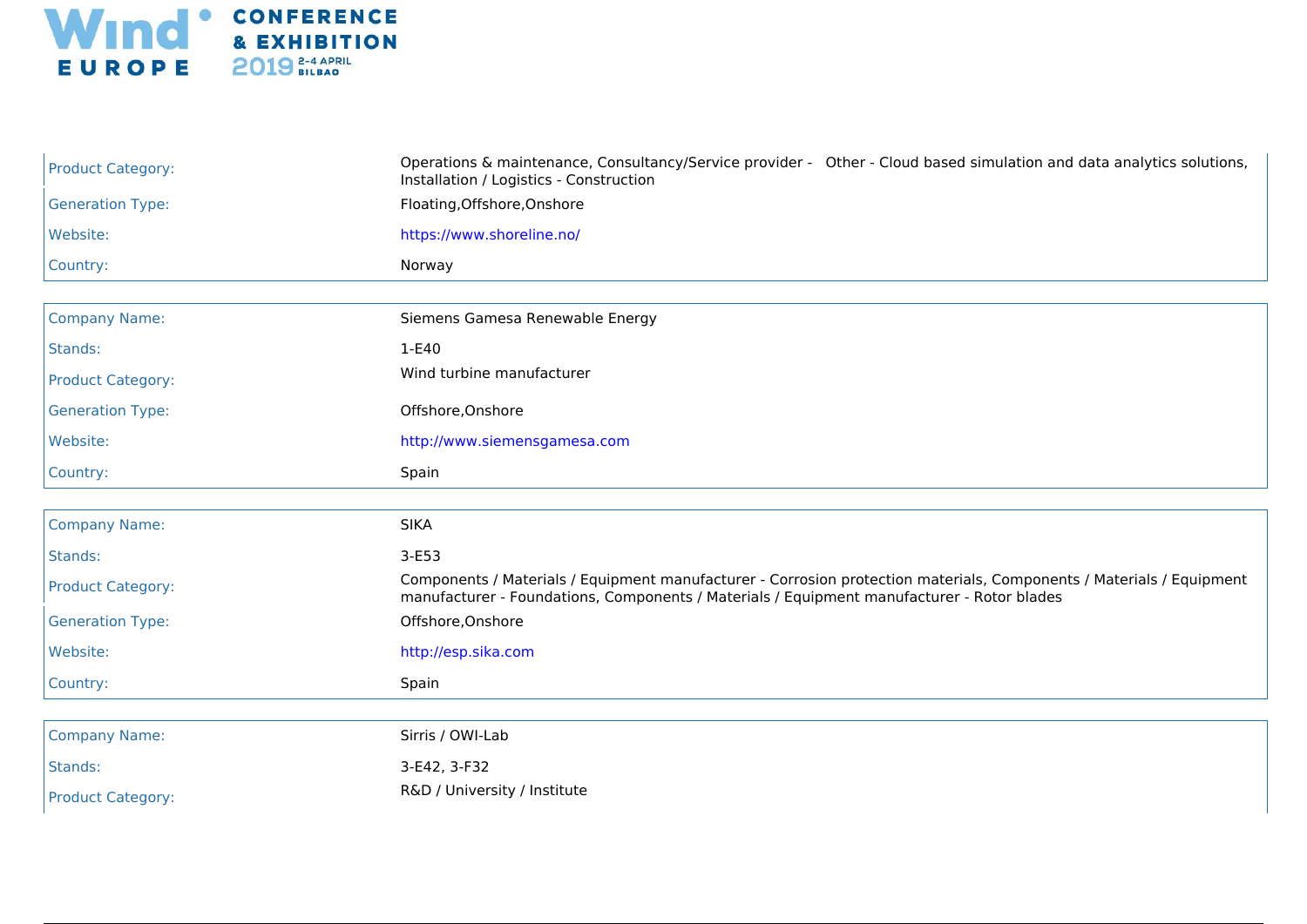| | |
|---|---|
| Product Category: | Operations & maintenance, Consultancy/Service provider - Other - Cloud based simulation and data analytics solutions, Installation / Logistics - Construction |
| Generation Type: | Floating,Offshore,Onshore |
| Website: | https://www.shoreline.no/ |
| Country: | Norway |

| | |
|---|---|
| Company Name: | Siemens Gamesa Renewable Energy |
| Stands: | 1-E40 |
| Product Category: | Wind turbine manufacturer |
| Generation Type: | Offshore,Onshore |
| Website: | http://www.siemensgamesa.com |
| Country: | Spain |

| | |
|---|---|
| Company Name: | SIKA |
| Stands: | 3-E53 |
| Product Category: | Components / Materials / Equipment manufacturer - Corrosion protection materials, Components / Materials / Equipment manufacturer - Foundations, Components / Materials / Equipment manufacturer - Rotor blades |
| Generation Type: | Offshore,Onshore |
| Website: | http://esp.sika.com |
| Country: | Spain |

| | |
|---|---|
| Company Name: | Sirris / OWI-Lab |
| Stands: | 3-E42, 3-F32 |
| Product Category: | R&D / University / Institute |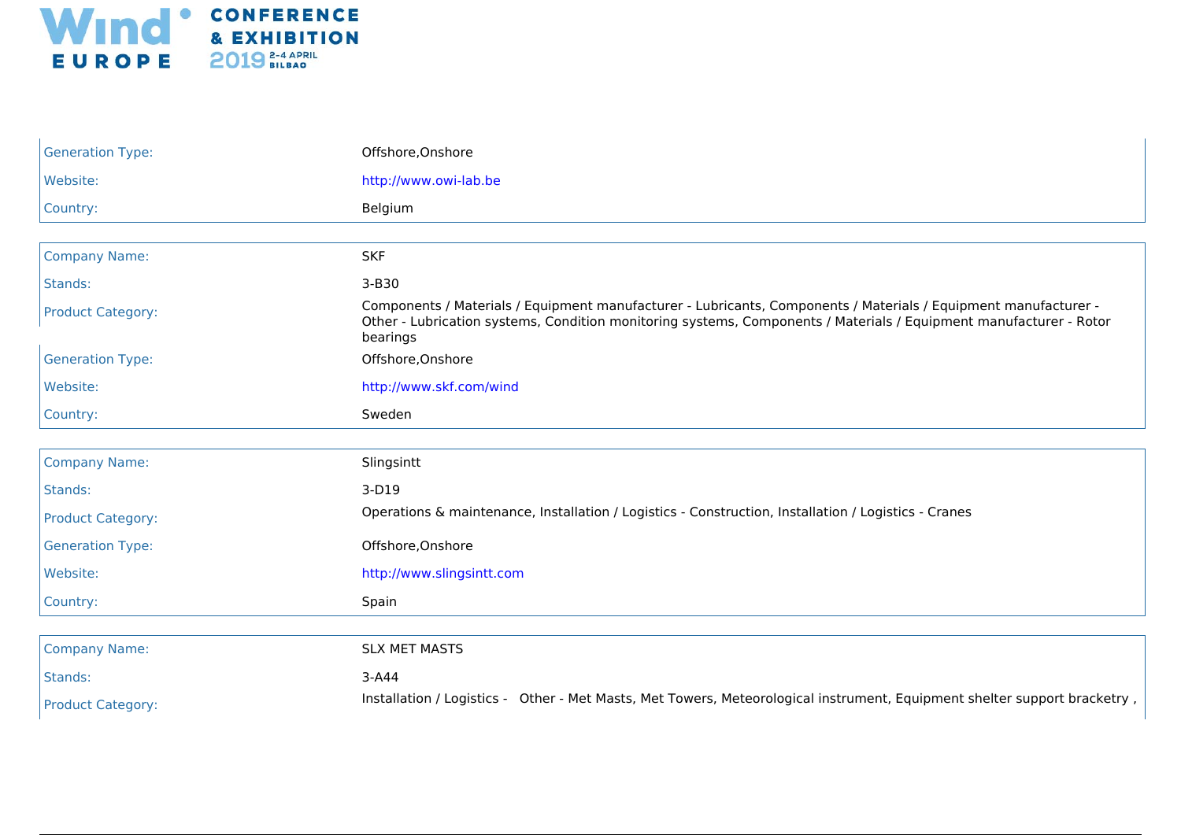| | |
|---|---|
| Generation Type: | Offshore,Onshore |
| Website: | http://www.owi-lab.be |
| Country: | Belgium |

| | |
|---|---|
| Company Name: | SKF |
| Stands: | 3-B30 |
| Product Category: | Components / Materials / Equipment manufacturer - Lubricants, Components / Materials / Equipment manufacturer - Other - Lubrication systems, Condition monitoring systems, Components / Materials / Equipment manufacturer - Rotor bearings |
| Generation Type: | Offshore,Onshore |
| Website: | http://www.skf.com/wind |
| Country: | Sweden |

| | |
|---|---|
| Company Name: | Slingsintt |
| Stands: | 3-D19 |
| Product Category: | Operations & maintenance, Installation / Logistics - Construction, Installation / Logistics - Cranes |
| Generation Type: | Offshore,Onshore |
| Website: | http://www.slingsintt.com |
| Country: | Spain |

| | |
|---|---|
| Company Name: | SLX MET MASTS |
| Stands: | 3-A44 |
| Product Category: | Installation / Logistics - Other - Met Masts, Met Towers, Meteorological instrument, Equipment shelter support bracketry , |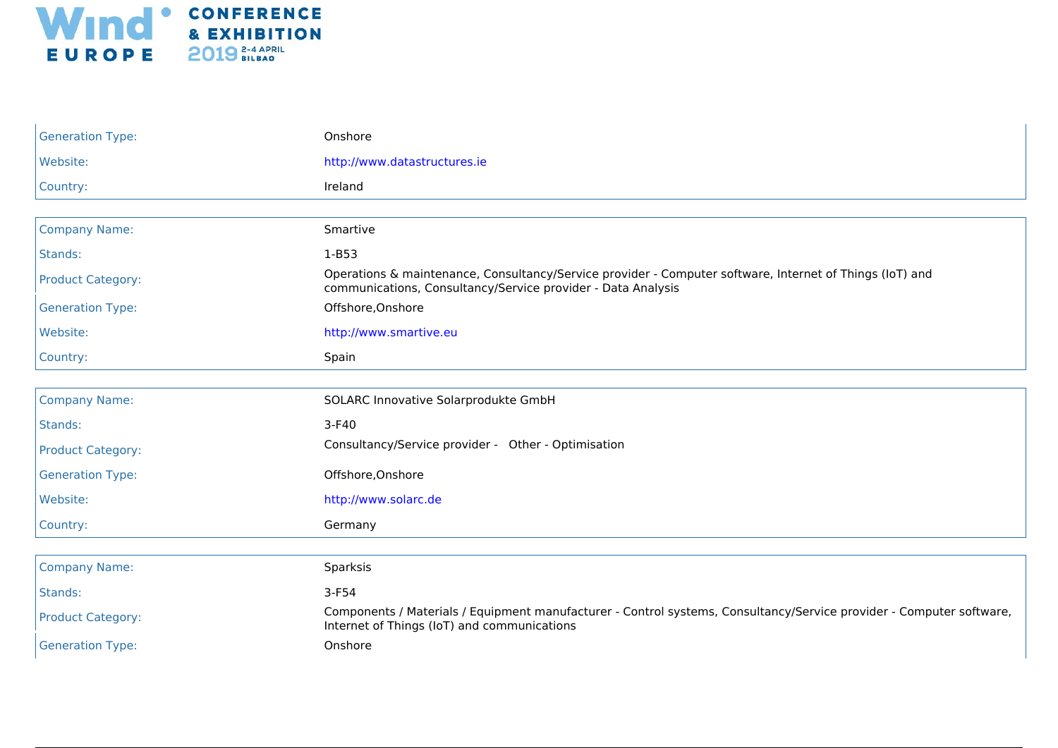| | |
|---|---|
| Generation Type: | Onshore |
| Website: | http://www.datastructures.ie |
| Country: | Ireland |

| | |
|---|---|
| Company Name: | Smartive |
| Stands: | 1-B53 |
| Product Category: | Operations & maintenance, Consultancy/Service provider - Computer software, Internet of Things (IoT) and communications, Consultancy/Service provider - Data Analysis |
| Generation Type: | Offshore,Onshore |
| Website: | http://www.smartive.eu |
| Country: | Spain |

| | |
|---|---|
| Company Name: | SOLARC Innovative Solarprodukte GmbH |
| Stands: | 3-F40 |
| Product Category: | Consultancy/Service provider - Other - Optimisation |
| Generation Type: | Offshore,Onshore |
| Website: | http://www.solarc.de |
| Country: | Germany |

| | |
|---|---|
| Company Name: | Sparksis |
| Stands: | 3-F54 |
| Product Category: | Components / Materials / Equipment manufacturer - Control systems, Consultancy/Service provider - Computer software, Internet of Things (IoT) and communications |
| Generation Type: | Onshore |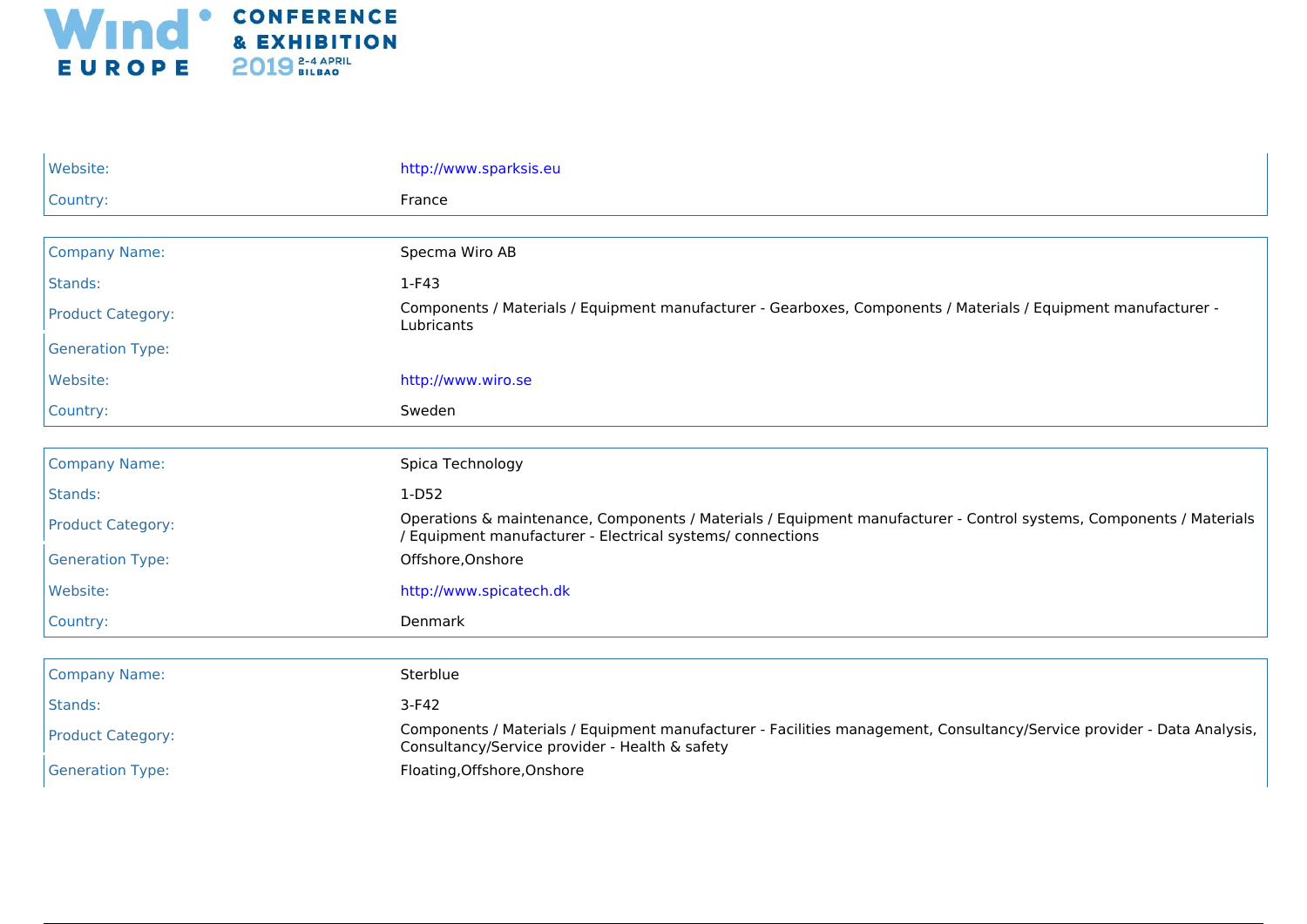| | |
|---|---|
| Website: | http://www.sparksis.eu |
| Country: | France |

| | |
|---|---|
| Company Name: | Specma Wiro AB |
| Stands: | 1-F43 |
| Product Category: | Components / Materials / Equipment manufacturer - Gearboxes, Components / Materials / Equipment manufacturer - Lubricants |
| Generation Type: | |
| Website: | http://www.wiro.se |
| Country: | Sweden |

| | |
|---|---|
| Company Name: | Spica Technology |
| Stands: | 1-D52 |
| Product Category: | Operations & maintenance, Components / Materials / Equipment manufacturer - Control systems, Components / Materials / Equipment manufacturer - Electrical systems/ connections |
| Generation Type: | Offshore,Onshore |
| Website: | http://www.spicatech.dk |
| Country: | Denmark |

| | |
|---|---|
| Company Name: | Sterblue |
| Stands: | 3-F42 |
| Product Category: | Components / Materials / Equipment manufacturer - Facilities management, Consultancy/Service provider - Data Analysis, Consultancy/Service provider - Health & safety |
| Generation Type: | Floating,Offshore,Onshore |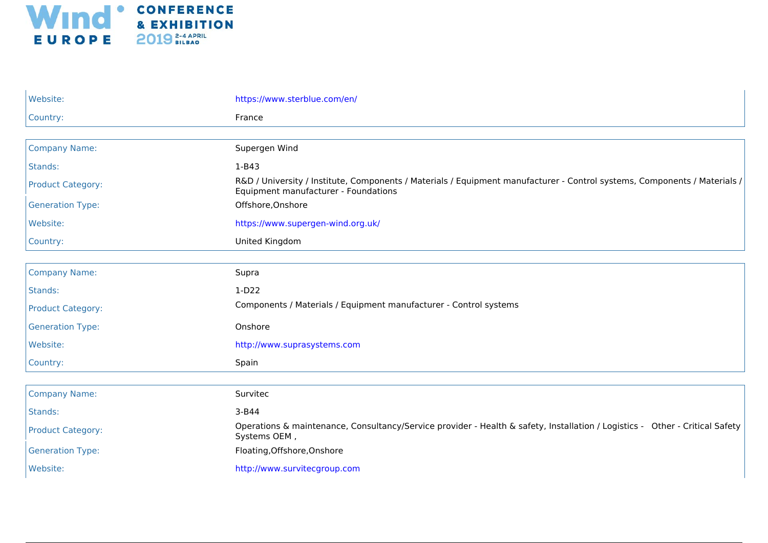| | |
|---|---|
| Website: | https://www.sterblue.com/en/ |
| Country: | France |

| | |
|---|---|
| Company Name: | Supergen Wind |
| Stands: | 1-B43 |
| Product Category: | R&D / University / Institute, Components / Materials / Equipment manufacturer - Control systems, Components / Materials / Equipment manufacturer - Foundations |
| Generation Type: | Offshore,Onshore |
| Website: | https://www.supergen-wind.org.uk/ |
| Country: | United Kingdom |

| | |
|---|---|
| Company Name: | Supra |
| Stands: | 1-D22 |
| Product Category: | Components / Materials / Equipment manufacturer - Control systems |
| Generation Type: | Onshore |
| Website: | http://www.suprasystems.com |
| Country: | Spain |

| | |
|---|---|
| Company Name: | Survitec |
| Stands: | 3-B44 |
| Product Category: | Operations & maintenance, Consultancy/Service provider - Health & safety, Installation / Logistics - Other - Critical Safety Systems OEM , |
| Generation Type: | Floating,Offshore,Onshore |
| Website: | http://www.survitecgroup.com |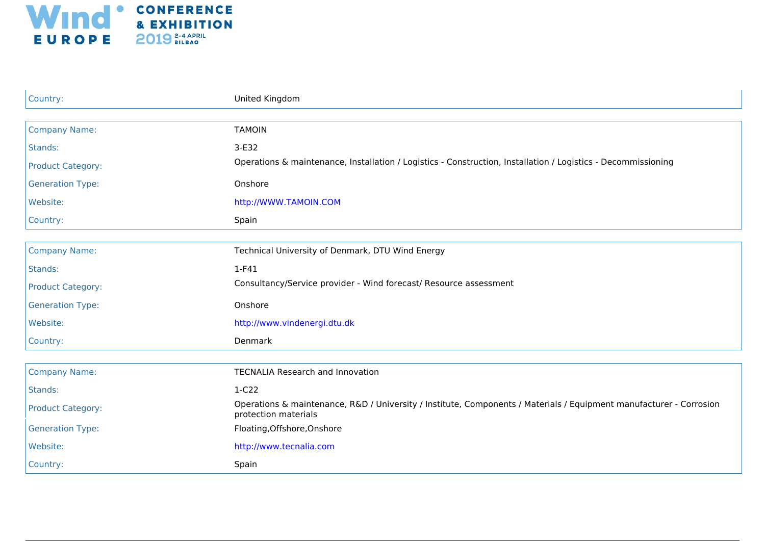| | |
|---|---|
| Country: | United Kingdom |

| | |
|---|---|
| Company Name: | TAMOIN |
| Stands: | 3-E32 |
| Product Category: | Operations & maintenance, Installation / Logistics - Construction, Installation / Logistics - Decommissioning |
| Generation Type: | Onshore |
| Website: | http://WWW.TAMOIN.COM |
| Country: | Spain |

| | |
|---|---|
| Company Name: | Technical University of Denmark, DTU Wind Energy |
| Stands: | 1-F41 |
| Product Category: | Consultancy/Service provider - Wind forecast/ Resource assessment |
| Generation Type: | Onshore |
| Website: | http://www.vindenergi.dtu.dk |
| Country: | Denmark |

| | |
|---|---|
| Company Name: | TECNALIA Research and Innovation |
| Stands: | 1-C22 |
| Product Category: | Operations & maintenance, R&D / University / Institute, Components / Materials / Equipment manufacturer - Corrosion protection materials |
| Generation Type: | Floating,Offshore,Onshore |
| Website: | http://www.tecnalia.com |
| Country: | Spain |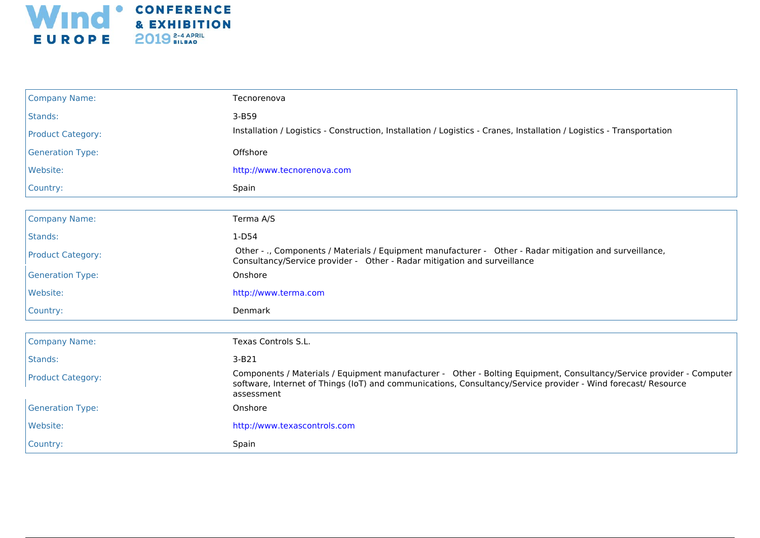| | |
|---|---|
| Company Name: | Tecnorenova |
| Stands: | 3-B59 |
| Product Category: | Installation / Logistics - Construction, Installation / Logistics - Cranes, Installation / Logistics - Transportation |
| Generation Type: | Offshore |
| Website: | http://www.tecnorenova.com |
| Country: | Spain |

| | |
|---|---|
| Company Name: | Terma A/S |
| Stands: | 1-D54 |
| Product Category: | Other - ., Components / Materials / Equipment manufacturer - Other - Radar mitigation and surveillance, Consultancy/Service provider - Other - Radar mitigation and surveillance |
| Generation Type: | Onshore |
| Website: | http://www.terma.com |
| Country: | Denmark |

| | |
|---|---|
| Company Name: | Texas Controls S.L. |
| Stands: | 3-B21 |
| Product Category: | Components / Materials / Equipment manufacturer - Other - Bolting Equipment, Consultancy/Service provider - Computer software, Internet of Things (IoT) and communications, Consultancy/Service provider - Wind forecast/ Resource assessment |
| Generation Type: | Onshore |
| Website: | http://www.texascontrols.com |
| Country: | Spain |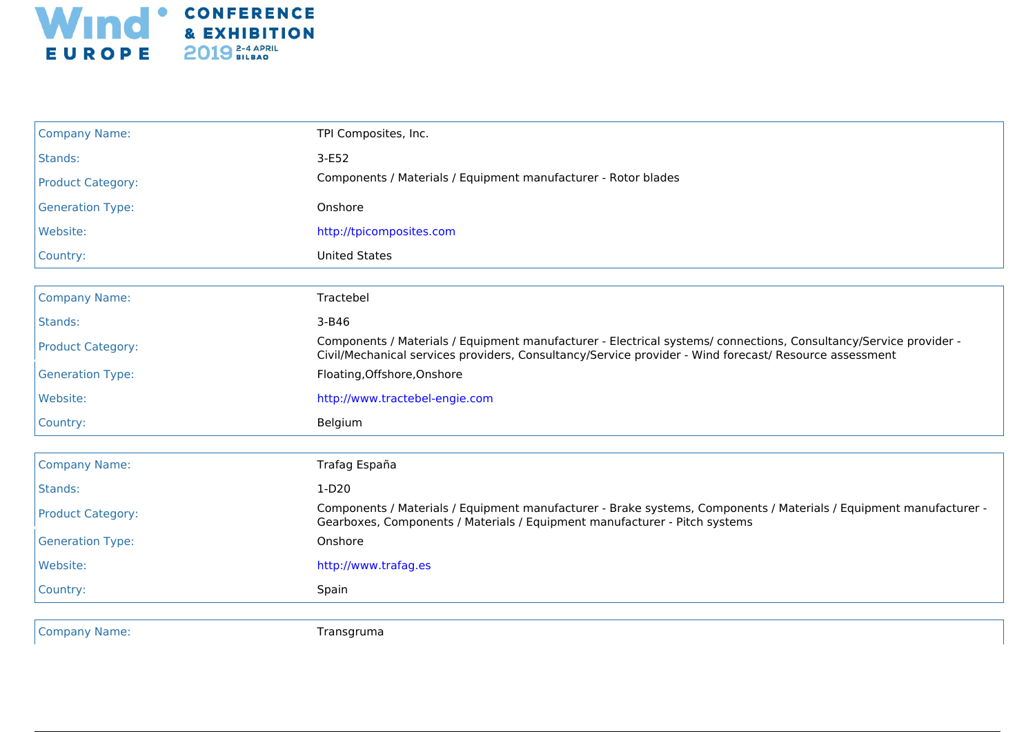| Company Name: | TPI Composites, Inc. |
| --- | --- |
| Stands: | 3-E52 |
| Product Category: | Components / Materials / Equipment manufacturer - Rotor blades |
| Generation Type: | Onshore |
| Website: | http://tpicomposites.com |
| Country: | United States |

| Company Name: | Tractebel |
| --- | --- |
| Stands: | 3-B46 |
| Product Category: | Components / Materials / Equipment manufacturer - Electrical systems/ connections, Consultancy/Service provider - Civil/Mechanical services providers, Consultancy/Service provider - Wind forecast/ Resource assessment |
| Generation Type: | Floating,Offshore,Onshore |
| Website: | http://www.tractebel-engie.com |
| Country: | Belgium |

| Company Name: | Trafag España |
| --- | --- |
| Stands: | 1-D20 |
| Product Category: | Components / Materials / Equipment manufacturer - Brake systems, Components / Materials / Equipment manufacturer - Gearboxes, Components / Materials / Equipment manufacturer - Pitch systems |
| Generation Type: | Onshore |
| Website: | http://www.trafag.es |
| Country: | Spain |

| Company Name: | Transgruma |
| --- | --- |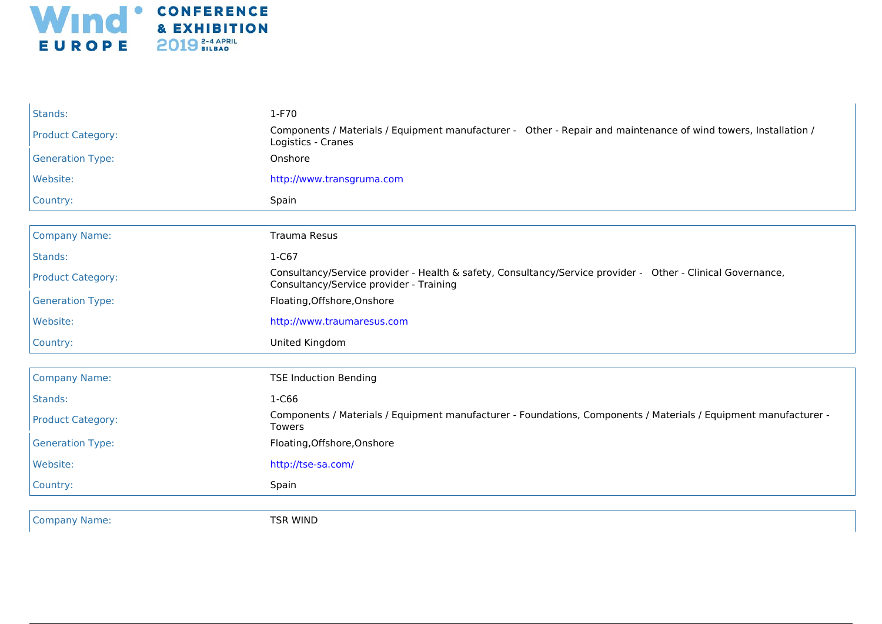| | |
|---|---|
| Stands: | 1-F70 |
| Product Category: | Components / Materials / Equipment manufacturer - Other - Repair and maintenance of wind towers, Installation / Logistics - Cranes |
| Generation Type: | Onshore |
| Website: | http://www.transgruma.com |
| Country: | Spain |

| | |
|---|---|
| Company Name: | Trauma Resus |
| Stands: | 1-C67 |
| Product Category: | Consultancy/Service provider - Health & safety, Consultancy/Service provider - Other - Clinical Governance, Consultancy/Service provider - Training |
| Generation Type: | Floating,Offshore,Onshore |
| Website: | http://www.traumaresus.com |
| Country: | United Kingdom |

| | |
|---|---|
| Company Name: | TSE Induction Bending |
| Stands: | 1-C66 |
| Product Category: | Components / Materials / Equipment manufacturer - Foundations, Components / Materials / Equipment manufacturer - Towers |
| Generation Type: | Floating,Offshore,Onshore |
| Website: | http://tse-sa.com/ |
| Country: | Spain |

| | |
|---|---|
| Company Name: | TSR WIND |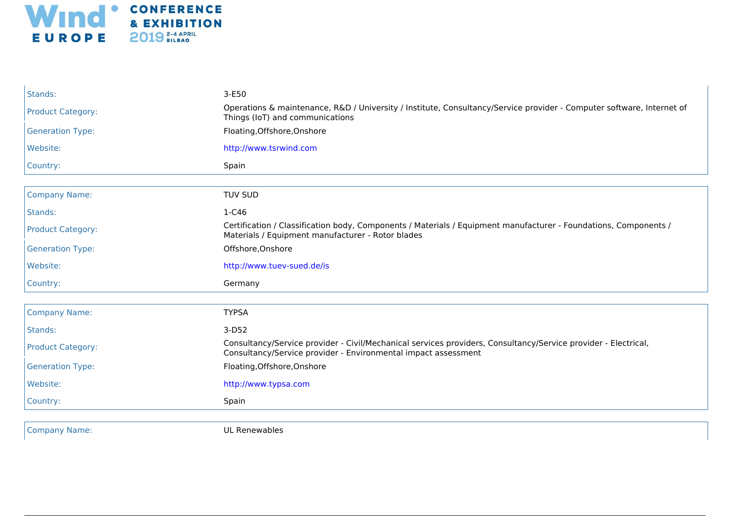| | |
|---|---|
| Stands: | 3-E50 |
| Product Category: | Operations & maintenance, R&D / University / Institute, Consultancy/Service provider - Computer software, Internet of Things (IoT) and communications |
| Generation Type: | Floating,Offshore,Onshore |
| Website: | http://www.tsrwind.com |
| Country: | Spain |

| | |
|---|---|
| Company Name: | TUV SUD |
| Stands: | 1-C46 |
| Product Category: | Certification / Classification body, Components / Materials / Equipment manufacturer - Foundations, Components / Materials / Equipment manufacturer - Rotor blades |
| Generation Type: | Offshore,Onshore |
| Website: | http://www.tuev-sued.de/is |
| Country: | Germany |

| | |
|---|---|
| Company Name: | TYPSA |
| Stands: | 3-D52 |
| Product Category: | Consultancy/Service provider - Civil/Mechanical services providers, Consultancy/Service provider - Electrical, Consultancy/Service provider - Environmental impact assessment |
| Generation Type: | Floating,Offshore,Onshore |
| Website: | http://www.typsa.com |
| Country: | Spain |

| | |
|---|---|
| Company Name: | UL Renewables |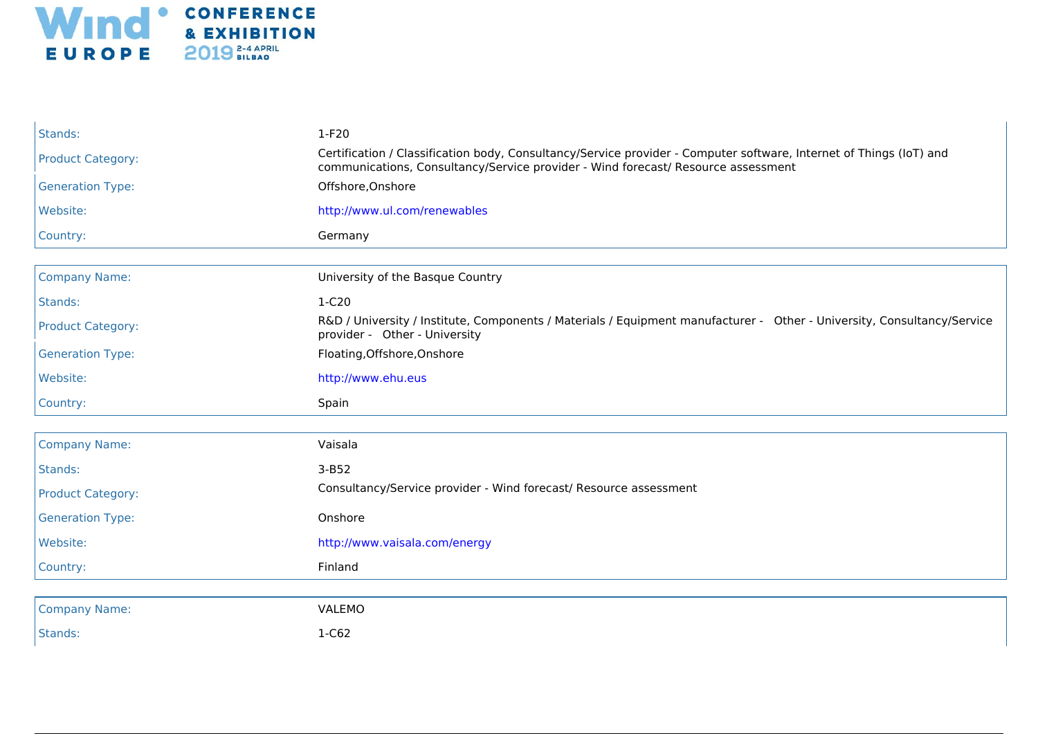| | |
|---|---|
| Stands: | 1-F20 |
| Product Category: | Certification / Classification body, Consultancy/Service provider - Computer software, Internet of Things (IoT) and communications, Consultancy/Service provider - Wind forecast/ Resource assessment |
| Generation Type: | Offshore,Onshore |
| Website: | http://www.ul.com/renewables |
| Country: | Germany |

| | |
|---|---|
| Company Name: | University of the Basque Country |
| Stands: | 1-C20 |
| Product Category: | R&D / University / Institute, Components / Materials / Equipment manufacturer - Other - University, Consultancy/Service provider - Other - University |
| Generation Type: | Floating,Offshore,Onshore |
| Website: | http://www.ehu.eus |
| Country: | Spain |

| | |
|---|---|
| Company Name: | Vaisala |
| Stands: | 3-B52 |
| Product Category: | Consultancy/Service provider - Wind forecast/ Resource assessment |
| Generation Type: | Onshore |
| Website: | http://www.vaisala.com/energy |
| Country: | Finland |

| | |
|---|---|
| Company Name: | VALEMO |
| Stands: | 1-C62 |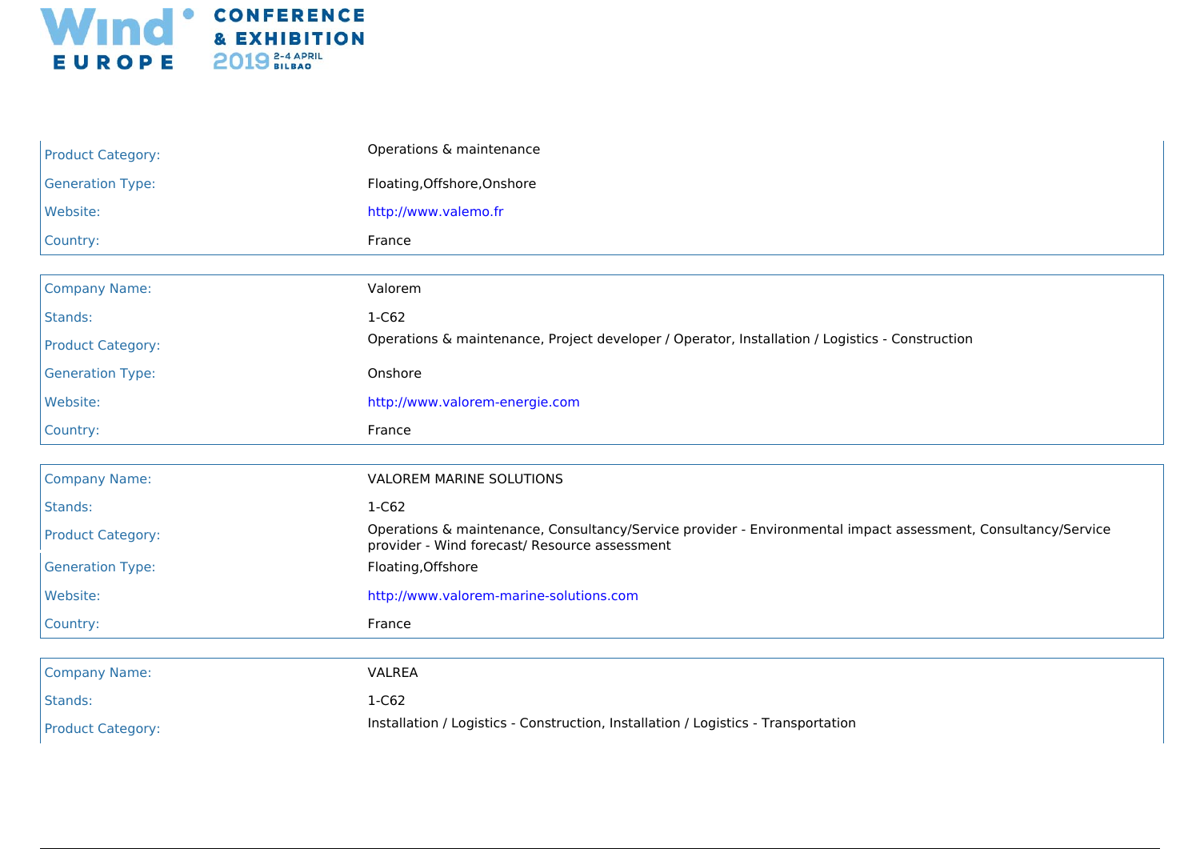| | |
|---|---|
| Product Category: | Operations & maintenance |
| Generation Type: | Floating,Offshore,Onshore |
| Website: | http://www.valemo.fr |
| Country: | France |

| | |
|---|---|
| Company Name: | Valorem |
| Stands: | 1-C62 |
| Product Category: | Operations & maintenance, Project developer / Operator, Installation / Logistics - Construction |
| Generation Type: | Onshore |
| Website: | http://www.valorem-energie.com |
| Country: | France |

| | |
|---|---|
| Company Name: | VALOREM MARINE SOLUTIONS |
| Stands: | 1-C62 |
| Product Category: | Operations & maintenance, Consultancy/Service provider - Environmental impact assessment, Consultancy/Service provider - Wind forecast/ Resource assessment |
| Generation Type: | Floating,Offshore |
| Website: | http://www.valorem-marine-solutions.com |
| Country: | France |

| | |
|---|---|
| Company Name: | VALREA |
| Stands: | 1-C62 |
| Product Category: | Installation / Logistics - Construction, Installation / Logistics - Transportation |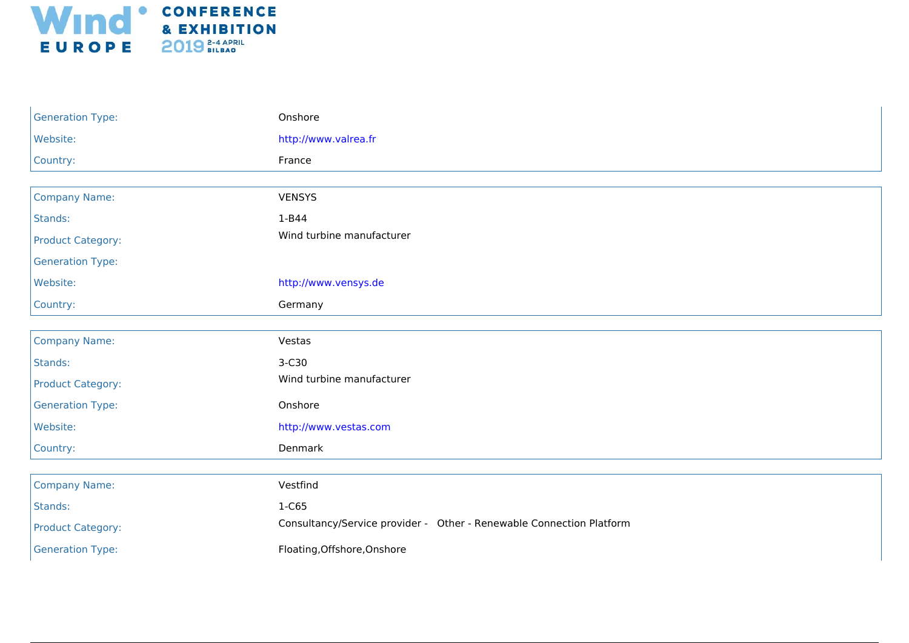| | |
|---|---|
| Generation Type: | Onshore |
| Website: | http://www.valrea.fr |
| Country: | France |

| | |
|---|---|
| Company Name: | VENSYS |
| Stands: | 1-B44 |
| Product Category: | Wind turbine manufacturer |
| Generation Type: | |
| Website: | http://www.vensys.de |
| Country: | Germany |

| | |
|---|---|
| Company Name: | Vestas |
| Stands: | 3-C30 |
| Product Category: | Wind turbine manufacturer |
| Generation Type: | Onshore |
| Website: | http://www.vestas.com |
| Country: | Denmark |

| | |
|---|---|
| Company Name: | Vestfind |
| Stands: | 1-C65 |
| Product Category: | Consultancy/Service provider - Other - Renewable Connection Platform |
| Generation Type: | Floating,Offshore,Onshore |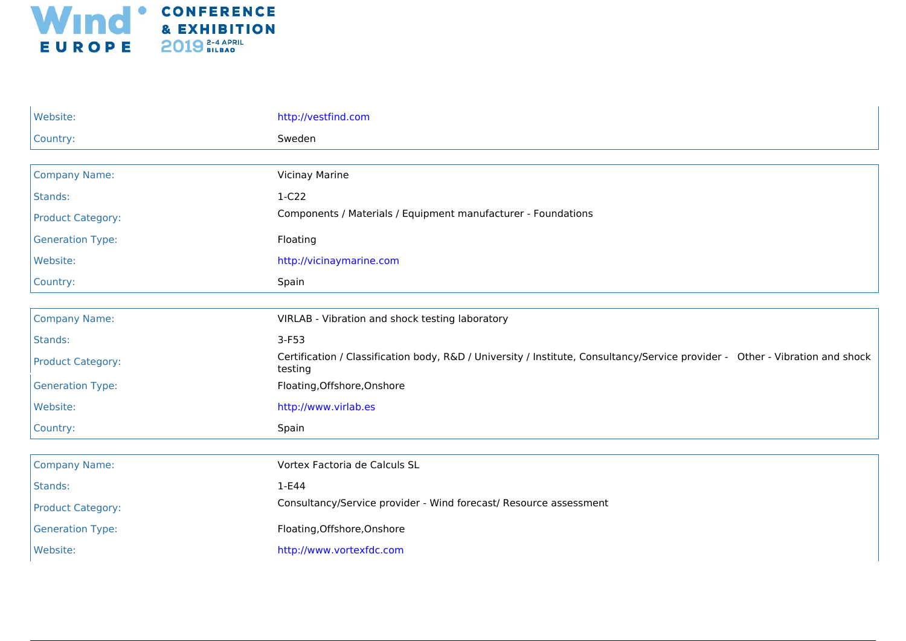| | |
|---|---|
| Website: | http://vestfind.com |
| Country: | Sweden |

| | |
|---|---|
| Company Name: | Vicinay Marine |
| Stands: | 1-C22 |
| Product Category: | Components / Materials / Equipment manufacturer - Foundations |
| Generation Type: | Floating |
| Website: | http://vicinaymarine.com |
| Country: | Spain |

| | |
|---|---|
| Company Name: | VIRLAB - Vibration and shock testing laboratory |
| Stands: | 3-F53 |
| Product Category: | Certification / Classification body, R&D / University / Institute, Consultancy/Service provider - Other - Vibration and shock testing |
| Generation Type: | Floating,Offshore,Onshore |
| Website: | http://www.virlab.es |
| Country: | Spain |

| | |
|---|---|
| Company Name: | Vortex Factoria de Calculs SL |
| Stands: | 1-E44 |
| Product Category: | Consultancy/Service provider - Wind forecast/ Resource assessment |
| Generation Type: | Floating,Offshore,Onshore |
| Website: | http://www.vortexfdc.com |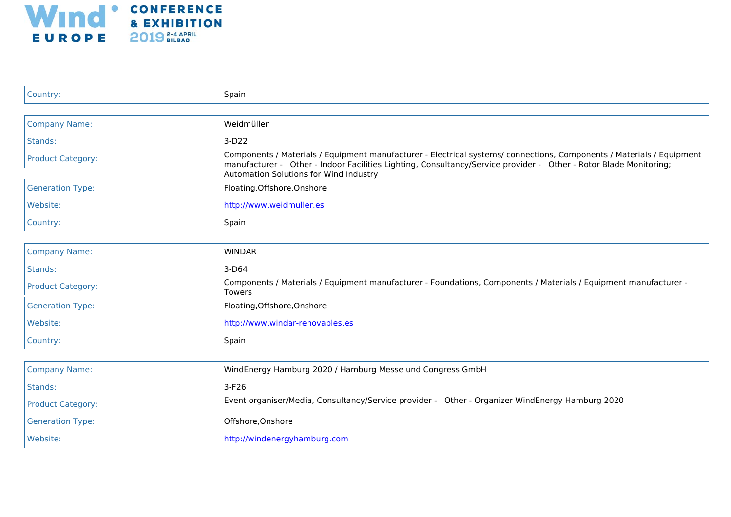| | |
|---|---|
| Country: | Spain |

| | |
|---|---|
| Company Name: | Weidmüller |
| Stands: | 3-D22 |
| Product Category: | Components / Materials / Equipment manufacturer - Electrical systems/ connections, Components / Materials / Equipment manufacturer - Other - Indoor Facilities Lighting, Consultancy/Service provider - Other - Rotor Blade Monitoring; Automation Solutions for Wind Industry |
| Generation Type: | Floating,Offshore,Onshore |
| Website: | http://www.weidmuller.es |
| Country: | Spain |

| | |
|---|---|
| Company Name: | WINDAR |
| Stands: | 3-D64 |
| Product Category: | Components / Materials / Equipment manufacturer - Foundations, Components / Materials / Equipment manufacturer - Towers |
| Generation Type: | Floating,Offshore,Onshore |
| Website: | http://www.windar-renovables.es |
| Country: | Spain |

| | |
|---|---|
| Company Name: | WindEnergy Hamburg 2020 / Hamburg Messe und Congress GmbH |
| Stands: | 3-F26 |
| Product Category: | Event organiser/Media, Consultancy/Service provider - Other - Organizer WindEnergy Hamburg 2020 |
| Generation Type: | Offshore,Onshore |
| Website: | http://windenergyhamburg.com |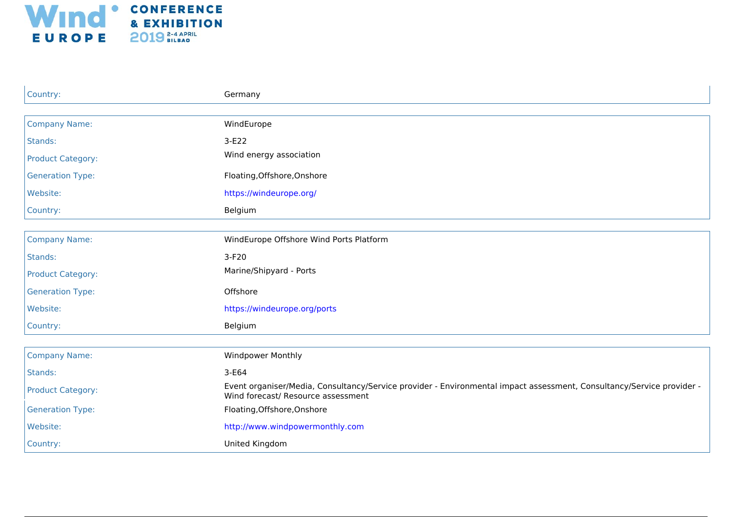| | |
|---|---|
| Country: | Germany |

| | |
|---|---|
| Company Name: | WindEurope |
| Stands: | 3-E22 |
| Product Category: | Wind energy association |
| Generation Type: | Floating,Offshore,Onshore |
| Website: | https://windeurope.org/ |
| Country: | Belgium |

| | |
|---|---|
| Company Name: | WindEurope Offshore Wind Ports Platform |
| Stands: | 3-F20 |
| Product Category: | Marine/Shipyard - Ports |
| Generation Type: | Offshore |
| Website: | https://windeurope.org/ports |
| Country: | Belgium |

| | |
|---|---|
| Company Name: | Windpower Monthly |
| Stands: | 3-E64 |
| Product Category: | Event organiser/Media, Consultancy/Service provider - Environmental impact assessment, Consultancy/Service provider - Wind forecast/ Resource assessment |
| Generation Type: | Floating,Offshore,Onshore |
| Website: | http://www.windpowermonthly.com |
| Country: | United Kingdom |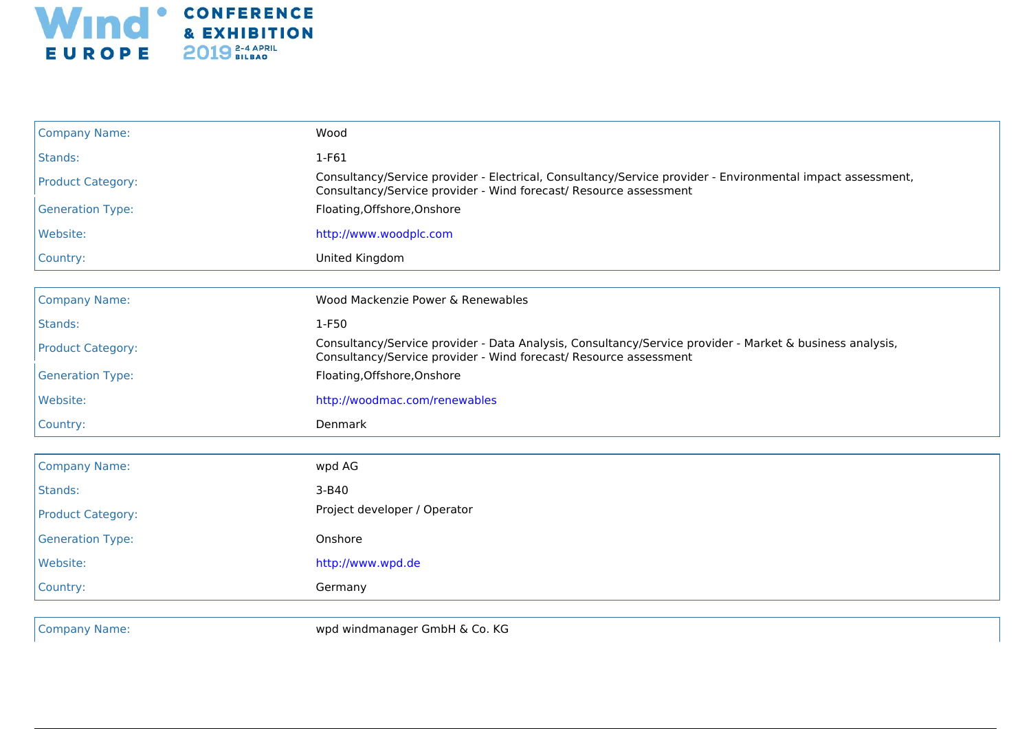| Company Name: | Wood |
| --- | --- |
| Stands: | 1-F61 |
| Product Category: | Consultancy/Service provider - Electrical, Consultancy/Service provider - Environmental impact assessment, Consultancy/Service provider - Wind forecast/ Resource assessment |
| Generation Type: | Floating,Offshore,Onshore |
| Website: | http://www.woodplc.com |
| Country: | United Kingdom |

| Company Name: | Wood Mackenzie Power & Renewables |
| --- | --- |
| Stands: | 1-F50 |
| Product Category: | Consultancy/Service provider - Data Analysis, Consultancy/Service provider - Market & business analysis, Consultancy/Service provider - Wind forecast/ Resource assessment |
| Generation Type: | Floating,Offshore,Onshore |
| Website: | http://woodmac.com/renewables |
| Country: | Denmark |

| Company Name: | wpd AG |
| --- | --- |
| Stands: | 3-B40 |
| Product Category: | Project developer / Operator |
| Generation Type: | Onshore |
| Website: | http://www.wpd.de |
| Country: | Germany |

| Company Name: | wpd windmanager GmbH & Co. KG |
| --- | --- |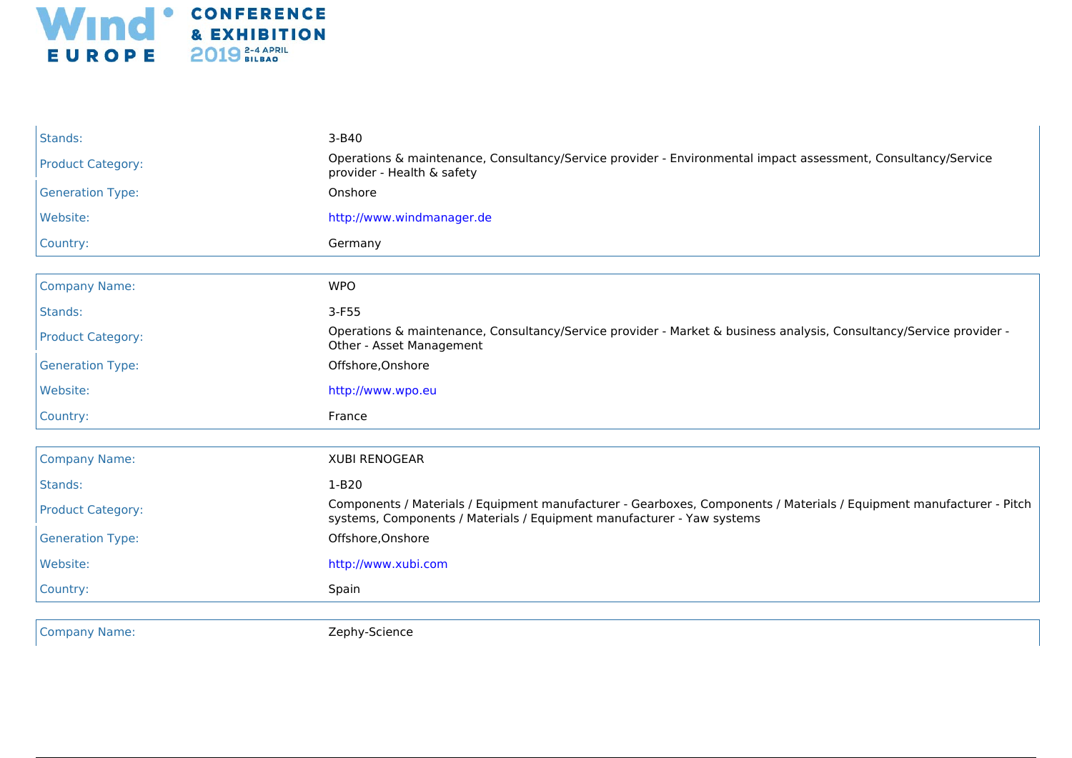| | |
|---|---|
| Stands: | 3-B40 |
| Product Category: | Operations & maintenance, Consultancy/Service provider - Environmental impact assessment, Consultancy/Service provider - Health & safety |
| Generation Type: | Onshore |
| Website: | http://www.windmanager.de |
| Country: | Germany |

| | |
|---|---|
| Company Name: | WPO |
| Stands: | 3-F55 |
| Product Category: | Operations & maintenance, Consultancy/Service provider - Market & business analysis, Consultancy/Service provider - Other - Asset Management |
| Generation Type: | Offshore,Onshore |
| Website: | http://www.wpo.eu |
| Country: | France |

| | |
|---|---|
| Company Name: | XUBI RENOGEAR |
| Stands: | 1-B20 |
| Product Category: | Components / Materials / Equipment manufacturer - Gearboxes, Components / Materials / Equipment manufacturer - Pitch systems, Components / Materials / Equipment manufacturer - Yaw systems |
| Generation Type: | Offshore,Onshore |
| Website: | http://www.xubi.com |
| Country: | Spain |

| | |
|---|---|
| Company Name: | Zephy-Science |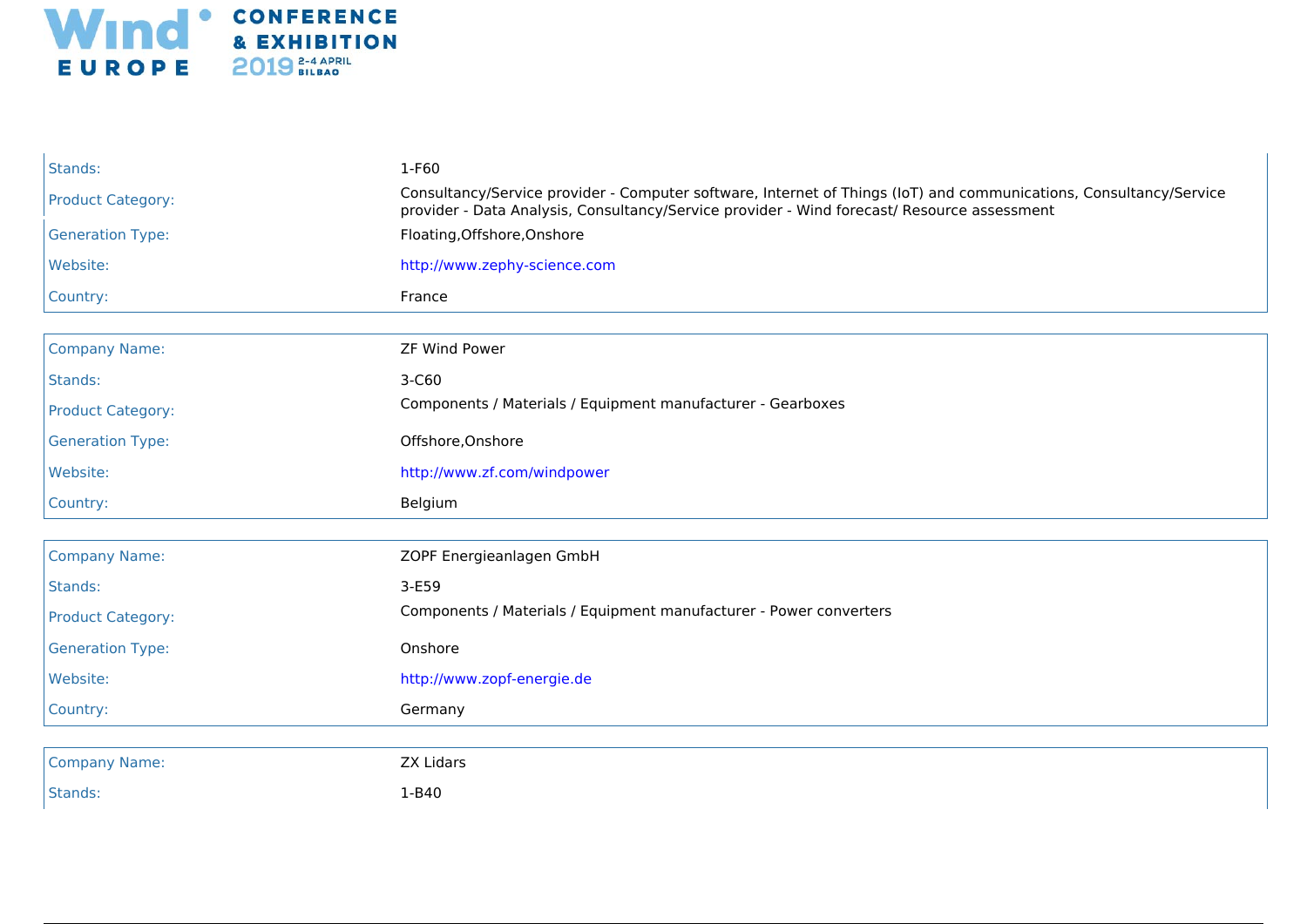| | |
|---|---|
| Stands: | 1-F60 |
| Product Category: | Consultancy/Service provider - Computer software, Internet of Things (IoT) and communications, Consultancy/Service provider - Data Analysis, Consultancy/Service provider - Wind forecast/ Resource assessment |
| Generation Type: | Floating,Offshore,Onshore |
| Website: | http://www.zephy-science.com |
| Country: | France |

| | |
|---|---|
| Company Name: | ZF Wind Power |
| Stands: | 3-C60 |
| Product Category: | Components / Materials / Equipment manufacturer - Gearboxes |
| Generation Type: | Offshore,Onshore |
| Website: | http://www.zf.com/windpower |
| Country: | Belgium |

| | |
|---|---|
| Company Name: | ZOPF Energieanlagen GmbH |
| Stands: | 3-E59 |
| Product Category: | Components / Materials / Equipment manufacturer - Power converters |
| Generation Type: | Onshore |
| Website: | http://www.zopf-energie.de |
| Country: | Germany |

| | |
|---|---|
| Company Name: | ZX Lidars |
| Stands: | 1-B40 |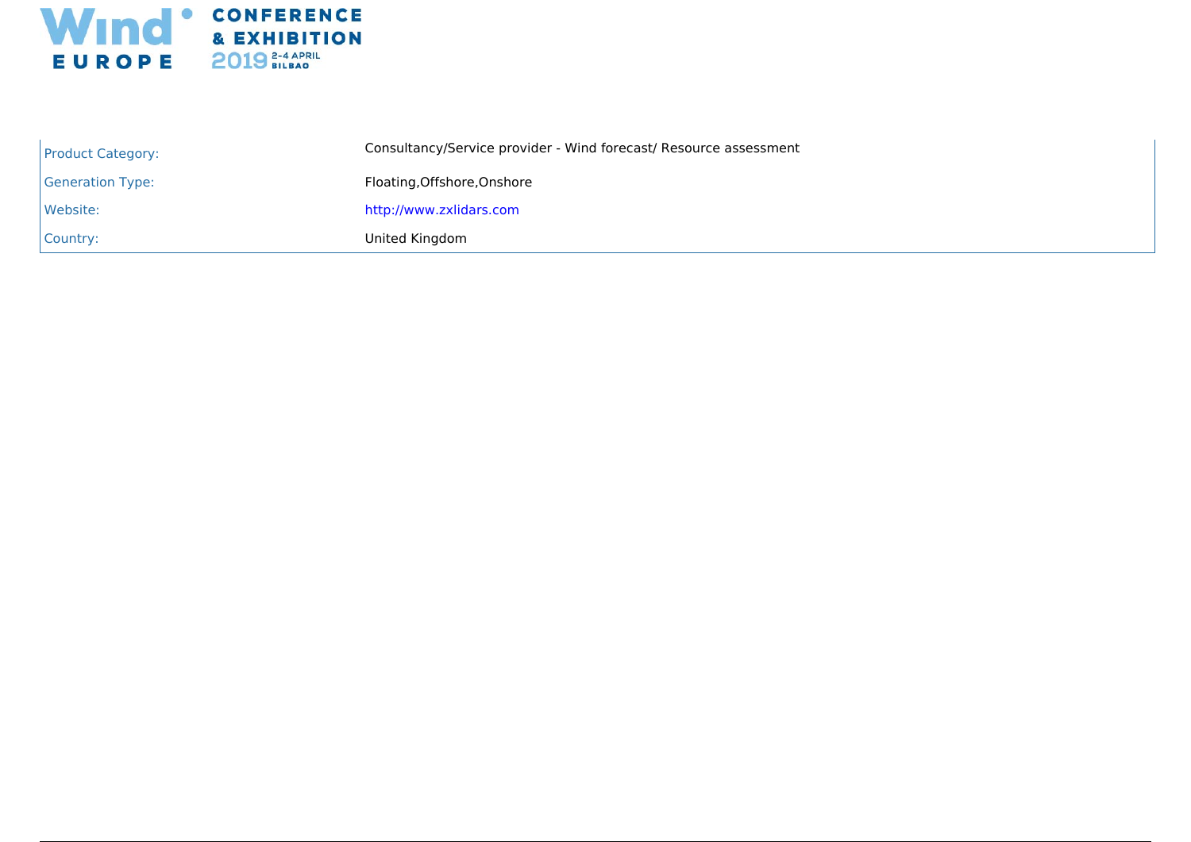| | |
|---|---|
| Product Category: | Consultancy/Service provider - Wind forecast/ Resource assessment |
| Generation Type: | Floating,Offshore,Onshore |
| Website: | http://www.zxlidars.com |
| Country: | United Kingdom |